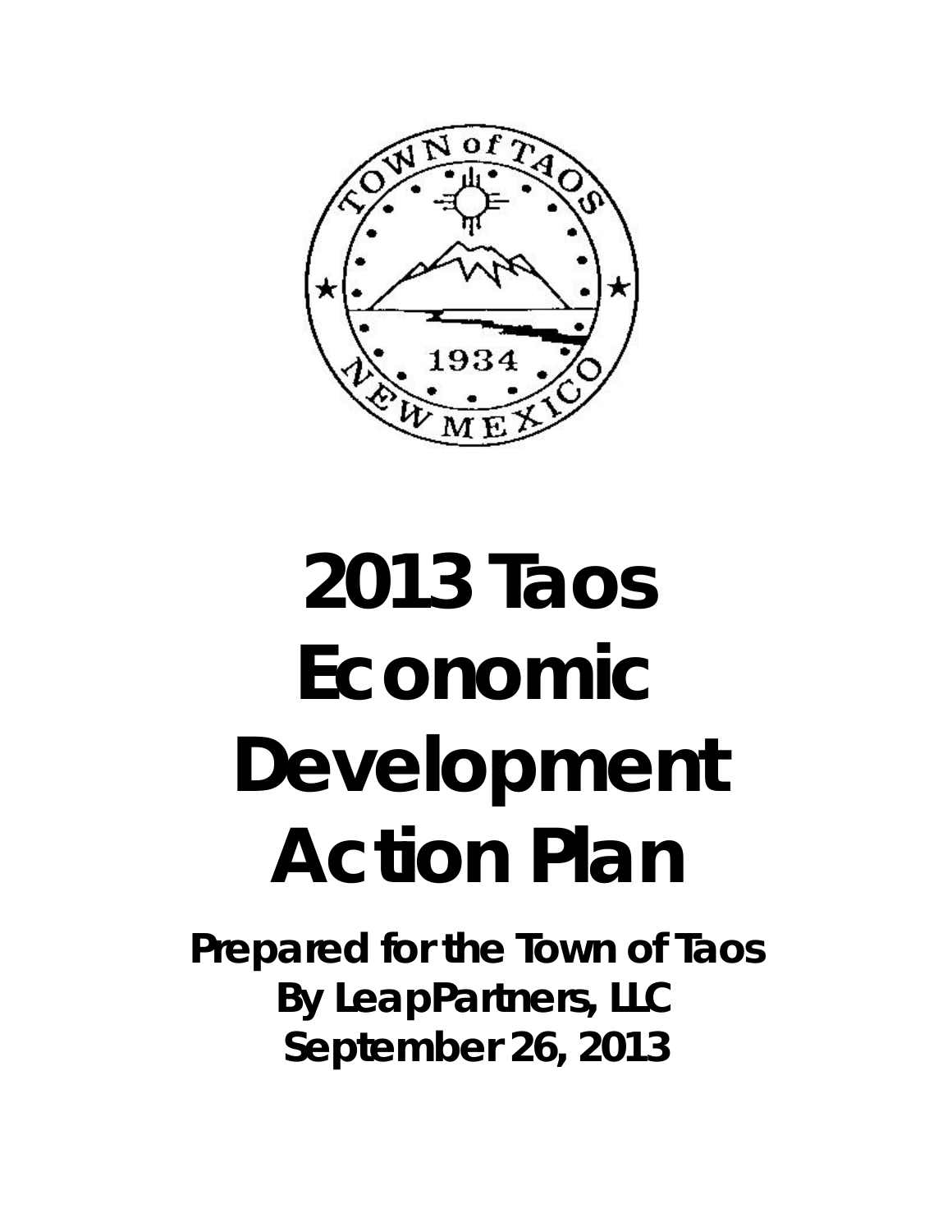# 2013 Taos Economic Development Action Plan

**Prepared for the Town of Taos**
**By LeapPartners, LLC**
**September 26, 2013**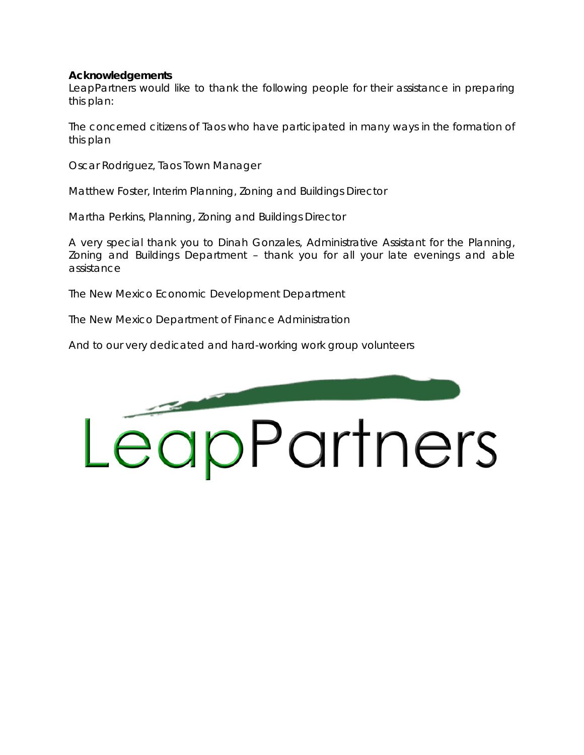**Acknowledgements**

LeapPartners would like to thank the following people for their assistance in preparing this plan:

The concerned citizens of Taos who have participated in many ways in the formation of this plan

Oscar Rodriguez, Taos Town Manager

Matthew Foster, Interim Planning, Zoning and Buildings Director

Martha Perkins, Planning, Zoning and Buildings Director

A very special thank you to Dinah Gonzales, Administrative Assistant for the Planning, Zoning and Buildings Department – thank you for all your late evenings and able assistance

The New Mexico Economic Development Department

The New Mexico Department of Finance Administration

And to our very dedicated and hard-working work group volunteers

LeapPartners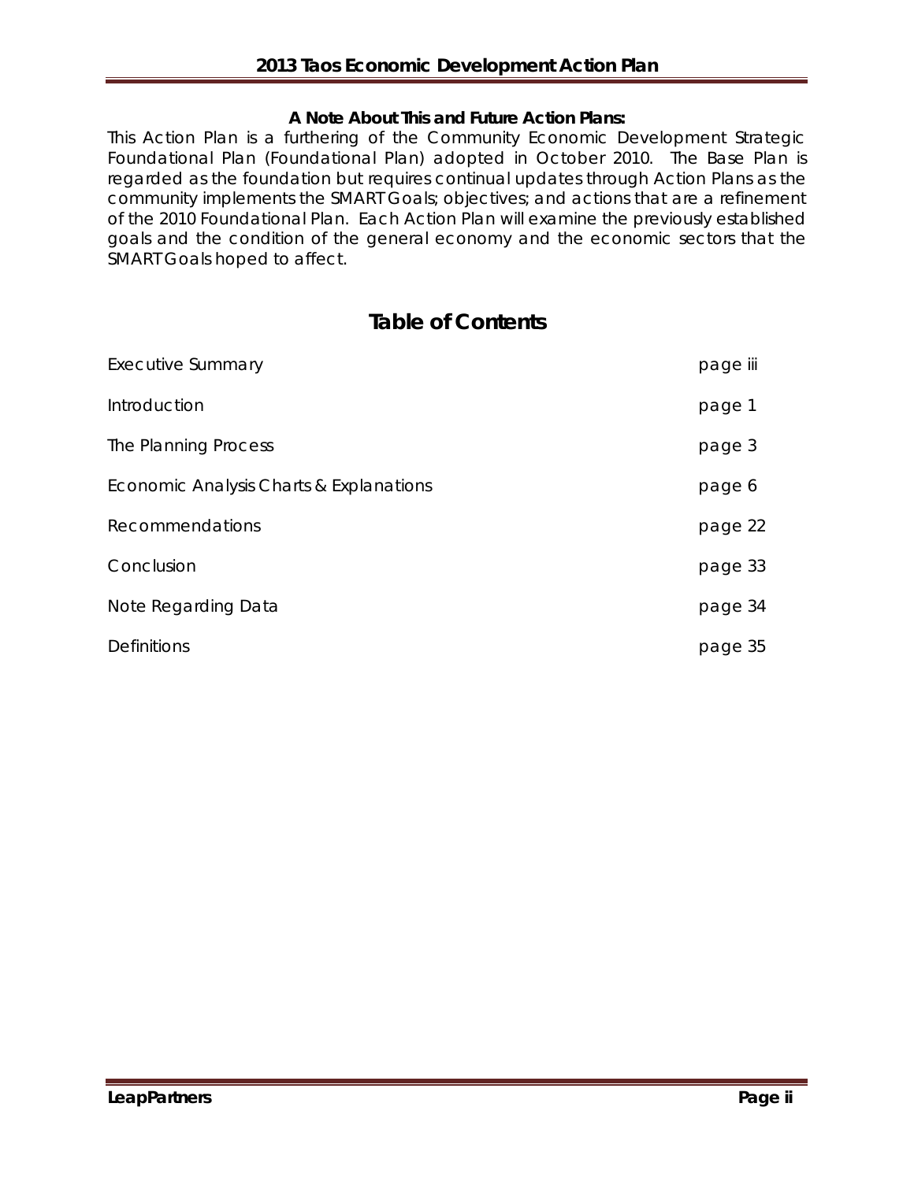### A Note About This and Future Action Plans:

This Action Plan is a furthering of the Community Economic Development Strategic Foundational Plan (Foundational Plan) adopted in October 2010. The Base Plan is regarded as the foundation but requires continual updates through Action Plans as the community implements the SMART Goals; objectives; and actions that are a refinement of the 2010 Foundational Plan. Each Action Plan will examine the previously established goals and the condition of the general economy and the economic sectors that the SMART Goals hoped to affect.

## Table of Contents

| | |
|---|---|
| Executive Summary | page iii |
| Introduction | page 1 |
| The Planning Process | page 3 |
| Economic Analysis Charts & Explanations | page 6 |
| Recommendations | page 22 |
| Conclusion | page 33 |
| Note Regarding Data | page 34 |
| Definitions | page 35 |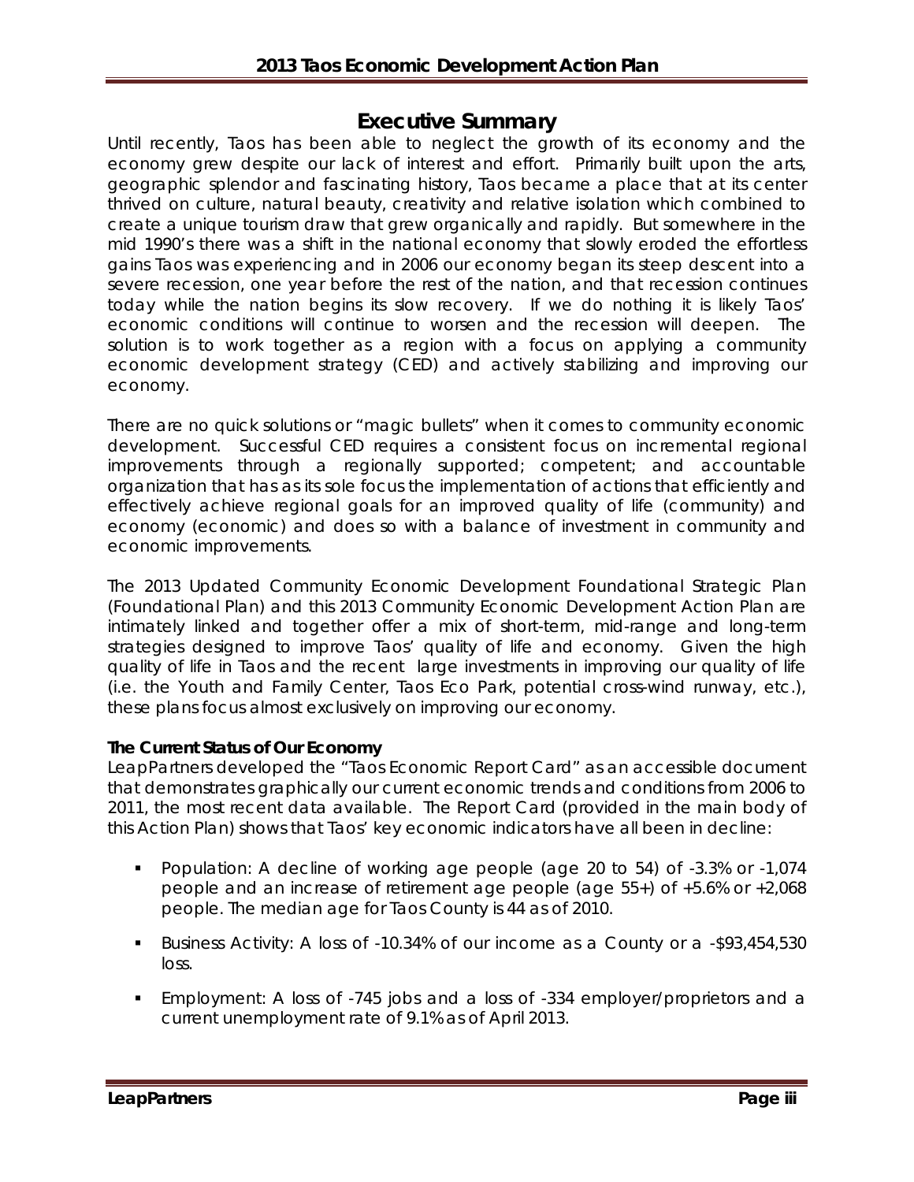# Executive Summary

Until recently, Taos has been able to neglect the growth of its economy and the economy grew despite our lack of interest and effort. Primarily built upon the arts, geographic splendor and fascinating history, Taos became a place that at its center thrived on culture, natural beauty, creativity and relative isolation which combined to create a unique tourism draw that grew organically and rapidly. But somewhere in the mid 1990's there was a shift in the national economy that slowly eroded the effortless gains Taos was experiencing and in 2006 our economy began its steep descent into a severe recession, one year before the rest of the nation, and that recession continues today while the nation begins its slow recovery. If we do nothing it is likely Taos' economic conditions will continue to worsen and the recession will deepen. The solution is to work together as a region with a focus on applying a community economic development strategy (CED) and actively stabilizing and improving our economy.

There are no quick solutions or "magic bullets" when it comes to community economic development. Successful CED requires a consistent focus on incremental regional improvements through a regionally supported; competent; and accountable organization that has as its sole focus the implementation of actions that efficiently and effectively achieve regional goals for an improved quality of life (community) and economy (economic) and does so with a balance of investment in community and economic improvements.

The 2013 Updated Community Economic Development Foundational Strategic Plan (Foundational Plan) and this 2013 Community Economic Development Action Plan are intimately linked and together offer a mix of short-term, mid-range and long-term strategies designed to improve Taos' quality of life and economy. Given the high quality of life in Taos and the recent large investments in improving our quality of life (i.e. the Youth and Family Center, Taos Eco Park, potential cross-wind runway, etc.), these plans focus almost exclusively on improving our economy.

**The Current Status of Our Economy**

LeapPartners developed the "Taos Economic Report Card" as an accessible document that demonstrates graphically our current economic trends and conditions from 2006 to 2011, the most recent data available. The Report Card (provided in the main body of this Action Plan) shows that Taos' key economic indicators have all been in decline:

- Population: A decline of working age people (age 20 to 54) of -3.3% or -1,074 people and an increase of retirement age people (age 55+) of +5.6% or +2,068 people. The median age for Taos County is 44 as of 2010.
- Business Activity: A loss of -10.34% of our income as a County or a -$93,454,530 loss.
- Employment: A loss of -745 jobs and a loss of -334 employer/proprietors and a current unemployment rate of 9.1% as of April 2013.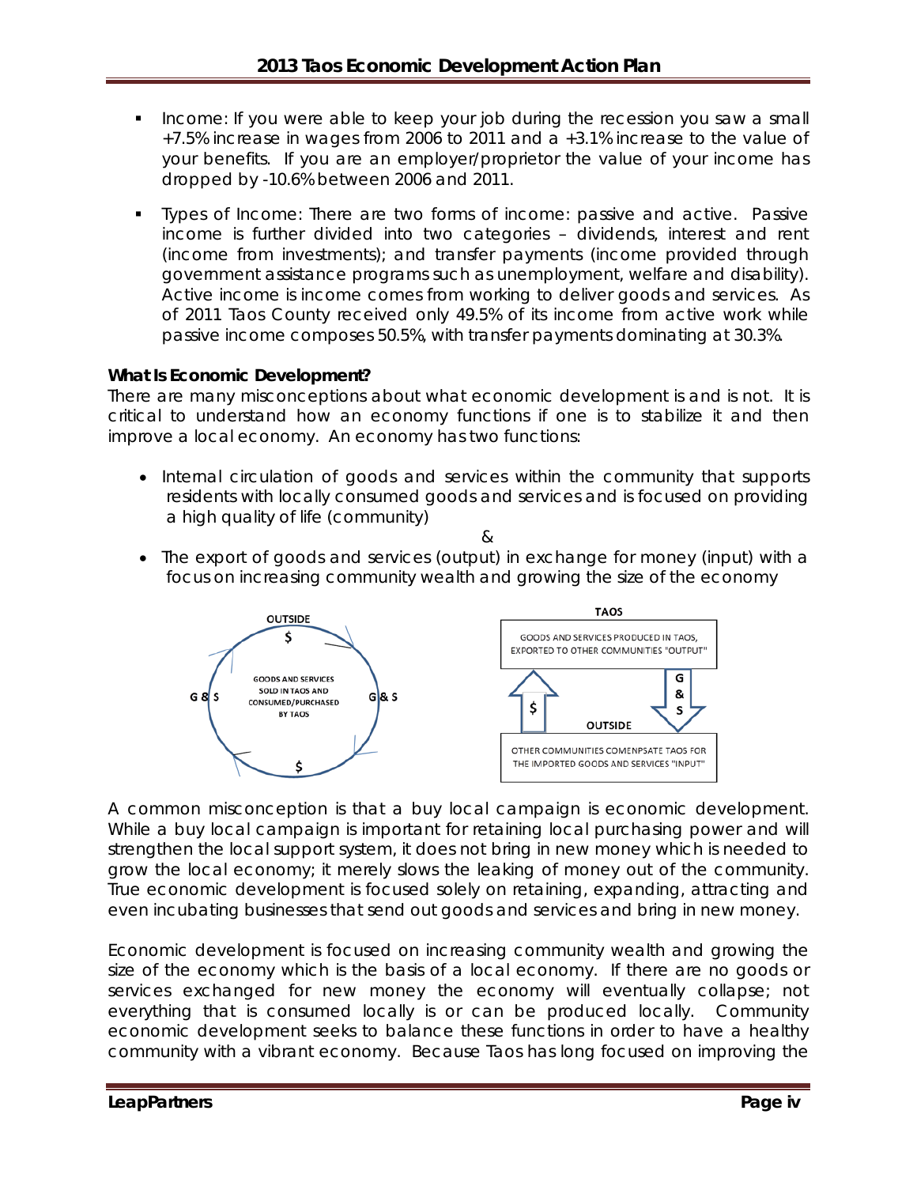- Income: If you were able to keep your job during the recession you saw a small +7.5% increase in wages from 2006 to 2011 and a +3.1% increase to the value of your benefits. If you are an employer/proprietor the value of your income has dropped by -10.6% between 2006 and 2011.

- Types of Income: There are two forms of income: passive and active. Passive income is further divided into two categories – dividends, interest and rent (income from investments); and transfer payments (income provided through government assistance programs such as unemployment, welfare and disability). Active income is income comes from working to deliver goods and services. As of 2011 Taos County received only 49.5% of its income from active work while passive income composes 50.5%, with transfer payments dominating at 30.3%.

**What Is Economic Development?**

There are many misconceptions about what economic development is and is not. It is critical to understand how an economy functions if one is to stabilize it and then improve a local economy. An economy has two functions:

- Internal circulation of goods and services within the community that supports residents with locally consumed goods and services and is focused on providing a high quality of life (community)

&

- The export of goods and services (output) in exchange for money (input) with a focus on increasing community wealth and growing the size of the economy

OUTSIDE
$
G & S
GOODS AND SERVICES SOLD IN TAOS AND CONSUMED/PURCHASED BY TAOS
G & S
$

TAOS
GOODS AND SERVICES PRODUCED IN TAOS, EXPORTED TO OTHER COMMUNITIES "OUTPUT"
$
G & S
OUTSIDE
OTHER COMMUNITIES COMENPSATE TAOS FOR THE IMPORTED GOODS AND SERVICES "INPUT"

A common misconception is that a buy local campaign is economic development. While a buy local campaign is important for retaining local purchasing power and will strengthen the local support system, it does not bring in new money which is needed to grow the local economy; it merely slows the leaking of money out of the community. True economic development is focused solely on retaining, expanding, attracting and even incubating businesses that send out goods and services and bring in new money.

Economic development is focused on increasing community wealth and growing the size of the economy which is the basis of a local economy. If there are no goods or services exchanged for new money the economy will eventually collapse; not everything that is consumed locally is or can be produced locally. Community economic development seeks to balance these functions in order to have a healthy community with a vibrant economy. Because Taos has long focused on improving the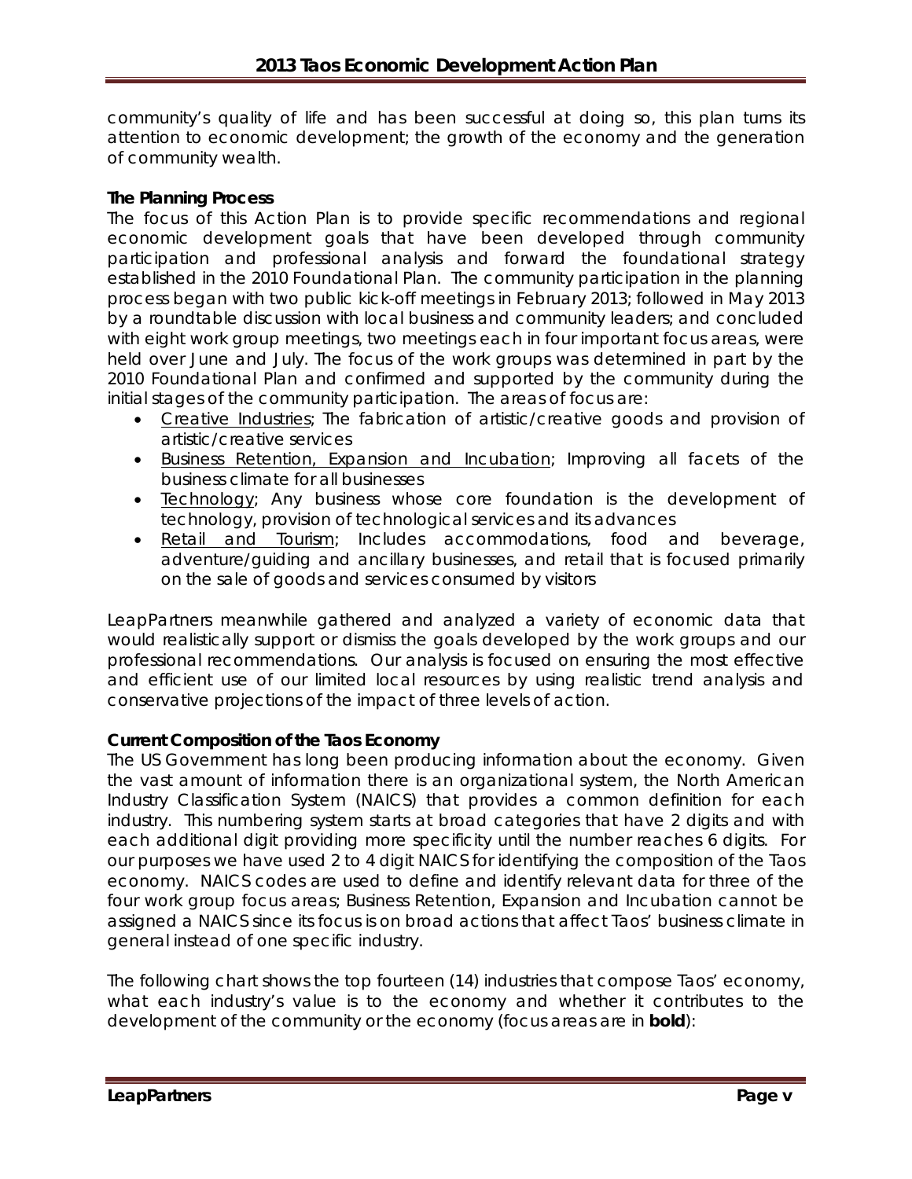community's quality of life and has been successful at doing so, this plan turns its attention to economic development; the growth of the economy and the generation of community wealth.

**The Planning Process**

The focus of this Action Plan is to provide specific recommendations and regional economic development goals that have been developed through community participation and professional analysis and forward the foundational strategy established in the 2010 Foundational Plan. The community participation in the planning process began with two public kick-off meetings in February 2013; followed in May 2013 by a roundtable discussion with local business and community leaders; and concluded with eight work group meetings, two meetings each in four important focus areas, were held over June and July. The focus of the work groups was determined in part by the 2010 Foundational Plan and confirmed and supported by the community during the initial stages of the community participation. The areas of focus are:

- <u>Creative Industries</u>; The fabrication of artistic/creative goods and provision of artistic/creative services
- <u>Business Retention, Expansion and Incubation</u>; Improving all facets of the business climate for all businesses
- <u>Technology</u>; Any business whose core foundation is the development of technology, provision of technological services and its advances
- <u>Retail and Tourism</u>; Includes accommodations, food and beverage, adventure/guiding and ancillary businesses, and retail that is focused primarily on the sale of goods and services consumed by visitors

LeapPartners meanwhile gathered and analyzed a variety of economic data that would realistically support or dismiss the goals developed by the work groups and our professional recommendations. Our analysis is focused on ensuring the most effective and efficient use of our limited local resources by using realistic trend analysis and conservative projections of the impact of three levels of action.

**Current Composition of the Taos Economy**

The US Government has long been producing information about the economy. Given the vast amount of information there is an organizational system, the North American Industry Classification System (NAICS) that provides a common definition for each industry. This numbering system starts at broad categories that have 2 digits and with each additional digit providing more specificity until the number reaches 6 digits. For our purposes we have used 2 to 4 digit NAICS for identifying the composition of the Taos economy. NAICS codes are used to define and identify relevant data for three of the four work group focus areas; Business Retention, Expansion and Incubation cannot be assigned a NAICS since its focus is on broad actions that affect Taos' business climate in general instead of one specific industry.

The following chart shows the top fourteen (14) industries that compose Taos' economy, what each industry's value is to the economy and whether it contributes to the development of the community or the economy (focus areas are in **bold**):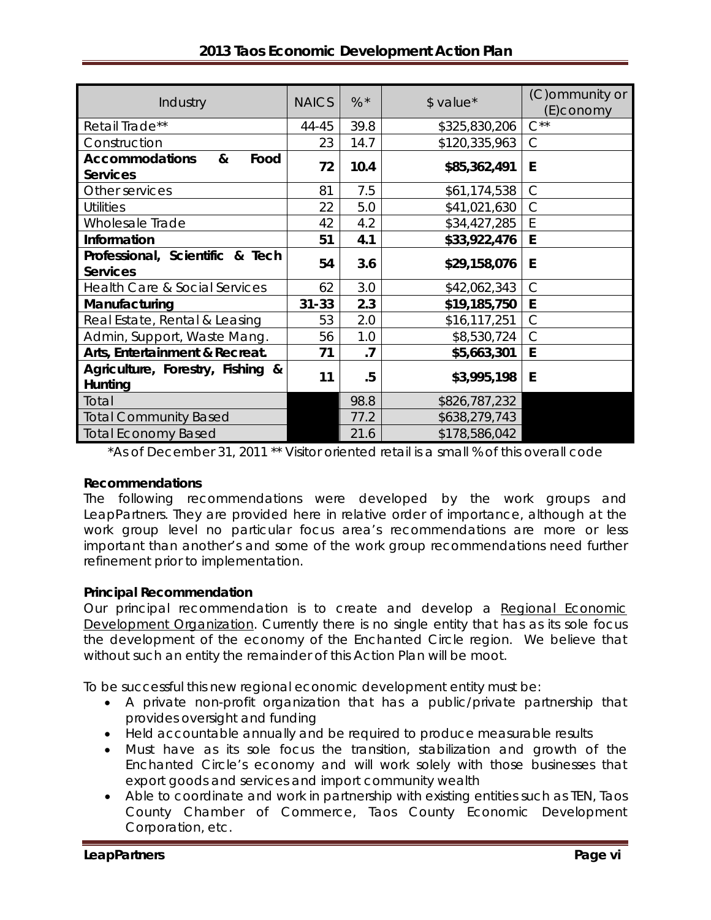| Industry | NAICS | %* | $ value* | (C)ommunity or (E)conomy |
| --- | --- | --- | --- | --- |
| Retail Trade** | 44-45 | 39.8 | $325,830,206 | C** |
| Construction | 23 | 14.7 | $120,335,963 | C |
| **Accommodations & Food Services** | **72** | **10.4** | **$85,362,491** | **E** |
| Other services | 81 | 7.5 | $61,174,538 | C |
| Utilities | 22 | 5.0 | $41,021,630 | C |
| Wholesale Trade | 42 | 4.2 | $34,427,285 | E |
| **Information** | **51** | **4.1** | **$33,922,476** | **E** |
| **Professional, Scientific & Tech Services** | **54** | **3.6** | **$29,158,076** | **E** |
| Health Care & Social Services | 62 | 3.0 | $42,062,343 | C |
| **Manufacturing** | **31-33** | **2.3** | **$19,185,750** | **E** |
| Real Estate, Rental & Leasing | 53 | 2.0 | $16,117,251 | C |
| Admin, Support, Waste Mang. | 56 | 1.0 | $8,530,724 | C |
| **Arts, Entertainment & Recreat.** | **71** | **.7** | **$5,663,301** | **E** |
| **Agriculture, Forestry, Fishing & Hunting** | **11** | **.5** | **$3,995,198** | **E** |
| Total | | 98.8 | $826,787,232 | |
| Total Community Based | | 77.2 | $638,279,743 | |
| Total Economy Based | | 21.6 | $178,586,042 | |

*As of December 31, 2011 ** Visitor oriented retail is a small % of this overall code

**Recommendations**

The following recommendations were developed by the work groups and LeapPartners. They are provided here in relative order of importance, although at the work group level no particular focus area's recommendations are more or less important than another's and some of the work group recommendations need further refinement prior to implementation.

**Principal Recommendation**

Our principal recommendation is to create and develop a Regional Economic Development Organization. Currently there is no single entity that has as its sole focus the development of the economy of the Enchanted Circle region. We believe that without such an entity the remainder of this Action Plan will be moot.

To be successful this new regional economic development entity must be:

- A private non-profit organization that has a public/private partnership that provides oversight and funding
- Held accountable annually and be required to produce measurable results
- Must have as its sole focus the transition, stabilization and growth of the Enchanted Circle's economy and will work solely with those businesses that export goods and services and import community wealth
- Able to coordinate and work in partnership with existing entities such as TEN, Taos County Chamber of Commerce, Taos County Economic Development Corporation, etc.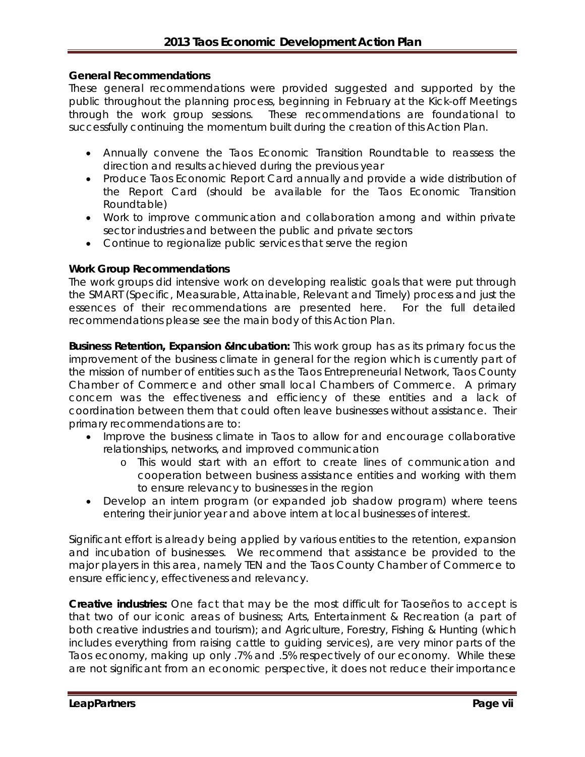**General Recommendations**

These general recommendations were provided suggested and supported by the public throughout the planning process, beginning in February at the Kick-off Meetings through the work group sessions. These recommendations are foundational to successfully continuing the momentum built during the creation of this Action Plan.

- Annually convene the Taos Economic Transition Roundtable to reassess the direction and results achieved during the previous year
- Produce Taos Economic Report Card annually and provide a wide distribution of the Report Card (should be available for the Taos Economic Transition Roundtable)
- Work to improve communication and collaboration among and within private sector industries and between the public and private sectors
- Continue to regionalize public services that serve the region

**Work Group Recommendations**

The work groups did intensive work on developing realistic goals that were put through the SMART (Specific, Measurable, Attainable, Relevant and Timely) process and just the essences of their recommendations are presented here. For the full detailed recommendations please see the main body of this Action Plan.

**Business Retention, Expansion &Incubation:** This work group has as its primary focus the improvement of the business climate in general for the region which is currently part of the mission of number of entities such as the Taos Entrepreneurial Network, Taos County Chamber of Commerce and other small local Chambers of Commerce. A primary concern was the effectiveness and efficiency of these entities and a lack of coordination between them that could often leave businesses without assistance. Their primary recommendations are to:

- Improve the business climate in Taos to allow for and encourage collaborative relationships, networks, and improved communication
    - This would start with an effort to create lines of communication and cooperation between business assistance entities and working with them to ensure relevancy to businesses in the region
- Develop an intern program (or expanded job shadow program) where teens entering their junior year and above intern at local businesses of interest.

Significant effort is already being applied by various entities to the retention, expansion and incubation of businesses. We recommend that assistance be provided to the major players in this area, namely TEN and the Taos County Chamber of Commerce to ensure efficiency, effectiveness and relevancy.

**Creative industries:** One fact that may be the most difficult for Taoseños to accept is that two of our iconic areas of business; Arts, Entertainment & Recreation (a part of both creative industries and tourism); and Agriculture, Forestry, Fishing & Hunting (which includes everything from raising cattle to guiding services), are very minor parts of the Taos economy, making up only .7% and .5% respectively of our economy. While these are not significant from an economic perspective, it does not reduce their importance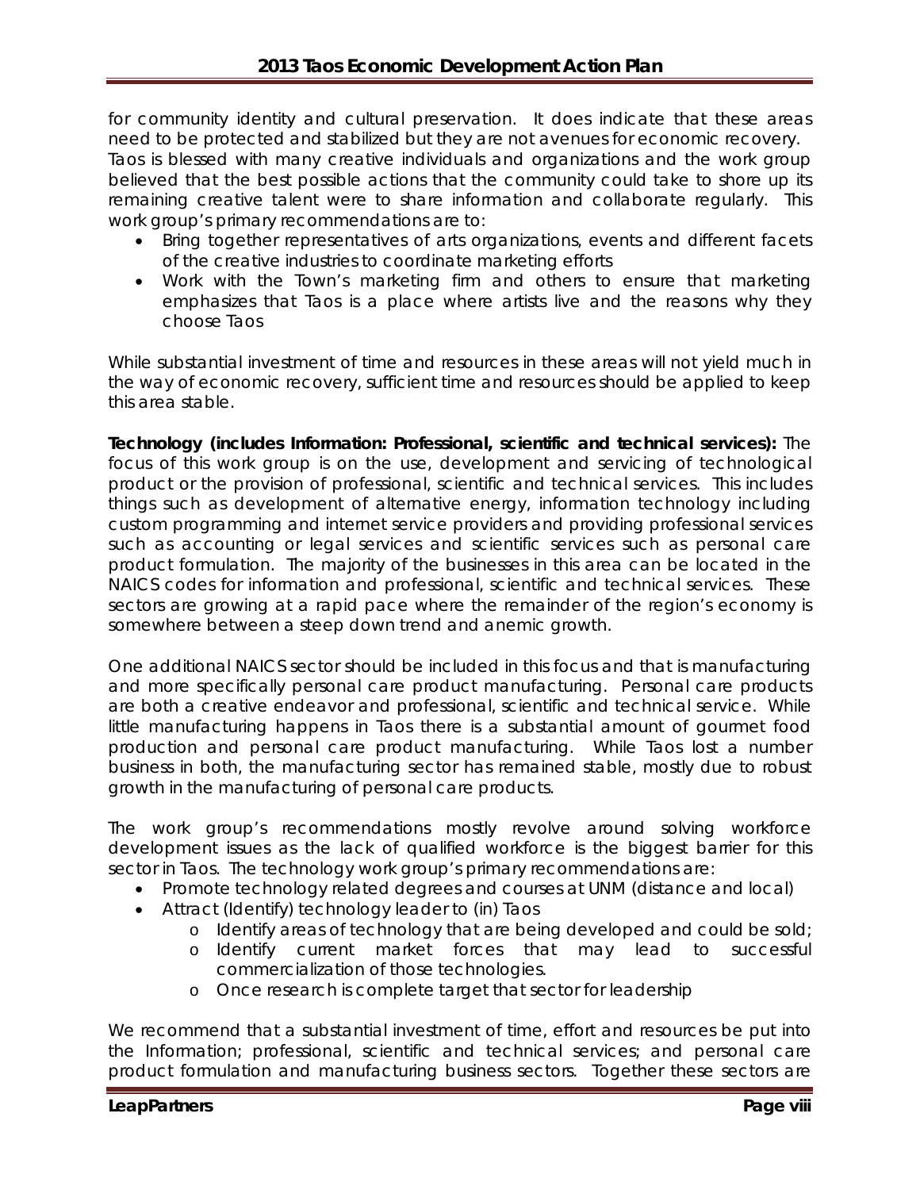for community identity and cultural preservation. It does indicate that these areas need to be protected and stabilized but they are not avenues for economic recovery. Taos is blessed with many creative individuals and organizations and the work group believed that the best possible actions that the community could take to shore up its remaining creative talent were to share information and collaborate regularly. This work group's primary recommendations are to:

- Bring together representatives of arts organizations, events and different facets of the creative industries to coordinate marketing efforts
- Work with the Town's marketing firm and others to ensure that marketing emphasizes that Taos is a place where artists live and the reasons why they choose Taos

While substantial investment of time and resources in these areas will not yield much in the way of economic recovery, sufficient time and resources should be applied to keep this area stable.

**Technology (includes Information: Professional, scientific and technical services):** The focus of this work group is on the use, development and servicing of technological product or the provision of professional, scientific and technical services. This includes things such as development of alternative energy, information technology including custom programming and internet service providers and providing professional services such as accounting or legal services and scientific services such as personal care product formulation. The majority of the businesses in this area can be located in the NAICS codes for information and professional, scientific and technical services. These sectors are growing at a rapid pace where the remainder of the region's economy is somewhere between a steep down trend and anemic growth.

One additional NAICS sector should be included in this focus and that is manufacturing and more specifically personal care product manufacturing. Personal care products are both a creative endeavor and professional, scientific and technical service. While little manufacturing happens in Taos there is a substantial amount of gourmet food production and personal care product manufacturing. While Taos lost a number business in both, the manufacturing sector has remained stable, mostly due to robust growth in the manufacturing of personal care products.

The work group's recommendations mostly revolve around solving workforce development issues as the lack of qualified workforce is the biggest barrier for this sector in Taos. The technology work group's primary recommendations are:

- Promote technology related degrees and courses at UNM (distance and local)
- Attract (Identify) technology leader to (in) Taos
  - Identify areas of technology that are being developed and could be sold;
  - Identify current market forces that may lead to successful commercialization of those technologies.
  - Once research is complete target that sector for leadership

We recommend that a substantial investment of time, effort and resources be put into the Information; professional, scientific and technical services; and personal care product formulation and manufacturing business sectors. Together these sectors are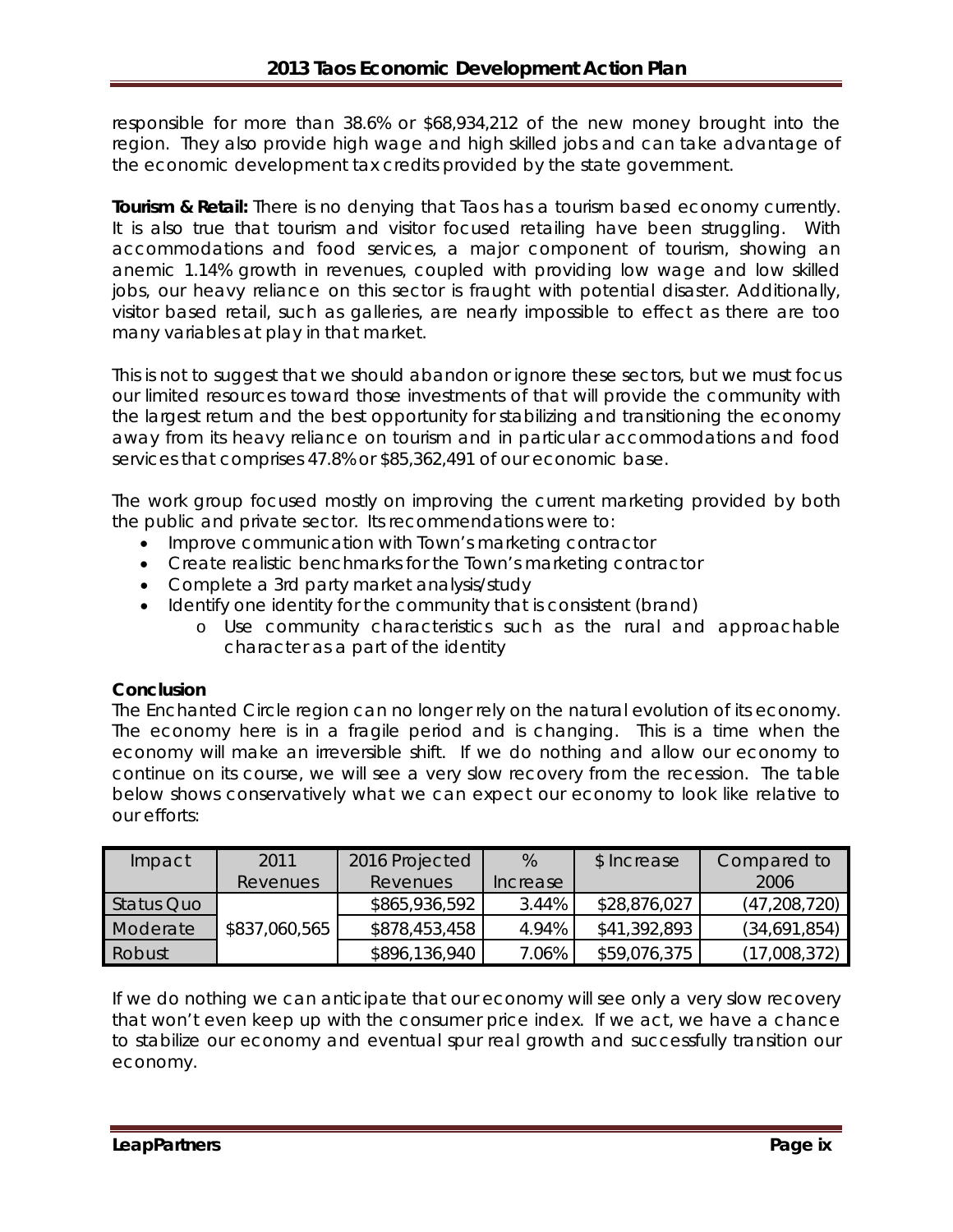responsible for more than 38.6% or $68,934,212 of the new money brought into the region. They also provide high wage and high skilled jobs and can take advantage of the economic development tax credits provided by the state government.

**Tourism & Retail:** There is no denying that Taos has a tourism based economy currently. It is also true that tourism and visitor focused retailing have been struggling. With accommodations and food services, a major component of tourism, showing an anemic 1.14% growth in revenues, coupled with providing low wage and low skilled jobs, our heavy reliance on this sector is fraught with potential disaster. Additionally, visitor based retail, such as galleries, are nearly impossible to effect as there are too many variables at play in that market.

This is not to suggest that we should abandon or ignore these sectors, but we must focus our limited resources toward those investments of that will provide the community with the largest return and the best opportunity for stabilizing and transitioning the economy away from its heavy reliance on tourism and in particular accommodations and food services that comprises 47.8% or $85,362,491 of our economic base.

The work group focused mostly on improving the current marketing provided by both the public and private sector. Its recommendations were to:

- Improve communication with Town's marketing contractor
- Create realistic benchmarks for the Town's marketing contractor
- Complete a 3rd party market analysis/study
- Identify one identity for the community that is consistent (brand)
  - Use community characteristics such as the rural and approachable character as a part of the identity

**Conclusion**

The Enchanted Circle region can no longer rely on the natural evolution of its economy. The economy here is in a fragile period and is changing. This is a time when the economy will make an irreversible shift. If we do nothing and allow our economy to continue on its course, we will see a very slow recovery from the recession. The table below shows conservatively what we can expect our economy to look like relative to our efforts:

| Impact | 2011 Revenues | 2016 Projected Revenues | % Increase | $ Increase | Compared to 2006 |
|---|---|---|---|---|---|
| Status Quo | $837,060,565 | $865,936,592 | 3.44% | $28,876,027 | (47,208,720) |
| Moderate | | $878,453,458 | 4.94% | $41,392,893 | (34,691,854) |
| Robust | | $896,136,940 | 7.06% | $59,076,375 | (17,008,372) |

If we do nothing we can anticipate that our economy will see only a very slow recovery that won't even keep up with the consumer price index. If we act, we have a chance to stabilize our economy and eventual spur real growth and successfully transition our economy.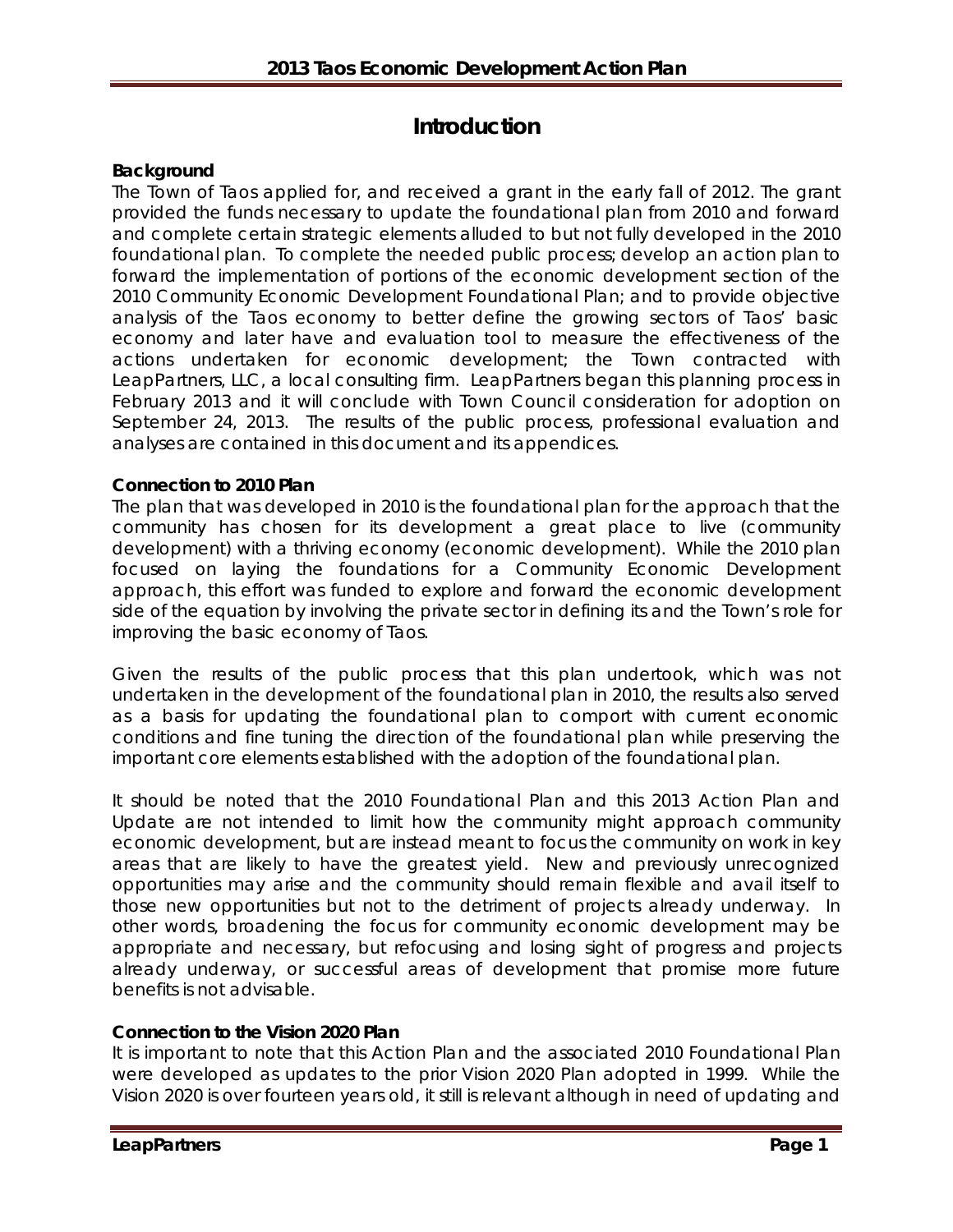# Introduction

**Background**

The Town of Taos applied for, and received a grant in the early fall of 2012. The grant provided the funds necessary to update the foundational plan from 2010 and forward and complete certain strategic elements alluded to but not fully developed in the 2010 foundational plan. To complete the needed public process; develop an action plan to forward the implementation of portions of the economic development section of the 2010 Community Economic Development Foundational Plan; and to provide objective analysis of the Taos economy to better define the growing sectors of Taos' basic economy and later have and evaluation tool to measure the effectiveness of the actions undertaken for economic development; the Town contracted with LeapPartners, LLC, a local consulting firm. LeapPartners began this planning process in February 2013 and it will conclude with Town Council consideration for adoption on September 24, 2013. The results of the public process, professional evaluation and analyses are contained in this document and its appendices.

**Connection to 2010 Plan**

The plan that was developed in 2010 is the foundational plan for the approach that the community has chosen for its development a great place to live (community development) with a thriving economy (economic development). While the 2010 plan focused on laying the foundations for a Community Economic Development approach, this effort was funded to explore and forward the economic development side of the equation by involving the private sector in defining its and the Town's role for improving the basic economy of Taos.

Given the results of the public process that this plan undertook, which was not undertaken in the development of the foundational plan in 2010, the results also served as a basis for updating the foundational plan to comport with current economic conditions and fine tuning the direction of the foundational plan while preserving the important core elements established with the adoption of the foundational plan.

It should be noted that the 2010 Foundational Plan and this 2013 Action Plan and Update are not intended to limit how the community might approach community economic development, but are instead meant to focus the community on work in key areas that are likely to have the greatest yield. New and previously unrecognized opportunities may arise and the community should remain flexible and avail itself to those new opportunities but not to the detriment of projects already underway. In other words, broadening the focus for community economic development may be appropriate and necessary, but refocusing and losing sight of progress and projects already underway, or successful areas of development that promise more future benefits is not advisable.

**Connection to the Vision 2020 Plan**

It is important to note that this Action Plan and the associated 2010 Foundational Plan were developed as updates to the prior Vision 2020 Plan adopted in 1999. While the Vision 2020 is over fourteen years old, it still is relevant although in need of updating and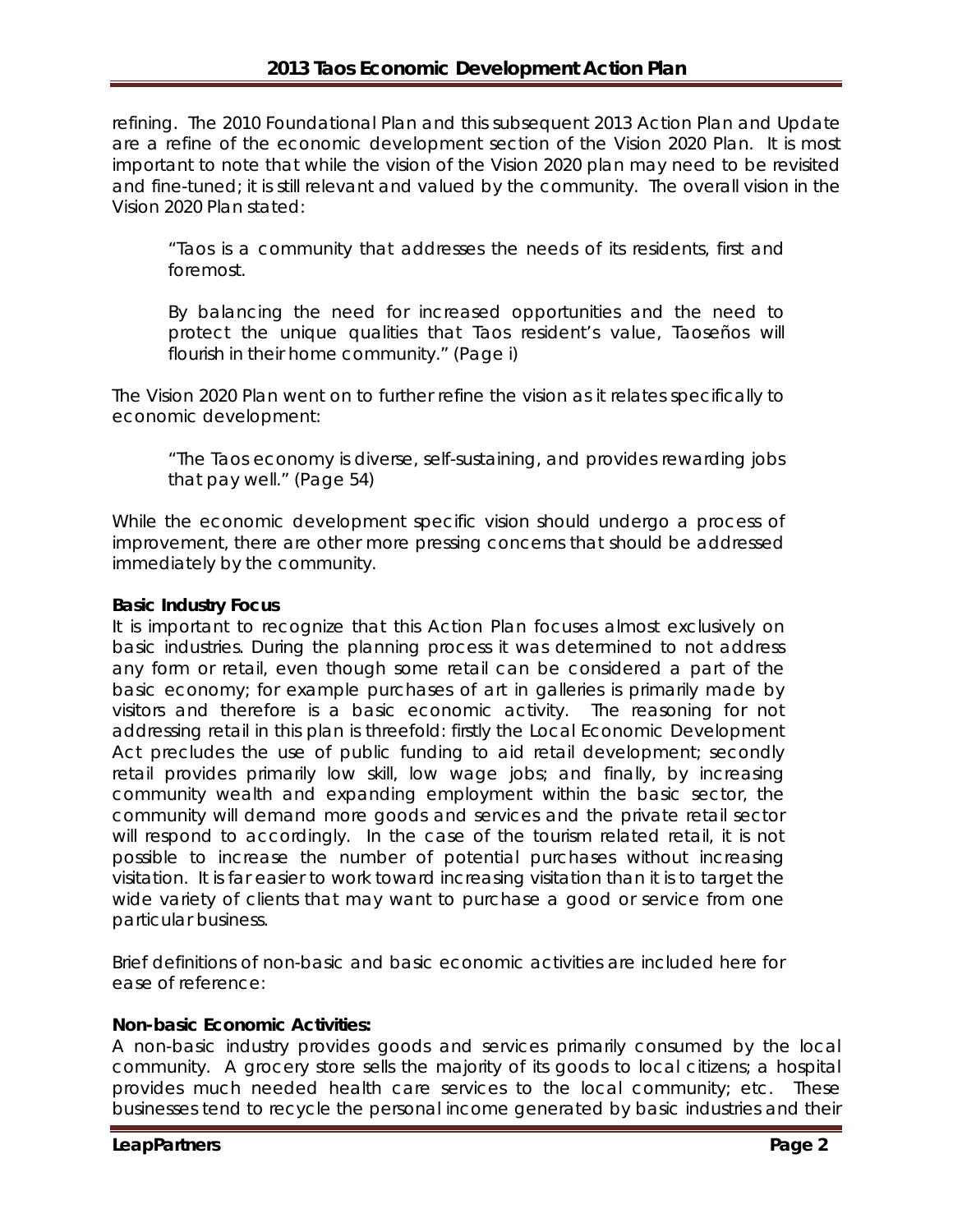refining. The 2010 Foundational Plan and this subsequent 2013 Action Plan and Update are a refine of the economic development section of the Vision 2020 Plan. It is most important to note that while the vision of the Vision 2020 plan may need to be revisited and fine-tuned; it is still relevant and valued by the community. The overall vision in the Vision 2020 Plan stated:

> "Taos is a community that addresses the needs of its residents, first and foremost.
>
> By balancing the need for increased opportunities and the need to protect the unique qualities that Taos resident's value, Taoseños will flourish in their home community." (Page i)

The Vision 2020 Plan went on to further refine the vision as it relates specifically to economic development:

> "The Taos economy is diverse, self-sustaining, and provides rewarding jobs that pay well." (Page 54)

While the economic development specific vision should undergo a process of improvement, there are other more pressing concerns that should be addressed immediately by the community.

**Basic Industry Focus**

It is important to recognize that this Action Plan focuses almost exclusively on basic industries. During the planning process it was determined to not address any form or retail, even though some retail can be considered a part of the basic economy; for example purchases of art in galleries is primarily made by visitors and therefore is a basic economic activity. The reasoning for not addressing retail in this plan is threefold: firstly the Local Economic Development Act precludes the use of public funding to aid retail development; secondly retail provides primarily low skill, low wage jobs; and finally, by increasing community wealth and expanding employment within the basic sector, the community will demand more goods and services and the private retail sector will respond to accordingly. In the case of the tourism related retail, it is not possible to increase the number of potential purchases without increasing visitation. It is far easier to work toward increasing visitation than it is to target the wide variety of clients that may want to purchase a good or service from one particular business.

Brief definitions of non-basic and basic economic activities are included here for ease of reference:

**Non-basic Economic Activities:**

A non-basic industry provides goods and services primarily consumed by the local community. A grocery store sells the majority of its goods to local citizens; a hospital provides much needed health care services to the local community; etc. These businesses tend to recycle the personal income generated by basic industries and their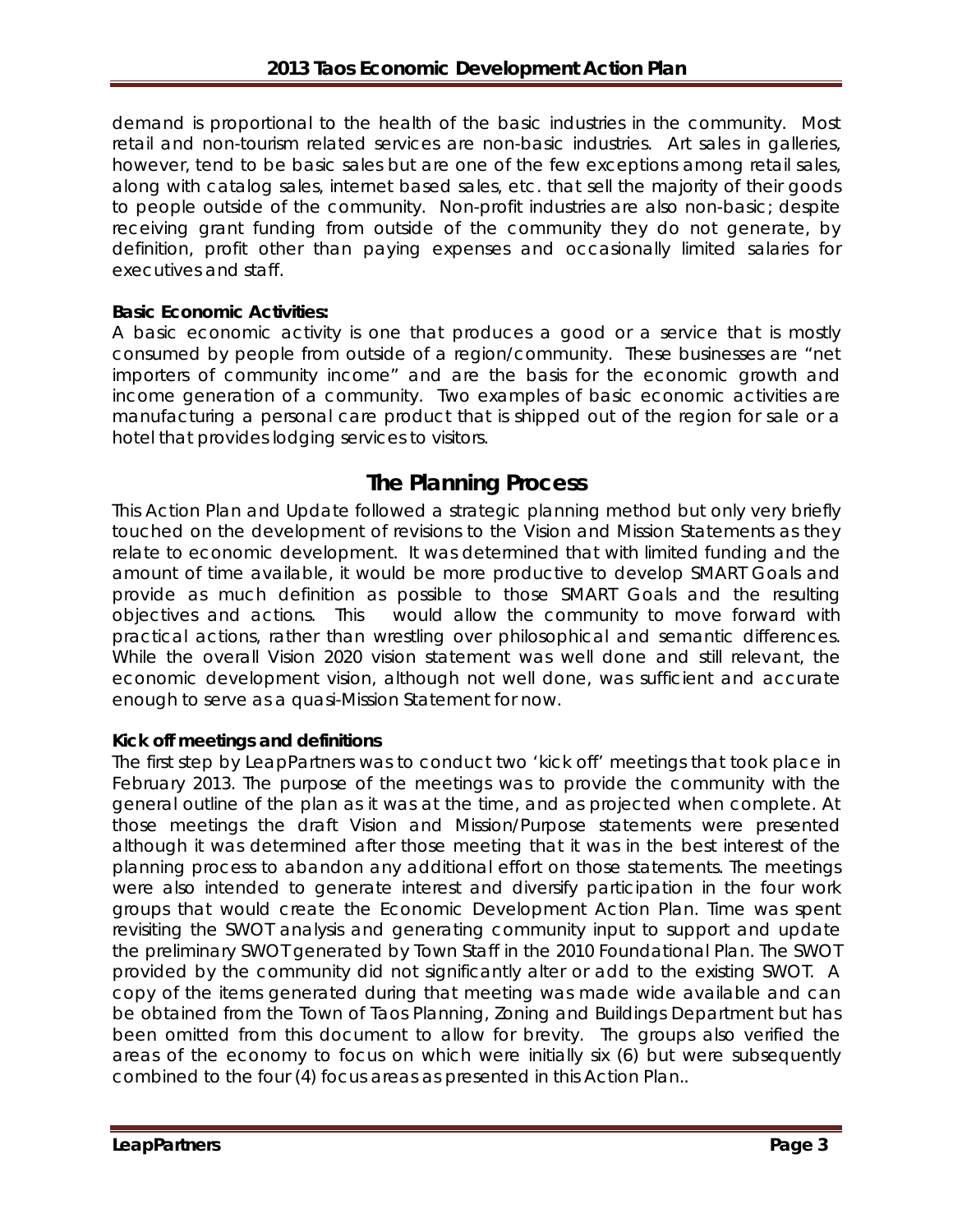demand is proportional to the health of the basic industries in the community. Most retail and non-tourism related services are non-basic industries. Art sales in galleries, however, tend to be basic sales but are one of the few exceptions among retail sales, along with catalog sales, internet based sales, etc. that sell the majority of their goods to people outside of the community. Non-profit industries are also non-basic; despite receiving grant funding from outside of the community they do not generate, by definition, profit other than paying expenses and occasionally limited salaries for executives and staff.

**Basic Economic Activities:**
A basic economic activity is one that produces a good or a service that is mostly consumed by people from outside of a region/community. These businesses are "net importers of community income" and are the basis for the economic growth and income generation of a community. Two examples of basic economic activities are manufacturing a personal care product that is shipped out of the region for sale or a hotel that provides lodging services to visitors.

## The Planning Process

This Action Plan and Update followed a strategic planning method but only very briefly touched on the development of revisions to the Vision and Mission Statements as they relate to economic development. It was determined that with limited funding and the amount of time available, it would be more productive to develop SMART Goals and provide as much definition as possible to those SMART Goals and the resulting objectives and actions. This would allow the community to move forward with practical actions, rather than wrestling over philosophical and semantic differences. While the overall Vision 2020 vision statement was well done and still relevant, the economic development vision, although not well done, was sufficient and accurate enough to serve as a quasi-Mission Statement for now.

**Kick off meetings and definitions**
The first step by LeapPartners was to conduct two 'kick off' meetings that took place in February 2013. The purpose of the meetings was to provide the community with the general outline of the plan as it was at the time, and as projected when complete. At those meetings the draft Vision and Mission/Purpose statements were presented although it was determined after those meeting that it was in the best interest of the planning process to abandon any additional effort on those statements. The meetings were also intended to generate interest and diversify participation in the four work groups that would create the Economic Development Action Plan. Time was spent revisiting the SWOT analysis and generating community input to support and update the preliminary SWOT generated by Town Staff in the 2010 Foundational Plan. The SWOT provided by the community did not significantly alter or add to the existing SWOT. A copy of the items generated during that meeting was made wide available and can be obtained from the Town of Taos Planning, Zoning and Buildings Department but has been omitted from this document to allow for brevity. The groups also verified the areas of the economy to focus on which were initially six (6) but were subsequently combined to the four (4) focus areas as presented in this Action Plan..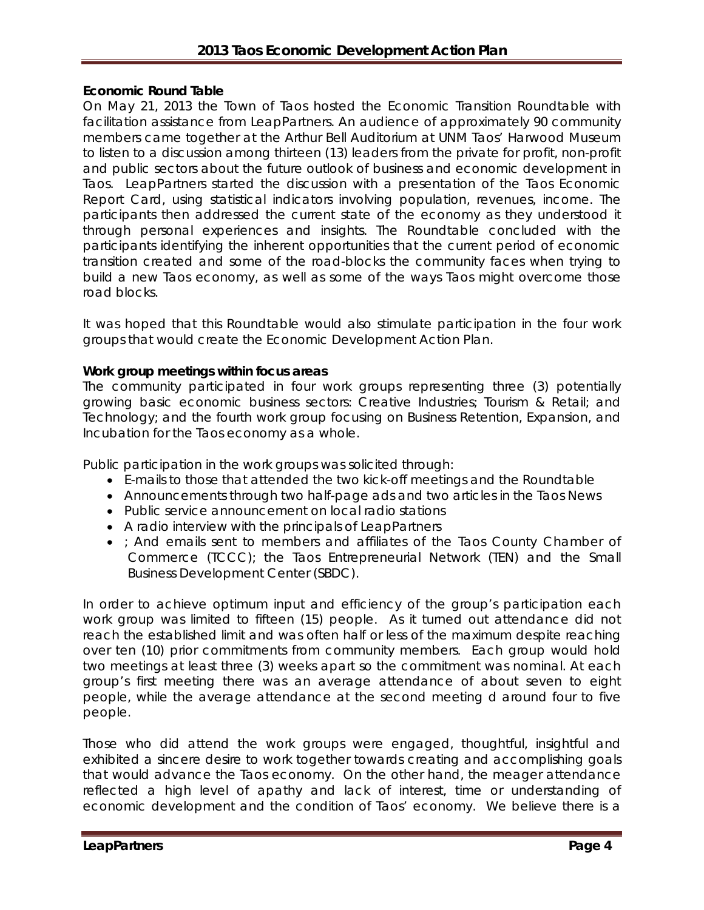**Economic Round Table**

On May 21, 2013 the Town of Taos hosted the Economic Transition Roundtable with facilitation assistance from LeapPartners. An audience of approximately 90 community members came together at the Arthur Bell Auditorium at UNM Taos' Harwood Museum to listen to a discussion among thirteen (13) leaders from the private for profit, non-profit and public sectors about the future outlook of business and economic development in Taos. LeapPartners started the discussion with a presentation of the Taos Economic Report Card, using statistical indicators involving population, revenues, income. The participants then addressed the current state of the economy as they understood it through personal experiences and insights. The Roundtable concluded with the participants identifying the inherent opportunities that the current period of economic transition created and some of the road-blocks the community faces when trying to build a new Taos economy, as well as some of the ways Taos might overcome those road blocks.

It was hoped that this Roundtable would also stimulate participation in the four work groups that would create the Economic Development Action Plan.

**Work group meetings within focus areas**

The community participated in four work groups representing three (3) potentially growing basic economic business sectors: Creative Industries; Tourism & Retail; and Technology; and the fourth work group focusing on Business Retention, Expansion, and Incubation for the Taos economy as a whole.

Public participation in the work groups was solicited through:

- E-mails to those that attended the two kick-off meetings and the Roundtable
- Announcements through two half-page ads and two articles in the Taos News
- Public service announcement on local radio stations
- A radio interview with the principals of LeapPartners
- ; And emails sent to members and affiliates of the Taos County Chamber of Commerce (TCCC); the Taos Entrepreneurial Network (TEN) and the Small Business Development Center (SBDC).

In order to achieve optimum input and efficiency of the group's participation each work group was limited to fifteen (15) people. As it turned out attendance did not reach the established limit and was often half or less of the maximum despite reaching over ten (10) prior commitments from community members. Each group would hold two meetings at least three (3) weeks apart so the commitment was nominal. At each group's first meeting there was an average attendance of about seven to eight people, while the average attendance at the second meeting d around four to five people.

Those who did attend the work groups were engaged, thoughtful, insightful and exhibited a sincere desire to work together towards creating and accomplishing goals that would advance the Taos economy. On the other hand, the meager attendance reflected a high level of apathy and lack of interest, time or understanding of economic development and the condition of Taos' economy. We believe there is a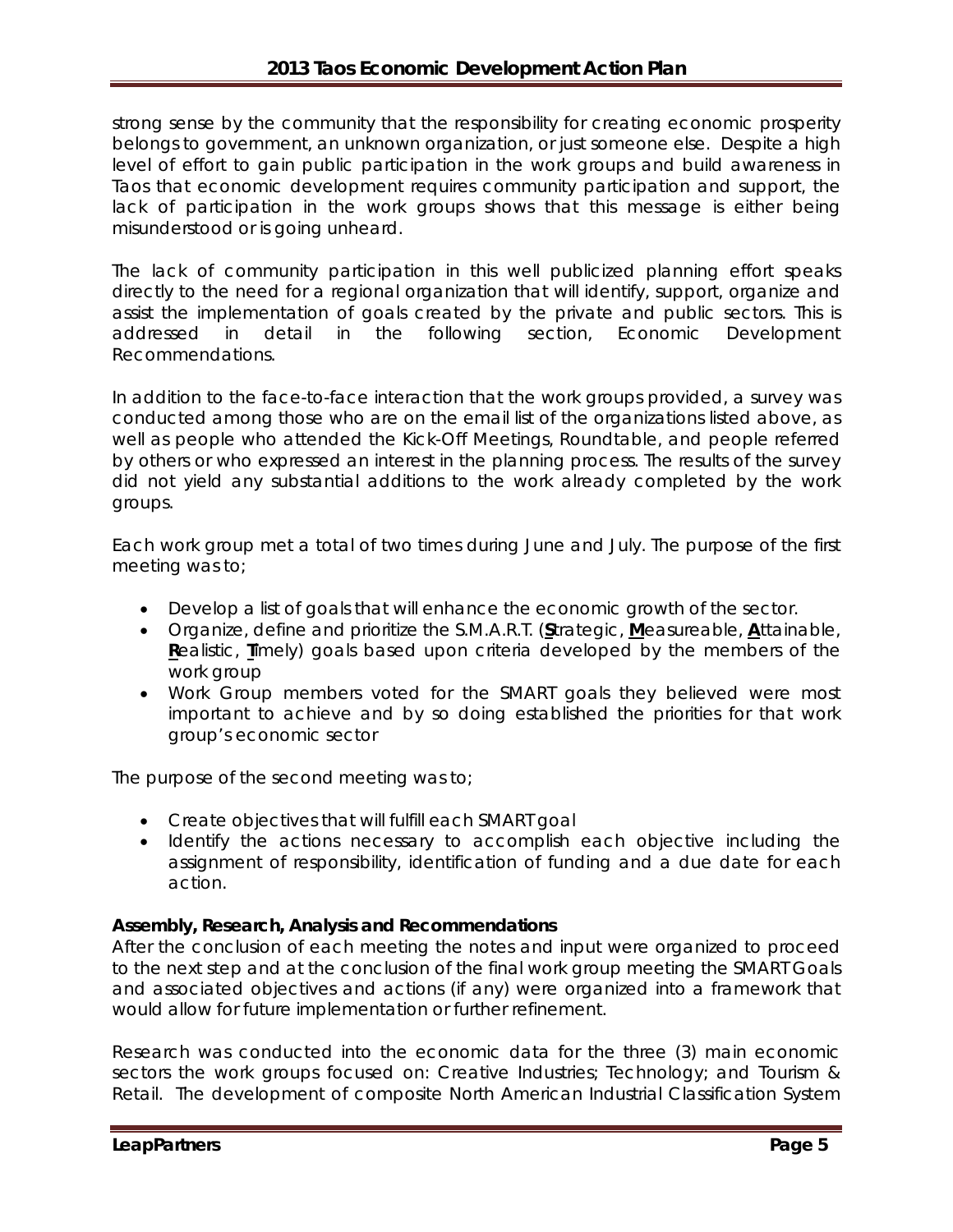strong sense by the community that the responsibility for creating economic prosperity belongs to government, an unknown organization, or just someone else. Despite a high level of effort to gain public participation in the work groups and build awareness in Taos that economic development requires community participation and support, the lack of participation in the work groups shows that this message is either being misunderstood or is going unheard.

The lack of community participation in this well publicized planning effort speaks directly to the need for a regional organization that will identify, support, organize and assist the implementation of goals created by the private and public sectors. This is addressed in detail in the following section, Economic Development Recommendations.

In addition to the face-to-face interaction that the work groups provided, a survey was conducted among those who are on the email list of the organizations listed above, as well as people who attended the Kick-Off Meetings, Roundtable, and people referred by others or who expressed an interest in the planning process. The results of the survey did not yield any substantial additions to the work already completed by the work groups.

Each work group met a total of two times during June and July. The purpose of the first meeting was to;

- Develop a list of goals that will enhance the economic growth of the sector.
- Organize, define and prioritize the S.M.A.R.T. (**S**trategic, **M**easureable, **A**ttainable, **R**ealistic, **T**imely) goals based upon criteria developed by the members of the work group
- Work Group members voted for the SMART goals they believed were most important to achieve and by so doing established the priorities for that work group's economic sector

The purpose of the second meeting was to;

- Create objectives that will fulfill each SMART goal
- Identify the actions necessary to accomplish each objective including the assignment of responsibility, identification of funding and a due date for each action.

**Assembly, Research, Analysis and Recommendations**

After the conclusion of each meeting the notes and input were organized to proceed to the next step and at the conclusion of the final work group meeting the SMART Goals and associated objectives and actions (if any) were organized into a framework that would allow for future implementation or further refinement.

Research was conducted into the economic data for the three (3) main economic sectors the work groups focused on: Creative Industries; Technology; and Tourism & Retail. The development of composite North American Industrial Classification System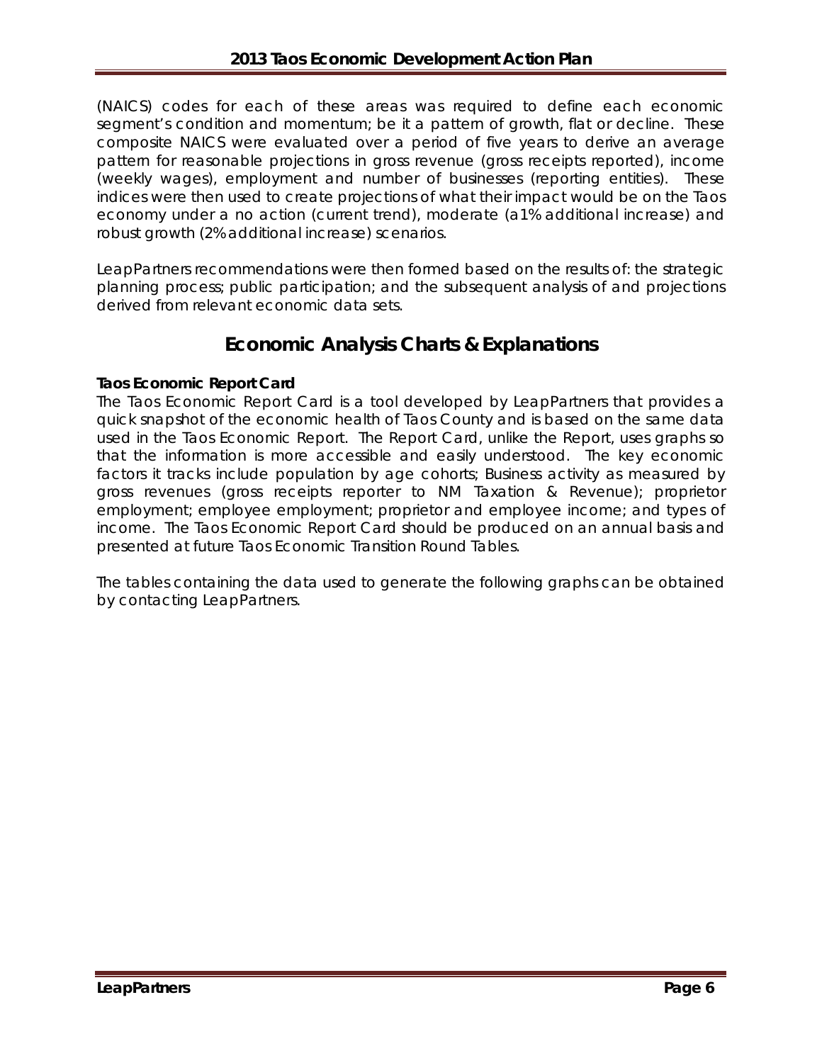(NAICS) codes for each of these areas was required to define each economic segment's condition and momentum; be it a pattern of growth, flat or decline. These composite NAICS were evaluated over a period of five years to derive an average pattern for reasonable projections in gross revenue (gross receipts reported), income (weekly wages), employment and number of businesses (reporting entities). These indices were then used to create projections of what their impact would be on the Taos economy under a no action (current trend), moderate (a1% additional increase) and robust growth (2% additional increase) scenarios.

LeapPartners recommendations were then formed based on the results of: the strategic planning process; public participation; and the subsequent analysis of and projections derived from relevant economic data sets.

## Economic Analysis Charts & Explanations

**Taos Economic Report Card**

The Taos Economic Report Card is a tool developed by LeapPartners that provides a quick snapshot of the economic health of Taos County and is based on the same data used in the Taos Economic Report. The Report Card, unlike the Report, uses graphs so that the information is more accessible and easily understood. The key economic factors it tracks include population by age cohorts; Business activity as measured by gross revenues (gross receipts reporter to NM Taxation & Revenue); proprietor employment; employee employment; proprietor and employee income; and types of income. The Taos Economic Report Card should be produced on an annual basis and presented at future Taos Economic Transition Round Tables.

The tables containing the data used to generate the following graphs can be obtained by contacting LeapPartners.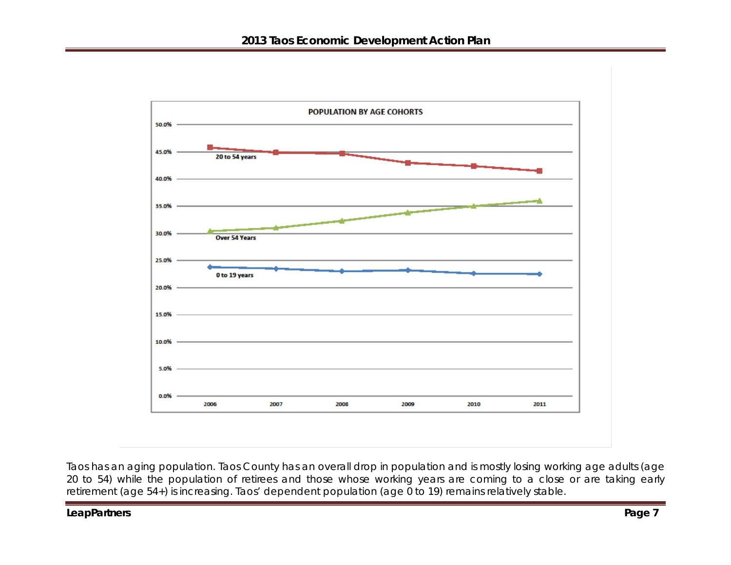POPULATION BY AGE COHORTS

Taos has an aging population. Taos County has an overall drop in population and is mostly losing working age adults (age 20 to 54) while the population of retirees and those whose working years are coming to a close or are taking early retirement (age 54+) is increasing. Taos' dependent population (age 0 to 19) remains relatively stable.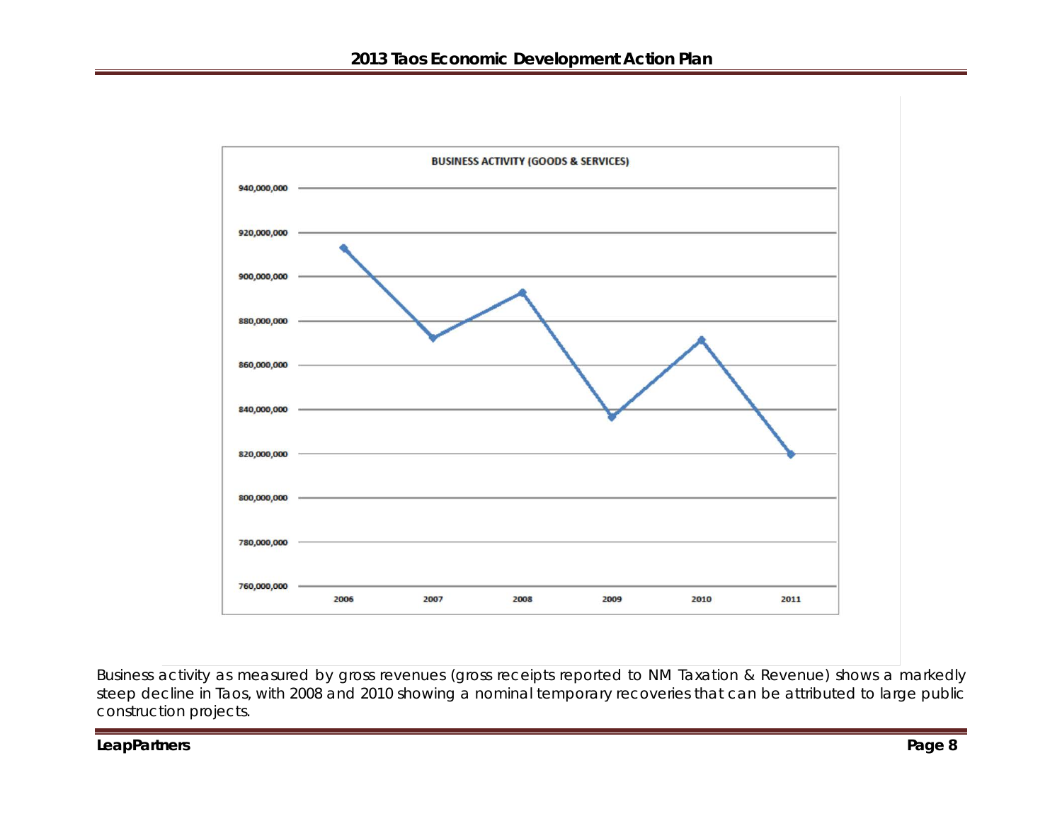BUSINESS ACTIVITY (GOODS & SERVICES)

Business activity as measured by gross revenues (gross receipts reported to NM Taxation & Revenue) shows a markedly steep decline in Taos, with 2008 and 2010 showing a nominal temporary recoveries that can be attributed to large public construction projects.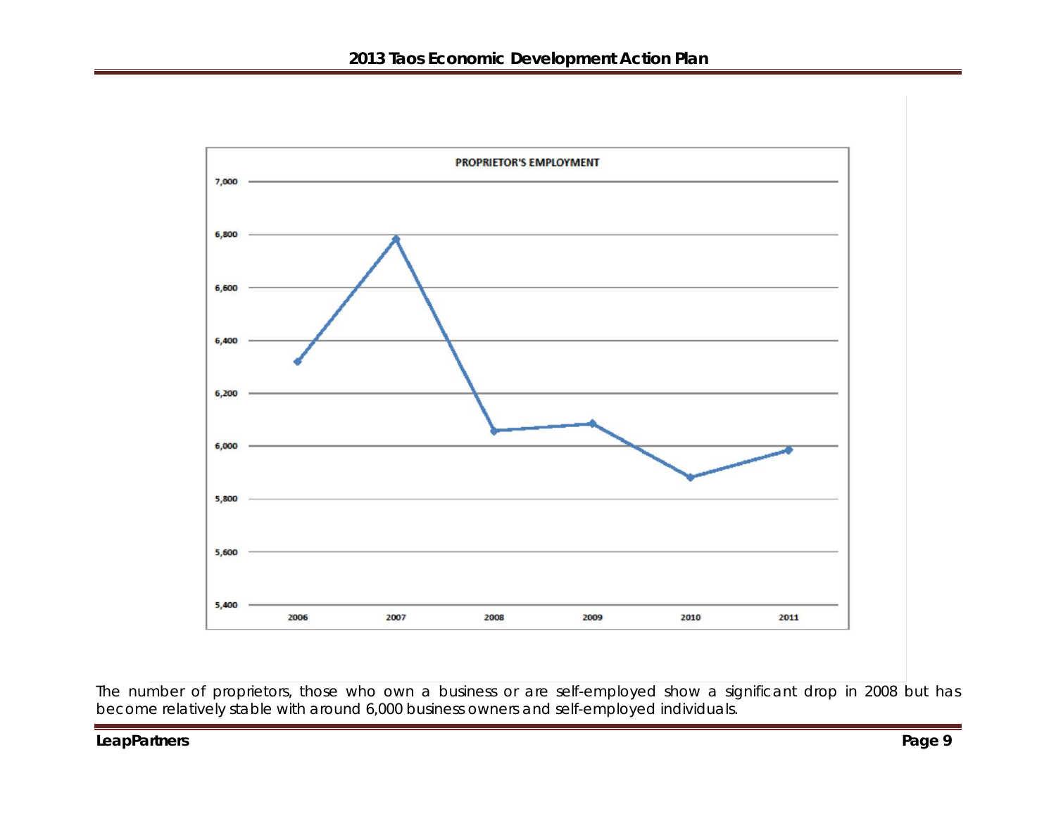The number of proprietors, those who own a business or are self-employed show a significant drop in 2008 but has become relatively stable with around 6,000 business owners and self-employed individuals.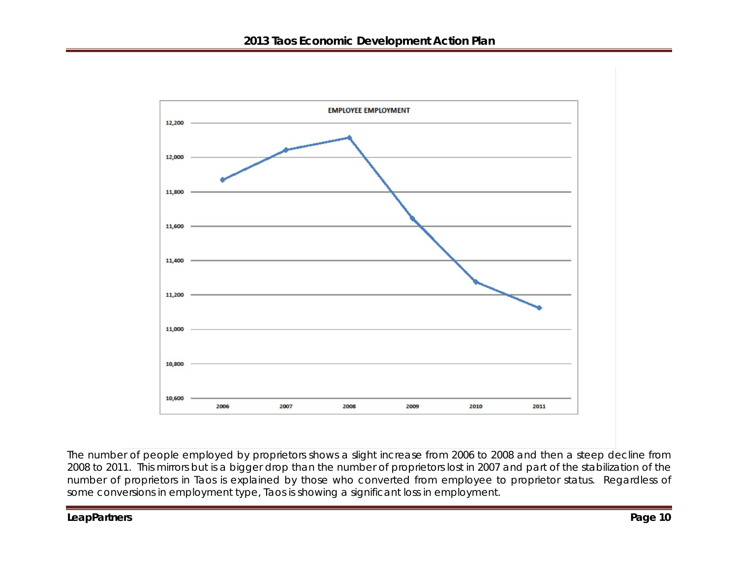The number of people employed by proprietors shows a slight increase from 2006 to 2008 and then a steep decline from 2008 to 2011. This mirrors but is a bigger drop than the number of proprietors lost in 2007 and part of the stabilization of the number of proprietors in Taos is explained by those who converted from employee to proprietor status. Regardless of some conversions in employment type, Taos is showing a significant loss in employment.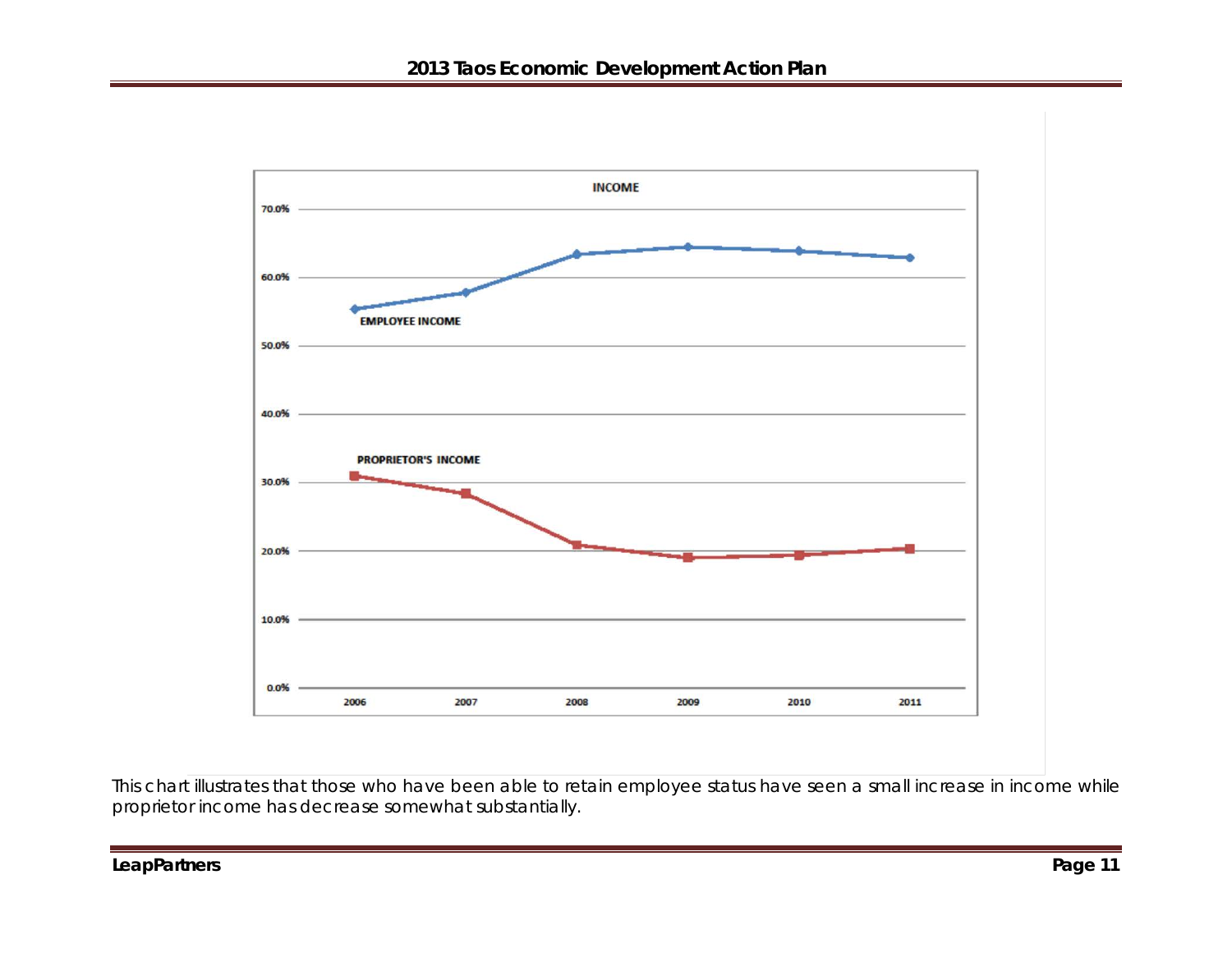INCOME

| | 2006 | 2007 | 2008 | 2009 | 2010 | 2011 |
|---|---|---|---|---|---|---|
| EMPLOYEE INCOME | 55.4% | 57.8% | 63.4% | 64.5% | 63.9% | 62.9% |
| PROPRIETOR'S INCOME | 31.0% | 28.4% | 20.9% | 19.0% | 19.4% | 20.3% |

This chart illustrates that those who have been able to retain employee status have seen a small increase in income while proprietor income has decrease somewhat substantially.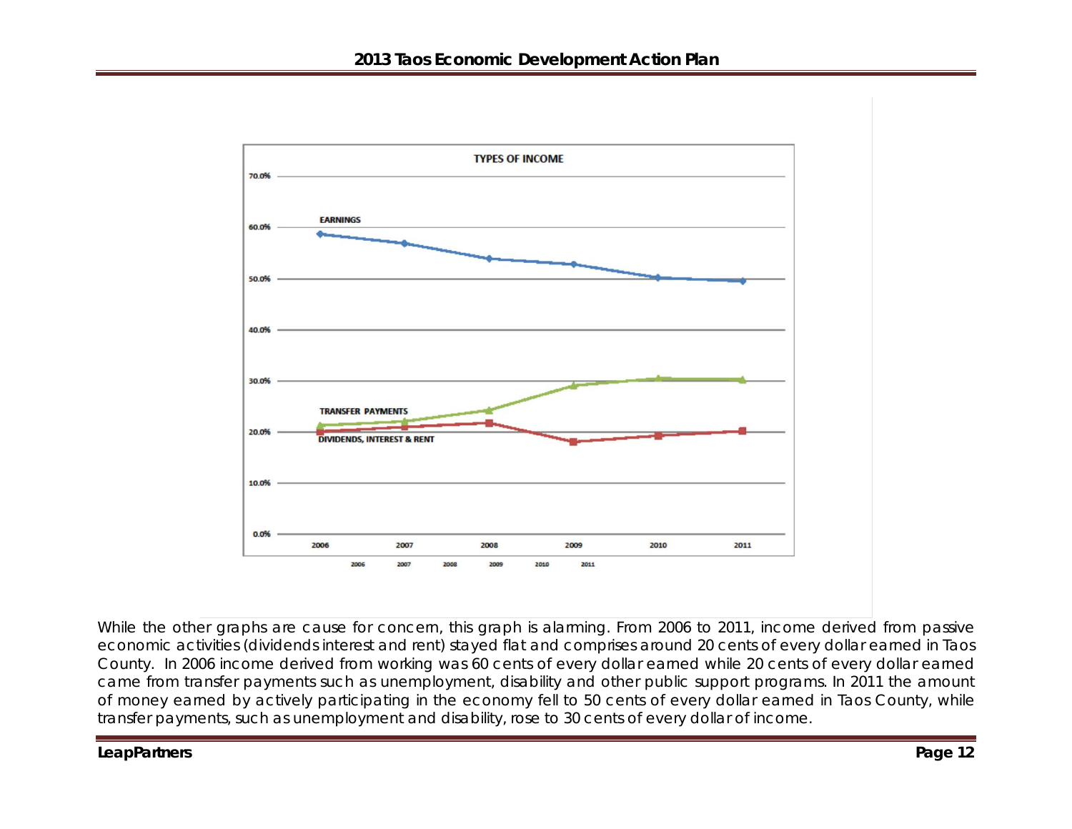While the other graphs are cause for concern, this graph is alarming. From 2006 to 2011, income derived from passive economic activities (dividends interest and rent) stayed flat and comprises around 20 cents of every dollar earned in Taos County. In 2006 income derived from working was 60 cents of every dollar earned while 20 cents of every dollar earned came from transfer payments such as unemployment, disability and other public support programs. In 2011 the amount of money earned by actively participating in the economy fell to 50 cents of every dollar earned in Taos County, while transfer payments, such as unemployment and disability, rose to 30 cents of every dollar of income.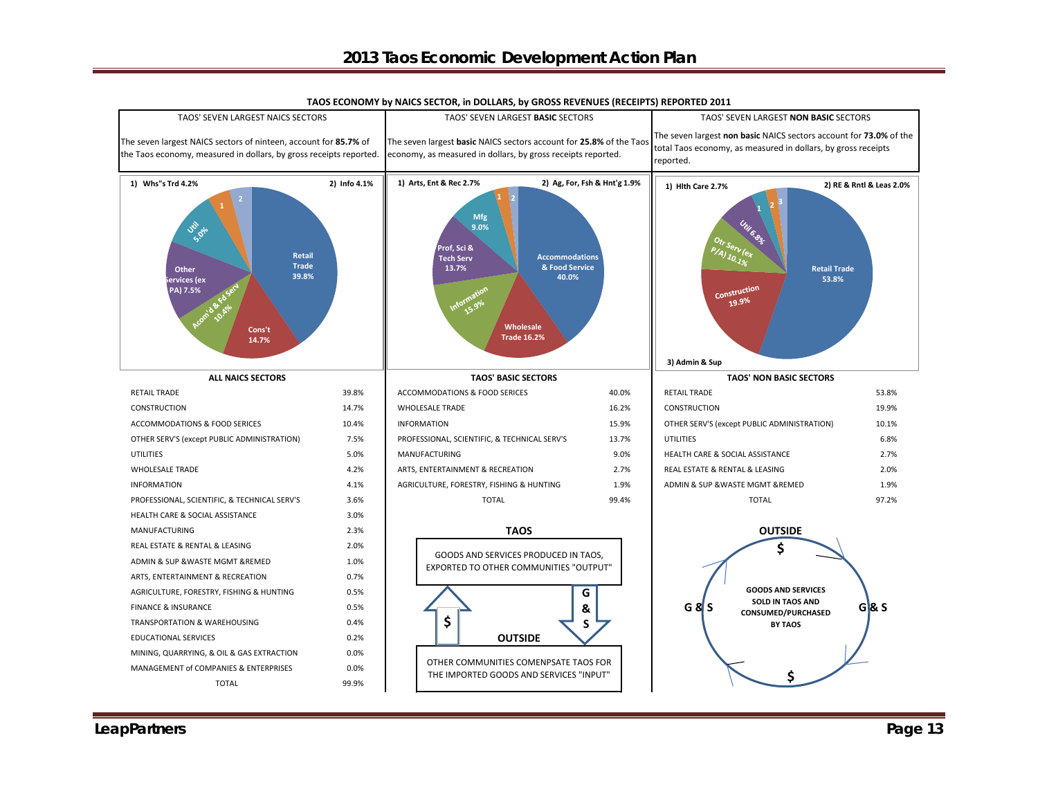# 2013 Taos Economic Development Action Plan

**TAOS ECONOMY by NAICS SECTOR, in DOLLARS, by GROSS REVENUES (RECEIPTS) REPORTED 2011**

## TAOS' SEVEN LARGEST NAICS SECTORS

The seven largest NAICS sectors of nineteen, account for **85.7%** of the Taos economy, measured in dollars, by gross receipts reported.

Pie chart labels: Retail Trade 39.8%; Cons't 14.7%; Acom'd & Fd Serv 10.4%; Other Services (ex PA) 7.5%; Util 5.0%; 1) Whs"s Trd 4.2%; 2) Info 4.1%

**ALL NAICS SECTORS**

| Sector | Percent |
|---|---|
| RETAIL TRADE | 39.8% |
| CONSTRUCTION | 14.7% |
| ACCOMMODATIONS & FOOD SERICES | 10.4% |
| OTHER SERV'S (except PUBLIC ADMINISTRATION) | 7.5% |
| UTILITIES | 5.0% |
| WHOLESALE TRADE | 4.2% |
| INFORMATION | 4.1% |
| PROFESSIONAL, SCIENTIFIC, & TECHNICAL SERV'S | 3.6% |
| HEALTH CARE & SOCIAL ASSISTANCE | 3.0% |
| MANUFACTURING | 2.3% |
| REAL ESTATE & RENTAL & LEASING | 2.0% |
| ADMIN & SUP &WASTE MGMT &REMED | 1.0% |
| ARTS, ENTERTAINMENT & RECREATION | 0.7% |
| AGRICULTURE, FORESTRY, FISHING & HUNTING | 0.5% |
| FINANCE & INSURANCE | 0.5% |
| TRANSPORTATION & WAREHOUSING | 0.4% |
| EDUCATIONAL SERVICES | 0.2% |
| MINING, QUARRYING, & OIL & GAS EXTRACTION | 0.0% |
| MANAGEMENT of COMPANIES & ENTERPRISES | 0.0% |
| TOTAL | 99.9% |

## TAOS' SEVEN LARGEST BASIC SECTORS

The seven largest **basic** NAICS sectors account for **25.8%** of the Taos economy, as measured in dollars, by gross receipts reported.

Pie chart labels: Accommodations & Food Service 40.0%; Wholesale Trade 16.2%; Information 15.9%; Prof, Sci & Tech Serv 13.7%; Mfg 9.0%; 1) Arts, Ent & Rec 2.7%; 2) Ag, For, Fsh & Hnt'g 1.9%

**TAOS' BASIC SECTORS**

| Sector | Percent |
|---|---|
| ACCOMMODATIONS & FOOD SERICES | 40.0% |
| WHOLESALE TRADE | 16.2% |
| INFORMATION | 15.9% |
| PROFESSIONAL, SCIENTIFIC, & TECHNICAL SERV'S | 13.7% |
| MANUFACTURING | 9.0% |
| ARTS, ENTERTAINMENT & RECREATION | 2.7% |
| AGRICULTURE, FORESTRY, FISHING & HUNTING | 1.9% |
| TOTAL | 99.4% |

**TAOS**

GOODS AND SERVICES PRODUCED IN TAOS, EXPORTED TO OTHER COMMUNITIES "OUTPUT"

$ — G & S

**OUTSIDE**

OTHER COMMUNITIES COMENPSATE TAOS FOR THE IMPORTED GOODS AND SERVICES "INPUT"

## TAOS' SEVEN LARGEST NON BASIC SECTORS

The seven largest **non basic** NAICS sectors account for **73.0%** of the total Taos economy, as measured in dollars, by gross receipts reported.

Pie chart labels: Retail Trade 53.8%; Construction 19.9%; Otr Serv (ex P/A) 10.1%; Util 6.8%; 1) Hlth Care 2.7%; 2) RE & Rntl & Leas 2.0%; 3) Admin & Sup

**TAOS' NON BASIC SECTORS**

| Sector | Percent |
|---|---|
| RETAIL TRADE | 53.8% |
| CONSTRUCTION | 19.9% |
| OTHER SERV'S (except PUBLIC ADMINISTRATION) | 10.1% |
| UTILITIES | 6.8% |
| HEALTH CARE & SOCIAL ASSISTANCE | 2.7% |
| REAL ESTATE & RENTAL & LEASING | 2.0% |
| ADMIN & SUP &WASTE MGMT &REMED | 1.9% |
| TOTAL | 97.2% |

**OUTSIDE**

$ — G & S — GOODS AND SERVICES SOLD IN TAOS AND CONSUMED/PURCHASED BY TAOS — G & S — $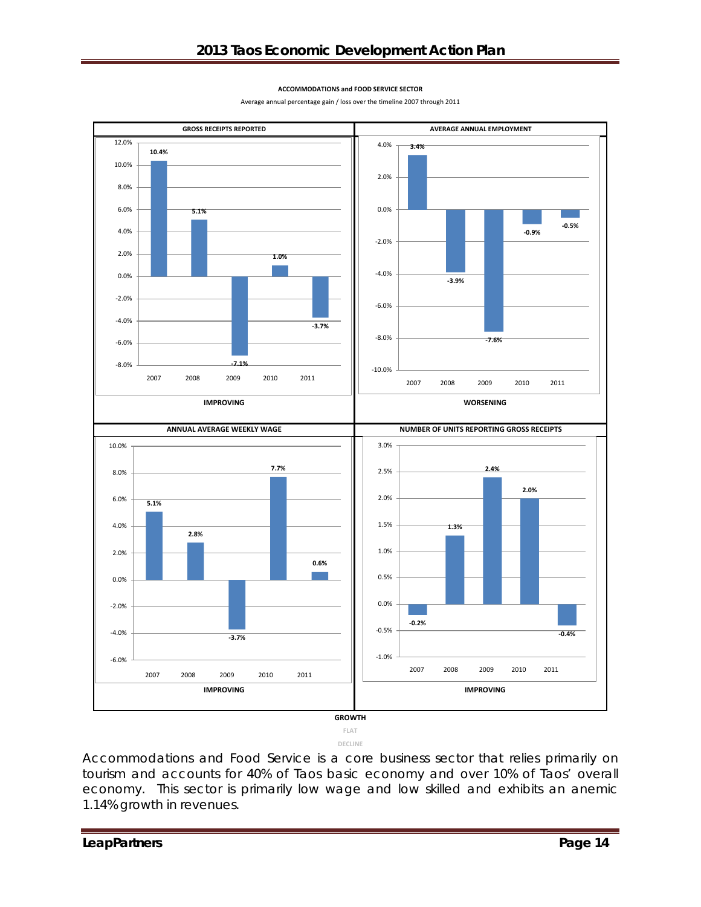**ACCOMMODATIONS and FOOD SERVICE SECTOR**

Average annual percentage gain / loss over the timeline 2007 through 2011

**GROSS RECEIPTS REPORTED**

| Year | 2007 | 2008 | 2009 | 2010 | 2011 |
|---|---|---|---|---|---|
| % | 10.4% | 5.1% | -7.1% | 1.0% | -3.7% |

**IMPROVING**

**AVERAGE ANNUAL EMPLOYMENT**

| Year | 2007 | 2008 | 2009 | 2010 | 2011 |
|---|---|---|---|---|---|
| % | 3.4% | -3.9% | -7.6% | -0.9% | -0.5% |

**WORSENING**

**ANNUAL AVERAGE WEEKLY WAGE**

| Year | 2007 | 2008 | 2009 | 2010 | 2011 |
|---|---|---|---|---|---|
| % | 5.1% | 2.8% | -3.7% | 7.7% | 0.6% |

**IMPROVING**

**NUMBER OF UNITS REPORTING GROSS RECEIPTS**

| Year | 2007 | 2008 | 2009 | 2010 | 2011 |
|---|---|---|---|---|---|
| % | -0.2% | 1.3% | 2.4% | 2.0% | -0.4% |

**IMPROVING**

**GROWTH**
FLAT
DECLINE

Accommodations and Food Service is a core business sector that relies primarily on tourism and accounts for 40% of Taos basic economy and over 10% of Taos' overall economy. This sector is primarily low wage and low skilled and exhibits an anemic 1.14% growth in revenues.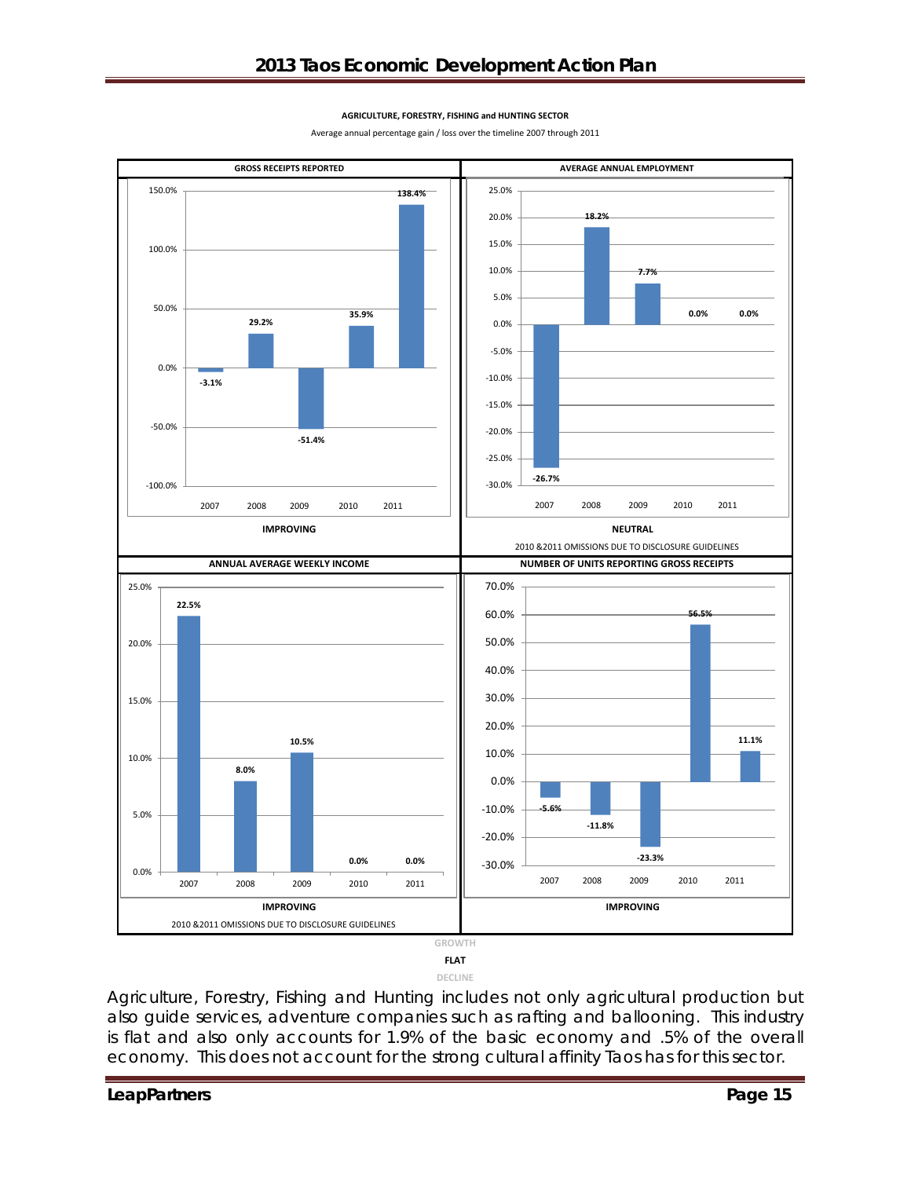**AGRICULTURE, FORESTRY, FISHING and HUNTING SECTOR**

Average annual percentage gain / loss over the timeline 2007 through 2011

**GROSS RECEIPTS REPORTED**

| Year | 2007 | 2008 | 2009 | 2010 | 2011 |
|---|---|---|---|---|---|
| % | -3.1% | 29.2% | -51.4% | 35.9% | 138.4% |

**IMPROVING**

**AVERAGE ANNUAL EMPLOYMENT**

| Year | 2007 | 2008 | 2009 | 2010 | 2011 |
|---|---|---|---|---|---|
| % | -26.7% | 18.2% | 7.7% | 0.0% | 0.0% |

**NEUTRAL**

2010 &2011 OMISSIONS DUE TO DISCLOSURE GUIDELINES

**ANNUAL AVERAGE WEEKLY INCOME**

| Year | 2007 | 2008 | 2009 | 2010 | 2011 |
|---|---|---|---|---|---|
| % | 22.5% | 8.0% | 10.5% | 0.0% | 0.0% |

**IMPROVING**

2010 &2011 OMISSIONS DUE TO DISCLOSURE GUIDELINES

**NUMBER OF UNITS REPORTING GROSS RECEIPTS**

| Year | 2007 | 2008 | 2009 | 2010 | 2011 |
|---|---|---|---|---|---|
| % | -5.6% | -11.8% | -23.3% | 56.5% | 11.1% |

**IMPROVING**

GROWTH

**FLAT**

DECLINE

Agriculture, Forestry, Fishing and Hunting includes not only agricultural production but also guide services, adventure companies such as rafting and ballooning. This industry is flat and also only accounts for 1.9% of the basic economy and .5% of the overall economy. This does not account for the strong cultural affinity Taos has for this sector.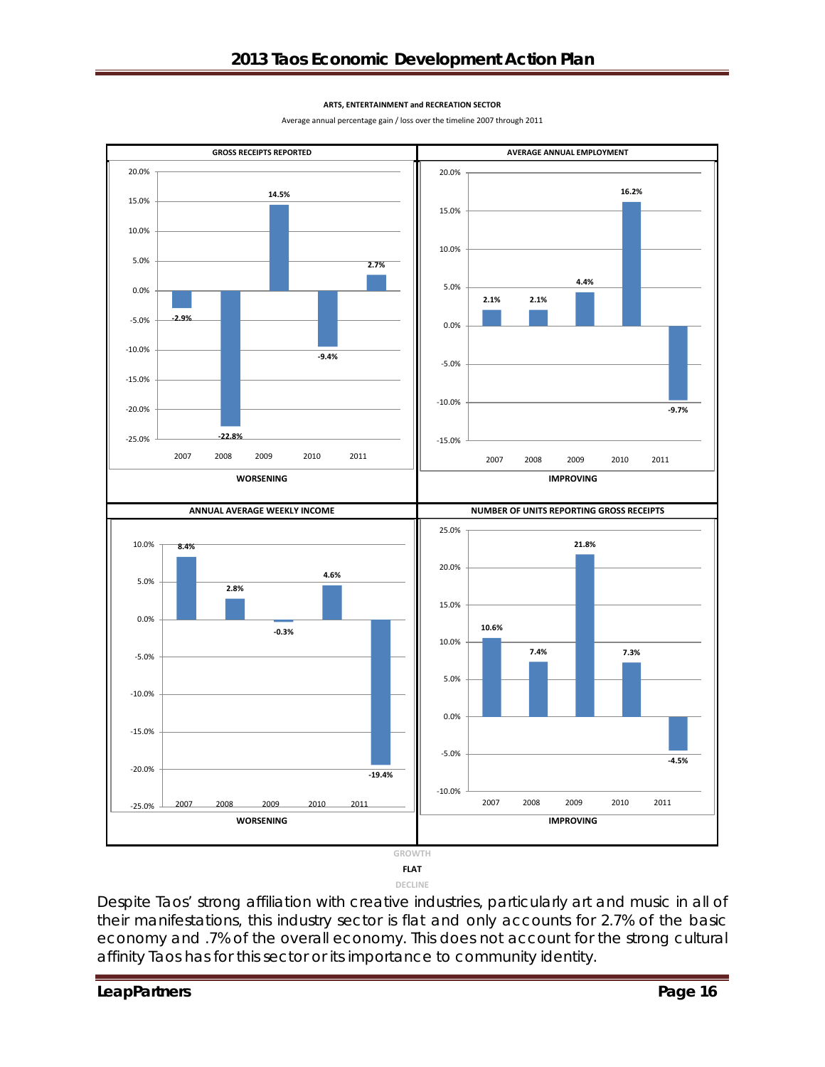**ARTS, ENTERTAINMENT and RECREATION SECTOR**

Average annual percentage gain / loss over the timeline 2007 through 2011

**GROSS RECEIPTS REPORTED**

| 2007 | 2008 | 2009 | 2010 | 2011 |
|---|---|---|---|---|
| -2.9% | -22.8% | 14.5% | -9.4% | 2.7% |

**WORSENING**

**AVERAGE ANNUAL EMPLOYMENT**

| 2007 | 2008 | 2009 | 2010 | 2011 |
|---|---|---|---|---|
| 2.1% | 2.1% | 4.4% | 16.2% | -9.7% |

**IMPROVING**

**ANNUAL AVERAGE WEEKLY INCOME**

| 2007 | 2008 | 2009 | 2010 | 2011 |
|---|---|---|---|---|
| 8.4% | 2.8% | -0.3% | 4.6% | -19.4% |

**WORSENING**

**NUMBER OF UNITS REPORTING GROSS RECEIPTS**

| 2007 | 2008 | 2009 | 2010 | 2011 |
|---|---|---|---|---|
| 10.6% | 7.4% | 21.8% | 7.3% | -4.5% |

**IMPROVING**

GROWTH

**FLAT**

DECLINE

Despite Taos' strong affiliation with creative industries, particularly art and music in all of their manifestations, this industry sector is flat and only accounts for 2.7% of the basic economy and .7% of the overall economy. This does not account for the strong cultural affinity Taos has for this sector or its importance to community identity.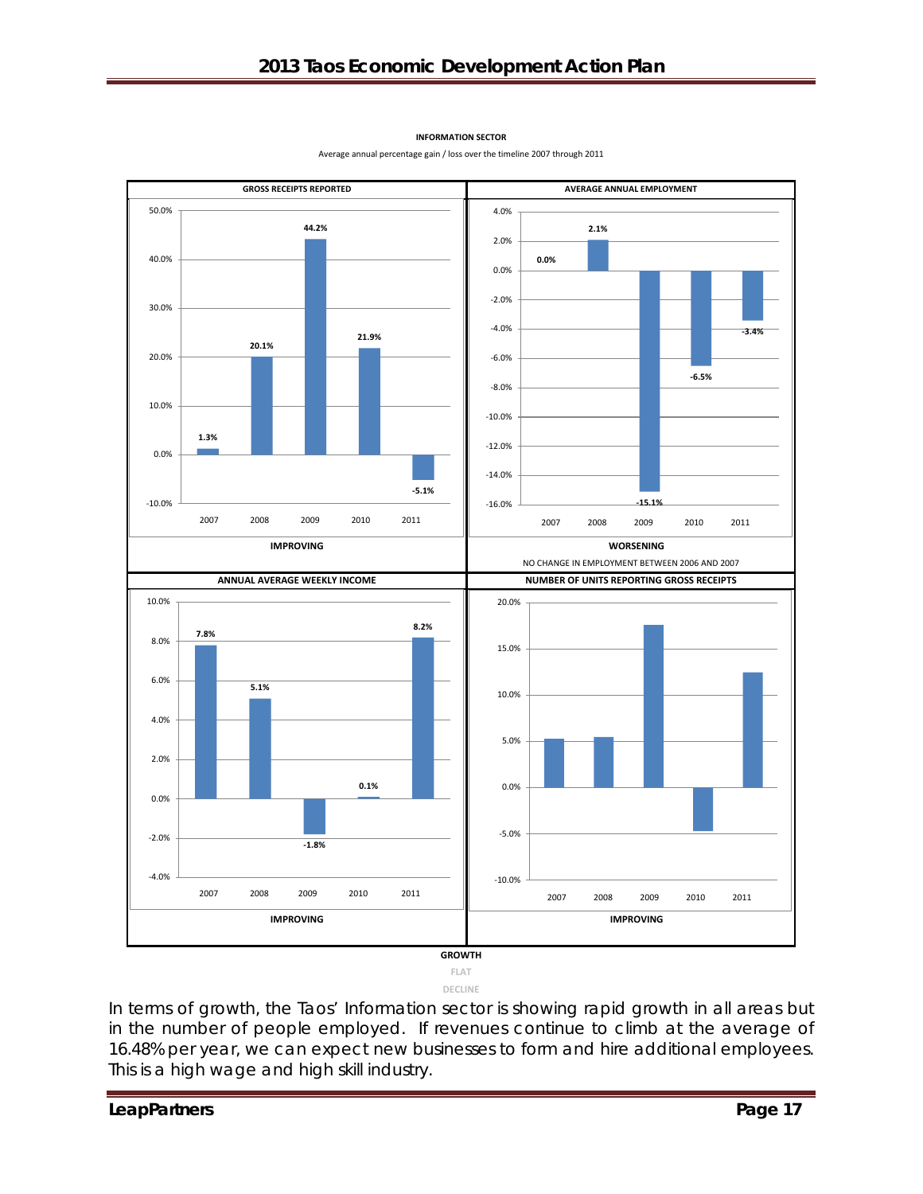**INFORMATION SECTOR**

Average annual percentage gain / loss over the timeline 2007 through 2011

**GROSS RECEIPTS REPORTED**

| Year | Change |
|---|---|
| 2007 | 1.3% |
| 2008 | 20.1% |
| 2009 | 44.2% |
| 2010 | 21.9% |
| 2011 | -5.1% |

**IMPROVING**

**AVERAGE ANNUAL EMPLOYMENT**

| Year | Change |
|---|---|
| 2007 | 0.0% |
| 2008 | 2.1% |
| 2009 | -15.1% |
| 2010 | -6.5% |
| 2011 | -3.4% |

**WORSENING**

NO CHANGE IN EMPLOYMENT BETWEEN 2006 AND 2007

**ANNUAL AVERAGE WEEKLY INCOME**

| Year | Change |
|---|---|
| 2007 | 7.8% |
| 2008 | 5.1% |
| 2009 | -1.8% |
| 2010 | 0.1% |
| 2011 | 8.2% |

**IMPROVING**

**NUMBER OF UNITS REPORTING GROSS RECEIPTS**

**IMPROVING**

**GROWTH**

FLAT

DECLINE

In terms of growth, the Taos' Information sector is showing rapid growth in all areas but in the number of people employed. If revenues continue to climb at the average of 16.48% per year, we can expect new businesses to form and hire additional employees. This is a high wage and high skill industry.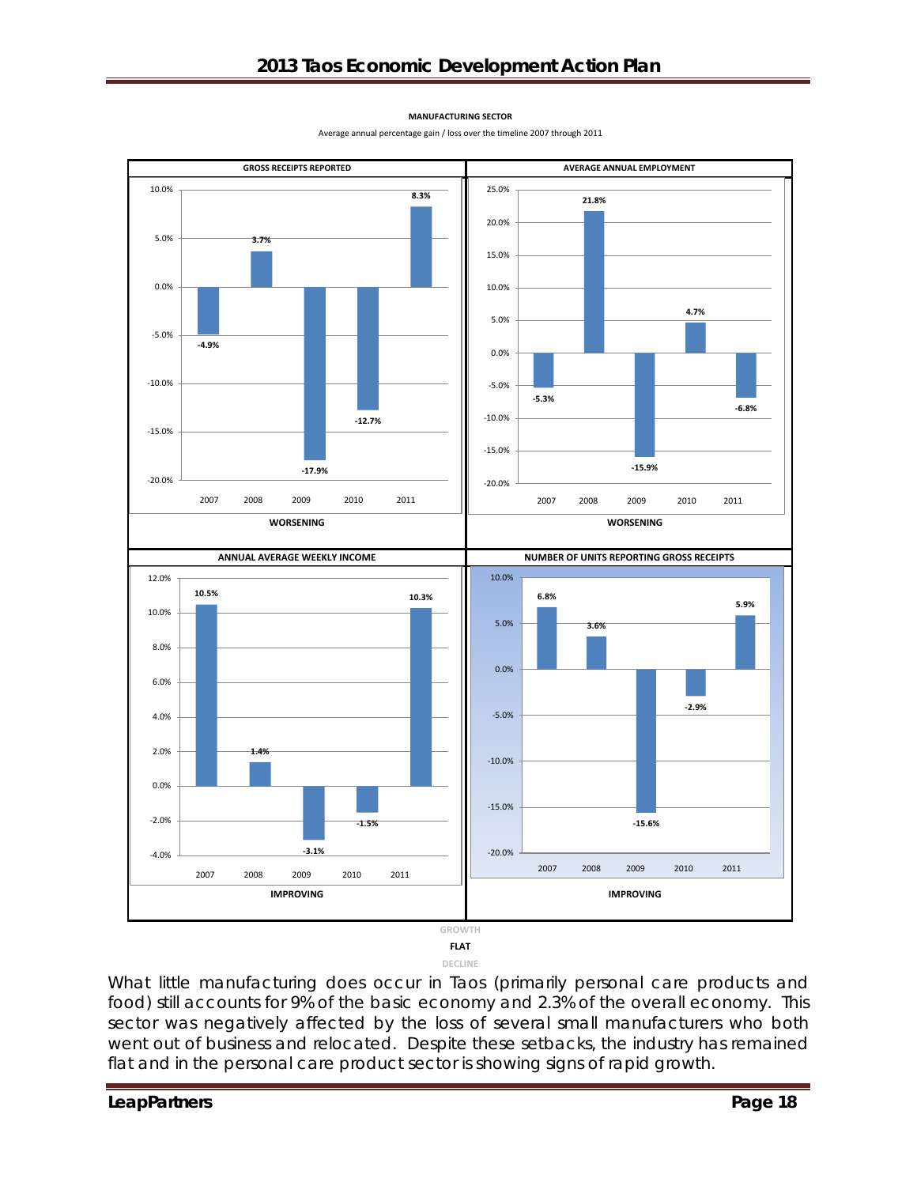**MANUFACTURING SECTOR**

Average annual percentage gain / loss over the timeline 2007 through 2011

**GROSS RECEIPTS REPORTED**

| Year | 2007 | 2008 | 2009 | 2010 | 2011 |
|---|---|---|---|---|---|
| % | -4.9% | 3.7% | -17.9% | -12.7% | 8.3% |

**WORSENING**

**AVERAGE ANNUAL EMPLOYMENT**

| Year | 2007 | 2008 | 2009 | 2010 | 2011 |
|---|---|---|---|---|---|
| % | -5.3% | 21.8% | -15.9% | 4.7% | -6.8% |

**WORSENING**

**ANNUAL AVERAGE WEEKLY INCOME**

| Year | 2007 | 2008 | 2009 | 2010 | 2011 |
|---|---|---|---|---|---|
| % | 10.5% | 1.4% | -3.1% | -1.5% | 10.3% |

**IMPROVING**

**NUMBER OF UNITS REPORTING GROSS RECEIPTS**

| Year | 2007 | 2008 | 2009 | 2010 | 2011 |
|---|---|---|---|---|---|
| % | 6.8% | 3.6% | -15.6% | -2.9% | 5.9% |

**IMPROVING**

GROWTH

**FLAT**

DECLINE

What little manufacturing does occur in Taos (primarily personal care products and food) still accounts for 9% of the basic economy and 2.3% of the overall economy. This sector was negatively affected by the loss of several small manufacturers who both went out of business and relocated. Despite these setbacks, the industry has remained flat and in the personal care product sector is showing signs of rapid growth.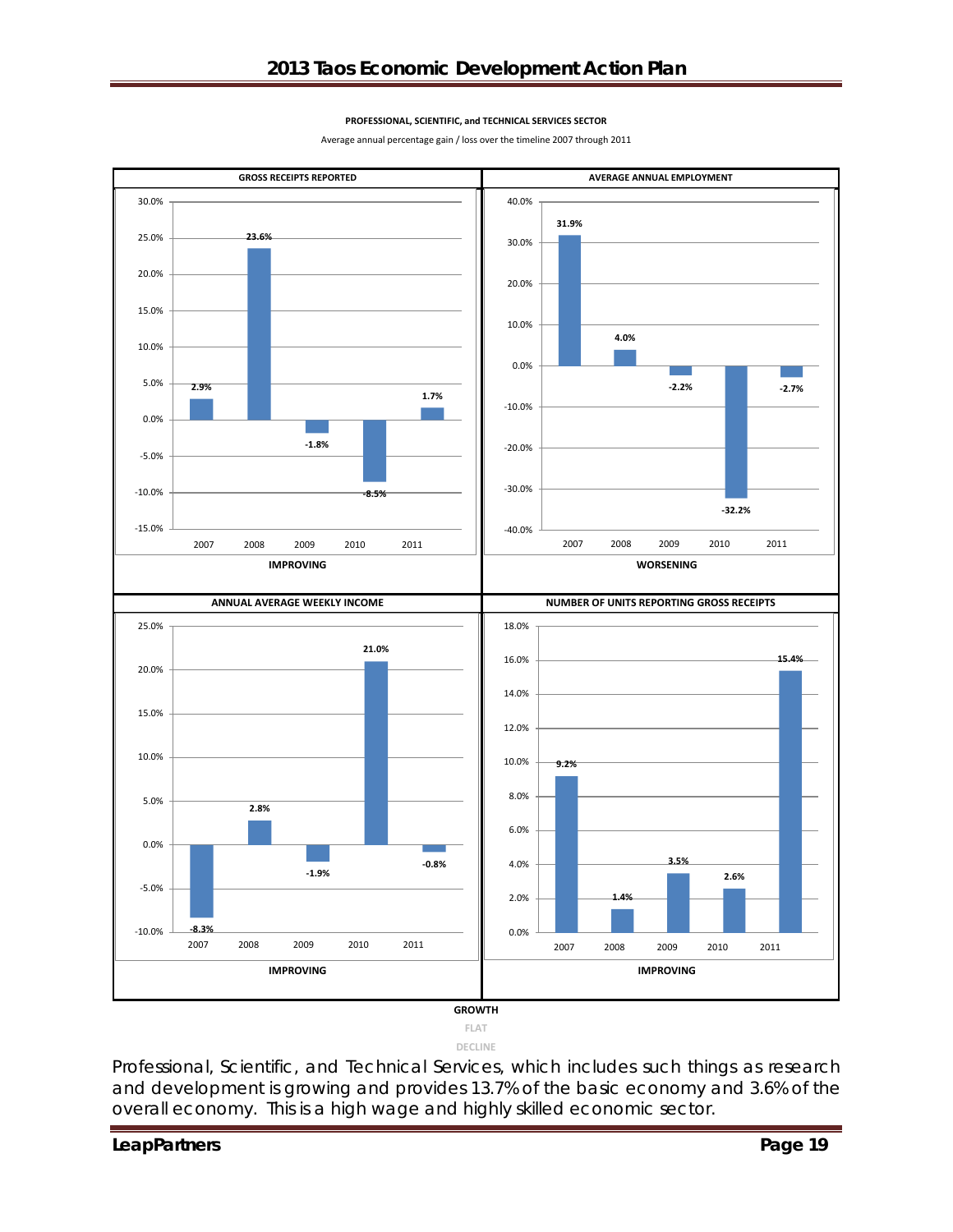**PROFESSIONAL, SCIENTIFIC, and TECHNICAL SERVICES SECTOR**

Average annual percentage gain / loss over the timeline 2007 through 2011

| | GROSS RECEIPTS REPORTED | AVERAGE ANNUAL EMPLOYMENT | ANNUAL AVERAGE WEEKLY INCOME | NUMBER OF UNITS REPORTING GROSS RECEIPTS |
|---|---|---|---|---|
| 2007 | 2.9% | 31.9% | -8.3% | 9.2% |
| 2008 | 23.6% | 4.0% | 2.8% | 1.4% |
| 2009 | -1.8% | -2.2% | -1.9% | 3.5% |
| 2010 | -8.5% | -32.2% | 21.0% | 2.6% |
| 2011 | 1.7% | -2.7% | -0.8% | 15.4% |
| Trend | IMPROVING | WORSENING | IMPROVING | IMPROVING |

GROWTH

FLAT

DECLINE

Professional, Scientific, and Technical Services, which includes such things as research and development is growing and provides 13.7% of the basic economy and 3.6% of the overall economy. This is a high wage and highly skilled economic sector.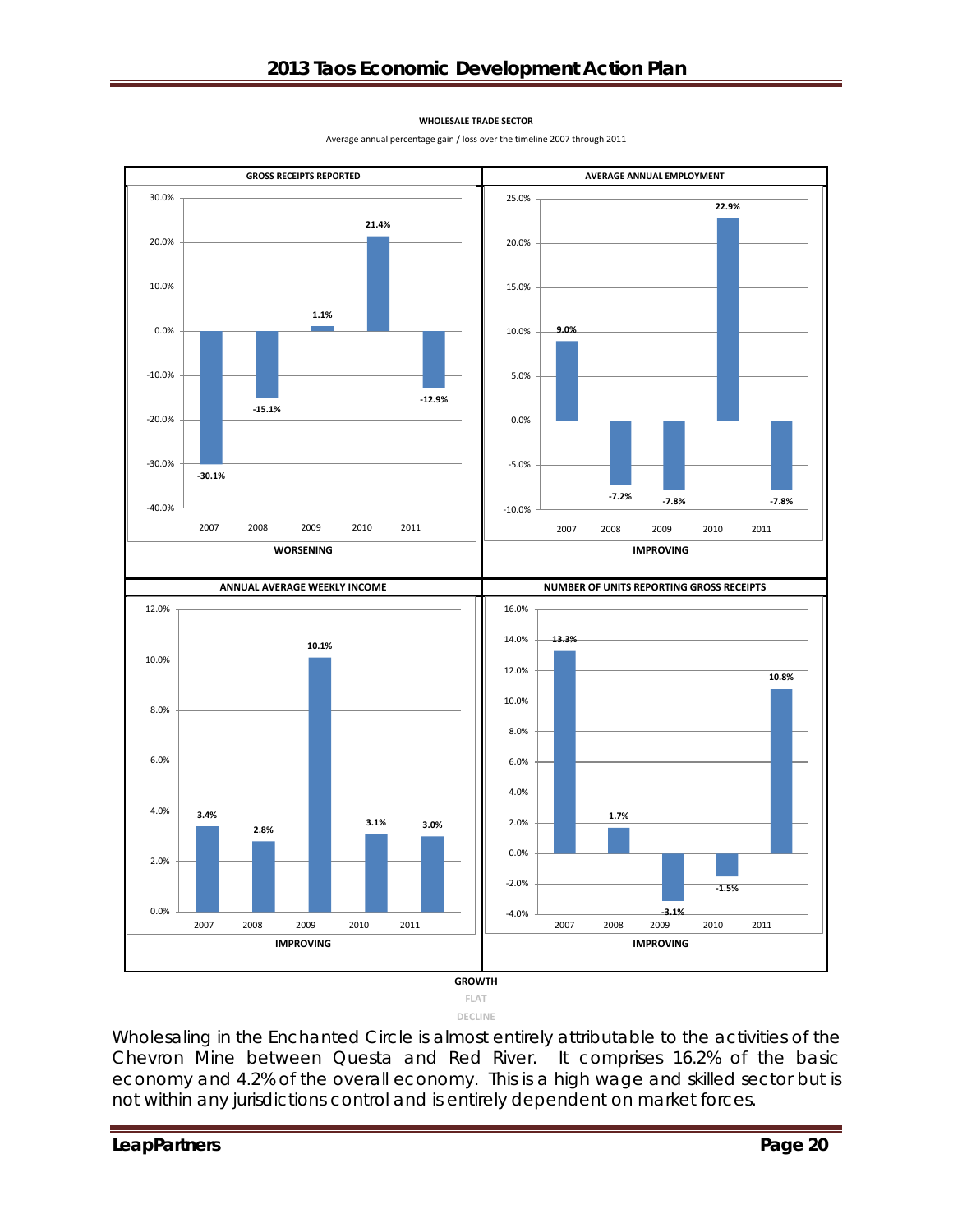**WHOLESALE TRADE SECTOR**

Average annual percentage gain / loss over the timeline 2007 through 2011

**GROSS RECEIPTS REPORTED**

| 2007 | 2008 | 2009 | 2010 | 2011 |
|---|---|---|---|---|
| -30.1% | -15.1% | 1.1% | 21.4% | -12.9% |

**WORSENING**

**AVERAGE ANNUAL EMPLOYMENT**

| 2007 | 2008 | 2009 | 2010 | 2011 |
|---|---|---|---|---|
| 9.0% | -7.2% | -7.8% | 22.9% | -7.8% |

**IMPROVING**

**ANNUAL AVERAGE WEEKLY INCOME**

| 2007 | 2008 | 2009 | 2010 | 2011 |
|---|---|---|---|---|
| 3.4% | 2.8% | 10.1% | 3.1% | 3.0% |

**IMPROVING**

**NUMBER OF UNITS REPORTING GROSS RECEIPTS**

| 2007 | 2008 | 2009 | 2010 | 2011 |
|---|---|---|---|---|
| 13.3% | 1.7% | -3.1% | -1.5% | 10.8% |

**IMPROVING**

**GROWTH**
FLAT
DECLINE

Wholesaling in the Enchanted Circle is almost entirely attributable to the activities of the Chevron Mine between Questa and Red River. It comprises 16.2% of the basic economy and 4.2% of the overall economy. This is a high wage and skilled sector but is not within any jurisdictions control and is entirely dependent on market forces.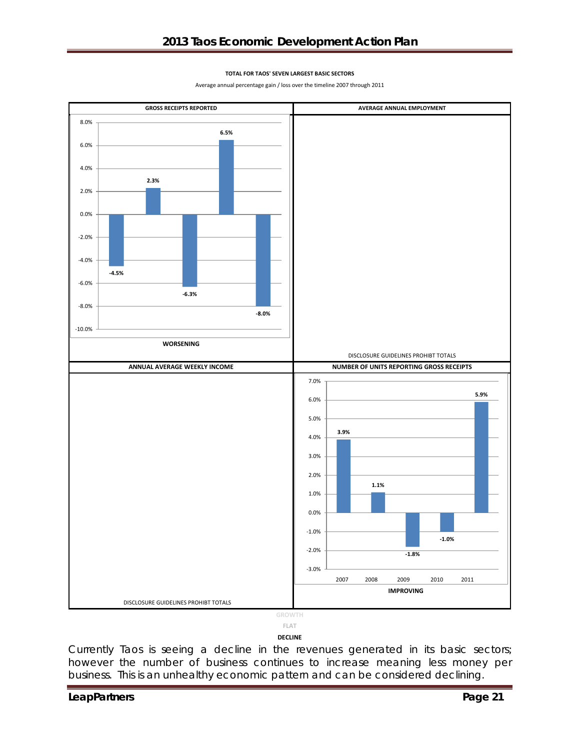**TOTAL FOR TAOS' SEVEN LARGEST BASIC SECTORS**

Average annual percentage gain / loss over the timeline 2007 through 2011

| GROSS RECEIPTS REPORTED | AVERAGE ANNUAL EMPLOYMENT |
|---|---|
| 2007: -4.5%; 2008: 2.3%; 2009: -6.3%; 2010: 6.5%; 2011: -8.0% | |
| **WORSENING** | DISCLOSURE GUIDELINES PROHIBT TOTALS |

| ANNUAL AVERAGE WEEKLY INCOME | NUMBER OF UNITS REPORTING GROSS RECEIPTS |
|---|---|
| | 2007: 3.9%; 2008: 1.1%; 2009: -1.8%; 2010: -1.0%; 2011: 5.9% |
| DISCLOSURE GUIDELINES PROHIBT TOTALS | **IMPROVING** |

GROWTH

FLAT

**DECLINE**

Currently Taos is seeing a decline in the revenues generated in its basic sectors; however the number of business continues to increase meaning less money per business. This is an unhealthy economic pattern and can be considered declining.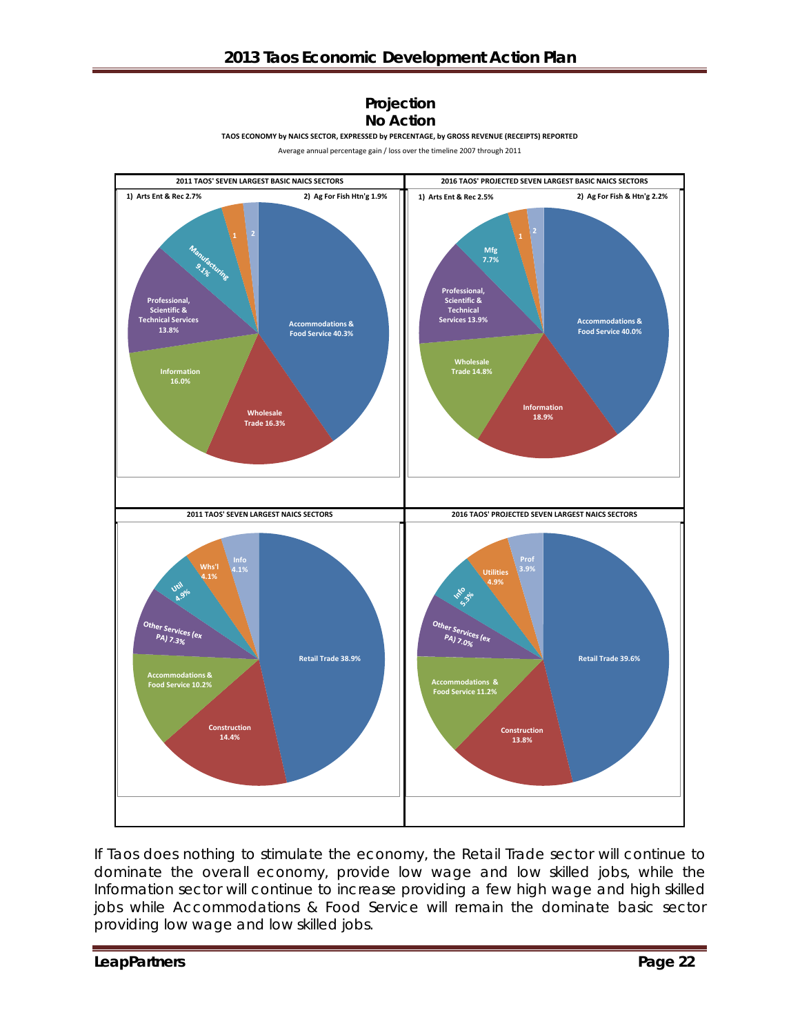## Projection
## No Action

**TAOS ECONOMY by NAICS SECTOR, EXPRESSED by PERCENTAGE, by GROSS REVENUE (RECEIPTS) REPORTED**

Average annual percentage gain / loss over the timeline 2007 through 2011

**2011 TAOS' SEVEN LARGEST BASIC NAICS SECTORS**

1) Arts Ent & Rec 2.7%
2) Ag For Fish Htn'g 1.9%

Accommodations & Food Service 40.3%
Wholesale Trade 16.3%
Information 16.0%
Professional, Scientific & Technical Services 13.8%
Manufacturing 9.1%

**2016 TAOS' PROJECTED SEVEN LARGEST BASIC NAICS SECTORS**

1) Arts Ent & Rec 2.5%
2) Ag For Fish & Htn'g 2.2%

Accommodations & Food Service 40.0%
Information 18.9%
Wholesale Trade 14.8%
Professional, Scientific & Technical Services 13.9%
Mfg 7.7%

**2011 TAOS' SEVEN LARGEST NAICS SECTORS**

Retail Trade 38.9%
Construction 14.4%
Accommodations & Food Service 10.2%
Other Services (ex PA) 7.3%
Util 4.9%
Whs'l 4.1%
Info 4.1%

**2016 TAOS' PROJECTED SEVEN LARGEST NAICS SECTORS**

Retail Trade 39.6%
Construction 13.8%
Accommodations & Food Service 11.2%
Other Services (ex PA) 7.0%
Info 5.3%
Utilities 4.9%
Prof 3.9%

If Taos does nothing to stimulate the economy, the Retail Trade sector will continue to dominate the overall economy, provide low wage and low skilled jobs, while the Information sector will continue to increase providing a few high wage and high skilled jobs while Accommodations & Food Service will remain the dominate basic sector providing low wage and low skilled jobs.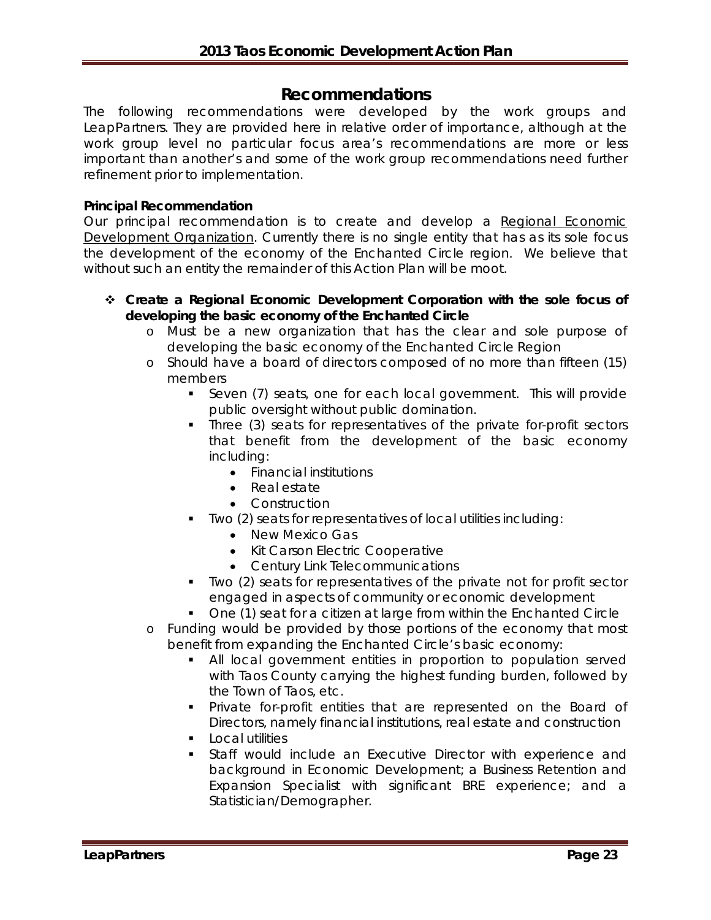## Recommendations

The following recommendations were developed by the work groups and LeapPartners. They are provided here in relative order of importance, although at the work group level no particular focus area's recommendations are more or less important than another's and some of the work group recommendations need further refinement prior to implementation.

**Principal Recommendation**

Our principal recommendation is to create and develop a Regional Economic Development Organization. Currently there is no single entity that has as its sole focus the development of the economy of the Enchanted Circle region. We believe that without such an entity the remainder of this Action Plan will be moot.

- **Create a Regional Economic Development Corporation with the sole focus of developing the basic economy of the Enchanted Circle**
  - Must be a new organization that has the clear and sole purpose of developing the basic economy of the Enchanted Circle Region
  - Should have a board of directors composed of no more than fifteen (15) members
    - Seven (7) seats, one for each local government. This will provide public oversight without public domination.
    - Three (3) seats for representatives of the private for-profit sectors that benefit from the development of the basic economy including:
      - Financial institutions
      - Real estate
      - Construction
    - Two (2) seats for representatives of local utilities including:
      - New Mexico Gas
      - Kit Carson Electric Cooperative
      - Century Link Telecommunications
    - Two (2) seats for representatives of the private not for profit sector engaged in aspects of community or economic development
    - One (1) seat for a citizen at large from within the Enchanted Circle
  - Funding would be provided by those portions of the economy that most benefit from expanding the Enchanted Circle's basic economy:
    - All local government entities in proportion to population served with Taos County carrying the highest funding burden, followed by the Town of Taos, etc.
    - Private for-profit entities that are represented on the Board of Directors, namely financial institutions, real estate and construction
    - Local utilities
    - Staff would include an Executive Director with experience and background in Economic Development; a Business Retention and Expansion Specialist with significant BRE experience; and a Statistician/Demographer.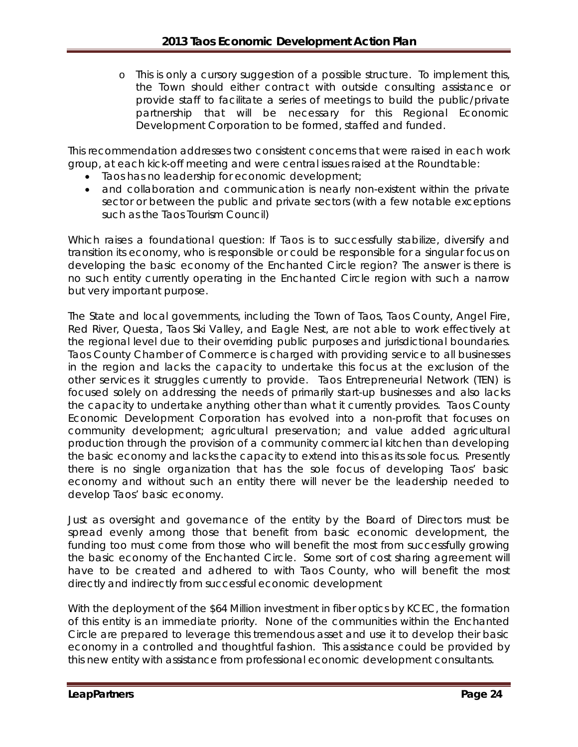- o This is only a cursory suggestion of a possible structure. To implement this, the Town should either contract with outside consulting assistance or provide staff to facilitate a series of meetings to build the public/private partnership that will be necessary for this Regional Economic Development Corporation to be formed, staffed and funded.

This recommendation addresses two consistent concerns that were raised in each work group, at each kick-off meeting and were central issues raised at the Roundtable:

- Taos has no leadership for economic development;
- and collaboration and communication is nearly non-existent within the private sector or between the public and private sectors (with a few notable exceptions such as the Taos Tourism Council)

Which raises a foundational question: If Taos is to successfully stabilize, diversify and transition its economy, who is responsible or could be responsible for a singular focus on developing the basic economy of the Enchanted Circle region? The answer is there is no such entity currently operating in the Enchanted Circle region with such a narrow but very important purpose.

The State and local governments, including the Town of Taos, Taos County, Angel Fire, Red River, Questa, Taos Ski Valley, and Eagle Nest, are not able to work effectively at the regional level due to their overriding public purposes and jurisdictional boundaries. Taos County Chamber of Commerce is charged with providing service to all businesses in the region and lacks the capacity to undertake this focus at the exclusion of the other services it struggles currently to provide. Taos Entrepreneurial Network (TEN) is focused solely on addressing the needs of primarily start-up businesses and also lacks the capacity to undertake anything other than what it currently provides. Taos County Economic Development Corporation has evolved into a non-profit that focuses on community development; agricultural preservation; and value added agricultural production through the provision of a community commercial kitchen than developing the basic economy and lacks the capacity to extend into this as its sole focus. Presently there is no single organization that has the sole focus of developing Taos' basic economy and without such an entity there will never be the leadership needed to develop Taos' basic economy.

Just as oversight and governance of the entity by the Board of Directors must be spread evenly among those that benefit from basic economic development, the funding too must come from those who will benefit the most from successfully growing the basic economy of the Enchanted Circle. Some sort of cost sharing agreement will have to be created and adhered to with Taos County, who will benefit the most directly and indirectly from successful economic development

With the deployment of the $64 Million investment in fiber optics by KCEC, the formation of this entity is an immediate priority. None of the communities within the Enchanted Circle are prepared to leverage this tremendous asset and use it to develop their basic economy in a controlled and thoughtful fashion. This assistance could be provided by this new entity with assistance from professional economic development consultants.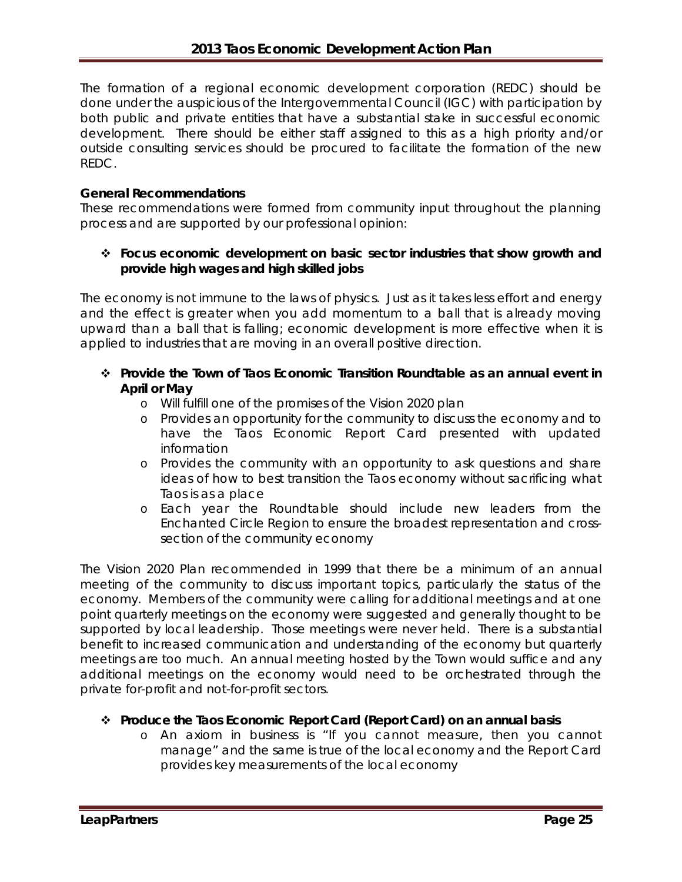The formation of a regional economic development corporation (REDC) should be done under the auspicious of the Intergovernmental Council (IGC) with participation by both public and private entities that have a substantial stake in successful economic development. There should be either staff assigned to this as a high priority and/or outside consulting services should be procured to facilitate the formation of the new REDC.

**General Recommendations**

These recommendations were formed from community input throughout the planning process and are supported by our professional opinion:

- **Focus economic development on basic sector industries that show growth and provide high wages and high skilled jobs**

The economy is not immune to the laws of physics. Just as it takes less effort and energy and the effect is greater when you add momentum to a ball that is already moving upward than a ball that is falling; economic development is more effective when it is applied to industries that are moving in an overall positive direction.

- **Provide the Town of Taos Economic Transition Roundtable as an annual event in April or May**
  - Will fulfill one of the promises of the Vision 2020 plan
  - Provides an opportunity for the community to discuss the economy and to have the Taos Economic Report Card presented with updated information
  - Provides the community with an opportunity to ask questions and share ideas of how to best transition the Taos economy without sacrificing what Taos is as a place
  - Each year the Roundtable should include new leaders from the Enchanted Circle Region to ensure the broadest representation and cross-section of the community economy

The Vision 2020 Plan recommended in 1999 that there be a minimum of an annual meeting of the community to discuss important topics, particularly the status of the economy. Members of the community were calling for additional meetings and at one point quarterly meetings on the economy were suggested and generally thought to be supported by local leadership. Those meetings were never held. There is a substantial benefit to increased communication and understanding of the economy but quarterly meetings are too much. An annual meeting hosted by the Town would suffice and any additional meetings on the economy would need to be orchestrated through the private for-profit and not-for-profit sectors.

- **Produce the Taos Economic Report Card (Report Card) on an annual basis**
  - An axiom in business is "If you cannot measure, then you cannot manage" and the same is true of the local economy and the Report Card provides key measurements of the local economy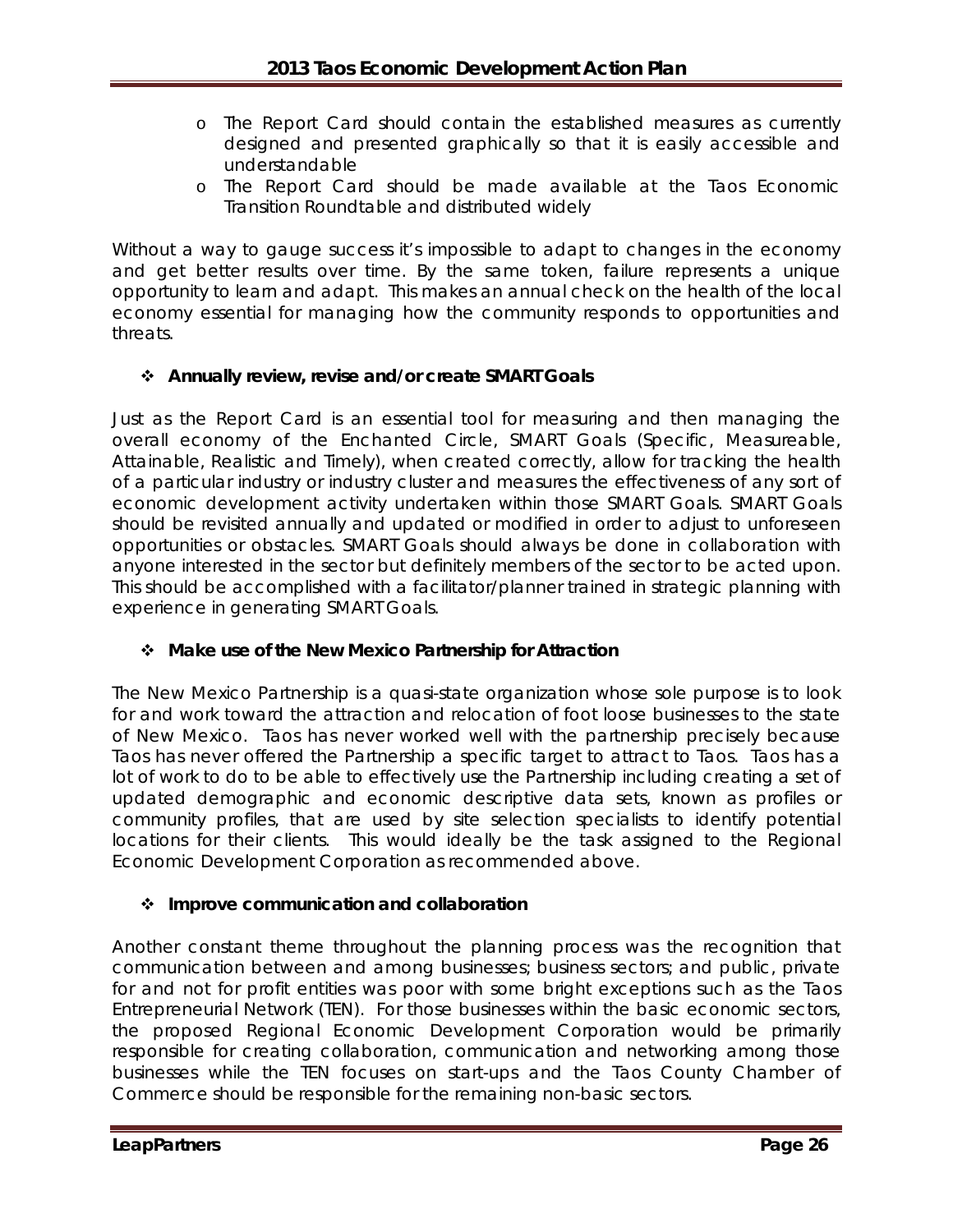- The Report Card should contain the established measures as currently designed and presented graphically so that it is easily accessible and understandable
- The Report Card should be made available at the Taos Economic Transition Roundtable and distributed widely

Without a way to gauge success it's impossible to adapt to changes in the economy and get better results over time. By the same token, failure represents a unique opportunity to learn and adapt. This makes an annual check on the health of the local economy essential for managing how the community responds to opportunities and threats.

- **Annually review, revise and/or create SMART Goals**

Just as the Report Card is an essential tool for measuring and then managing the overall economy of the Enchanted Circle, SMART Goals (Specific, Measureable, Attainable, Realistic and Timely), when created correctly, allow for tracking the health of a particular industry or industry cluster and measures the effectiveness of any sort of economic development activity undertaken within those SMART Goals. SMART Goals should be revisited annually and updated or modified in order to adjust to unforeseen opportunities or obstacles. SMART Goals should always be done in collaboration with anyone interested in the sector but definitely members of the sector to be acted upon. This should be accomplished with a facilitator/planner trained in strategic planning with experience in generating SMART Goals.

- **Make use of the New Mexico Partnership for Attraction**

The New Mexico Partnership is a quasi-state organization whose sole purpose is to look for and work toward the attraction and relocation of foot loose businesses to the state of New Mexico. Taos has never worked well with the partnership precisely because Taos has never offered the Partnership a specific target to attract to Taos. Taos has a lot of work to do to be able to effectively use the Partnership including creating a set of updated demographic and economic descriptive data sets, known as profiles or community profiles, that are used by site selection specialists to identify potential locations for their clients. This would ideally be the task assigned to the Regional Economic Development Corporation as recommended above.

- **Improve communication and collaboration**

Another constant theme throughout the planning process was the recognition that communication between and among businesses; business sectors; and public, private for and not for profit entities was poor with some bright exceptions such as the Taos Entrepreneurial Network (TEN). For those businesses within the basic economic sectors, the proposed Regional Economic Development Corporation would be primarily responsible for creating collaboration, communication and networking among those businesses while the TEN focuses on start-ups and the Taos County Chamber of Commerce should be responsible for the remaining non-basic sectors.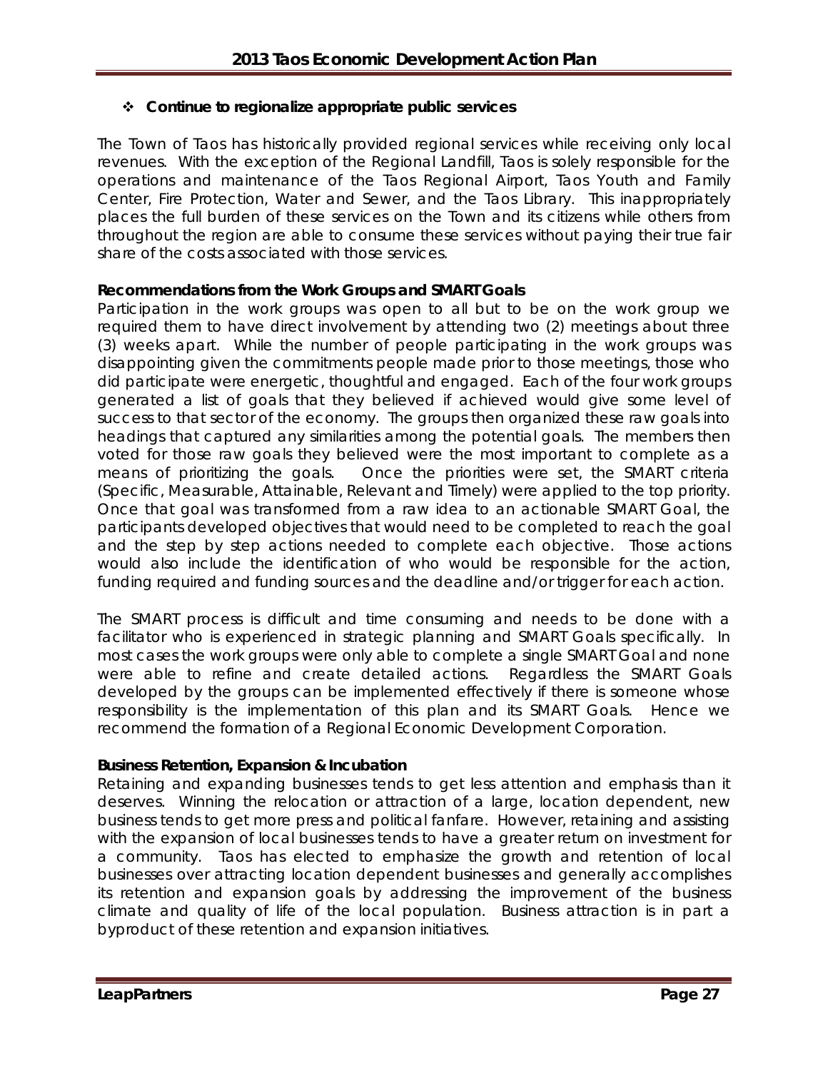- **Continue to regionalize appropriate public services**

The Town of Taos has historically provided regional services while receiving only local revenues. With the exception of the Regional Landfill, Taos is solely responsible for the operations and maintenance of the Taos Regional Airport, Taos Youth and Family Center, Fire Protection, Water and Sewer, and the Taos Library. This inappropriately places the full burden of these services on the Town and its citizens while others from throughout the region are able to consume these services without paying their true fair share of the costs associated with those services.

### Recommendations from the Work Groups and SMART Goals

Participation in the work groups was open to all but to be on the work group we required them to have direct involvement by attending two (2) meetings about three (3) weeks apart. While the number of people participating in the work groups was disappointing given the commitments people made prior to those meetings, those who did participate were energetic, thoughtful and engaged. Each of the four work groups generated a list of goals that they believed if achieved would give some level of success to that sector of the economy. The groups then organized these raw goals into headings that captured any similarities among the potential goals. The members then voted for those raw goals they believed were the most important to complete as a means of prioritizing the goals. Once the priorities were set, the SMART criteria (Specific, Measurable, Attainable, Relevant and Timely) were applied to the top priority. Once that goal was transformed from a raw idea to an actionable SMART Goal, the participants developed objectives that would need to be completed to reach the goal and the step by step actions needed to complete each objective. Those actions would also include the identification of who would be responsible for the action, funding required and funding sources and the deadline and/or trigger for each action.

The SMART process is difficult and time consuming and needs to be done with a facilitator who is experienced in strategic planning and SMART Goals specifically. In most cases the work groups were only able to complete a single SMART Goal and none were able to refine and create detailed actions. Regardless the SMART Goals developed by the groups can be implemented effectively if there is someone whose responsibility is the implementation of this plan and its SMART Goals. Hence we recommend the formation of a Regional Economic Development Corporation.

### Business Retention, Expansion & Incubation

Retaining and expanding businesses tends to get less attention and emphasis than it deserves. Winning the relocation or attraction of a large, location dependent, new business tends to get more press and political fanfare. However, retaining and assisting with the expansion of local businesses tends to have a greater return on investment for a community. Taos has elected to emphasize the growth and retention of local businesses over attracting location dependent businesses and generally accomplishes its retention and expansion goals by addressing the improvement of the business climate and quality of life of the local population. Business attraction is in part a byproduct of these retention and expansion initiatives.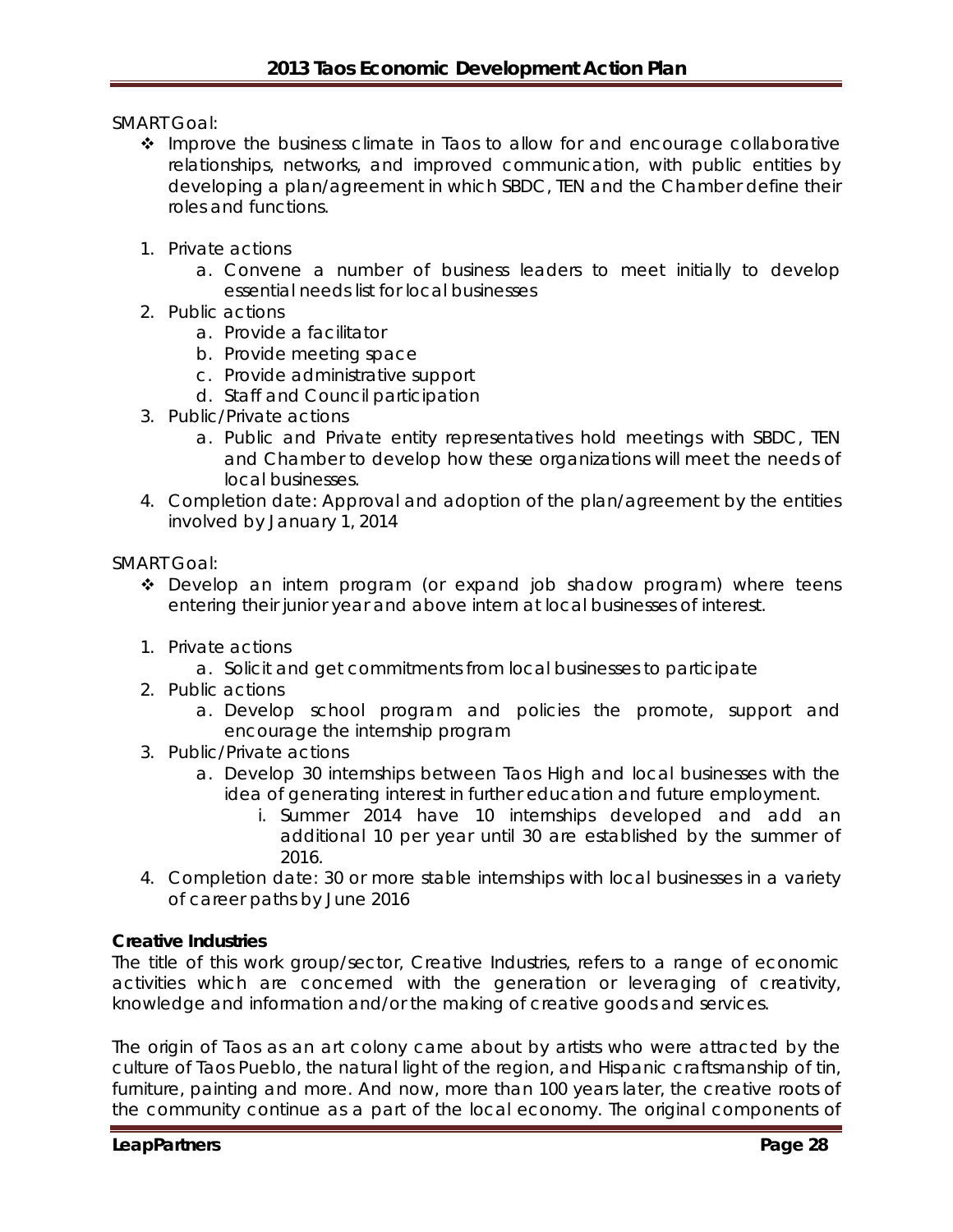SMART Goal:

- ❖ Improve the business climate in Taos to allow for and encourage collaborative relationships, networks, and improved communication, with public entities by developing a plan/agreement in which SBDC, TEN and the Chamber define their roles and functions.

1. Private actions
   a. Convene a number of business leaders to meet initially to develop essential needs list for local businesses
2. Public actions
   a. Provide a facilitator
   b. Provide meeting space
   c. Provide administrative support
   d. Staff and Council participation
3. Public/Private actions
   a. Public and Private entity representatives hold meetings with SBDC, TEN and Chamber to develop how these organizations will meet the needs of local businesses.
4. Completion date: Approval and adoption of the plan/agreement by the entities involved by January 1, 2014

SMART Goal:

- ❖ Develop an intern program (or expand job shadow program) where teens entering their junior year and above intern at local businesses of interest.

1. Private actions
   a. Solicit and get commitments from local businesses to participate
2. Public actions
   a. Develop school program and policies the promote, support and encourage the internship program
3. Public/Private actions
   a. Develop 30 internships between Taos High and local businesses with the idea of generating interest in further education and future employment.
      i. Summer 2014 have 10 internships developed and add an additional 10 per year until 30 are established by the summer of 2016.
4. Completion date: 30 or more stable internships with local businesses in a variety of career paths by June 2016

**Creative Industries**

The title of this work group/sector, Creative Industries, refers to a range of economic activities which are concerned with the generation or leveraging of creativity, knowledge and information and/or the making of creative goods and services.

The origin of Taos as an art colony came about by artists who were attracted by the culture of Taos Pueblo, the natural light of the region, and Hispanic craftsmanship of tin, furniture, painting and more. And now, more than 100 years later, the creative roots of the community continue as a part of the local economy. The original components of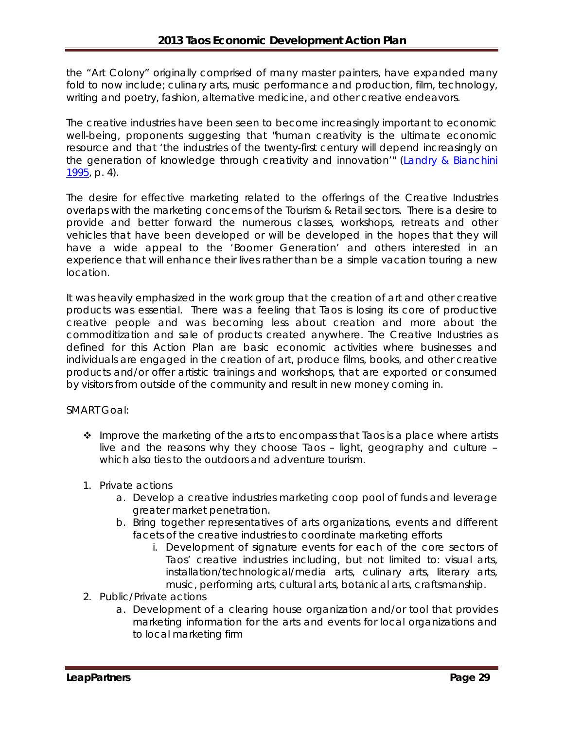the "Art Colony" originally comprised of many master painters, have expanded many fold to now include; culinary arts, music performance and production, film, technology, writing and poetry, fashion, alternative medicine, and other creative endeavors.

The creative industries have been seen to become increasingly important to economic well-being, proponents suggesting that "human creativity is the ultimate economic resource and that 'the industries of the twenty-first century will depend increasingly on the generation of knowledge through creativity and innovation'" (Landry & Bianchini 1995, p. 4).

The desire for effective marketing related to the offerings of the Creative Industries overlaps with the marketing concerns of the Tourism & Retail sectors. There is a desire to provide and better forward the numerous classes, workshops, retreats and other vehicles that have been developed or will be developed in the hopes that they will have a wide appeal to the 'Boomer Generation' and others interested in an experience that will enhance their lives rather than be a simple vacation touring a new location.

It was heavily emphasized in the work group that the creation of art and other creative products was essential. There was a feeling that Taos is losing its core of productive creative people and was becoming less about creation and more about the commoditization and sale of products created anywhere. The Creative Industries as defined for this Action Plan are basic economic activities where businesses and individuals are engaged in the creation of art, produce films, books, and other creative products and/or offer artistic trainings and workshops, that are exported or consumed by visitors from outside of the community and result in new money coming in.

SMART Goal:

- Improve the marketing of the arts to encompass that Taos is a place where artists live and the reasons why they choose Taos – light, geography and culture – which also ties to the outdoors and adventure tourism.

1. Private actions
    a. Develop a creative industries marketing coop pool of funds and leverage greater market penetration.
    b. Bring together representatives of arts organizations, events and different facets of the creative industries to coordinate marketing efforts
        i. Development of signature events for each of the core sectors of Taos' creative industries including, but not limited to: visual arts, installation/technological/media arts, culinary arts, literary arts, music, performing arts, cultural arts, botanical arts, craftsmanship.
2. Public/Private actions
    a. Development of a clearing house organization and/or tool that provides marketing information for the arts and events for local organizations and to local marketing firm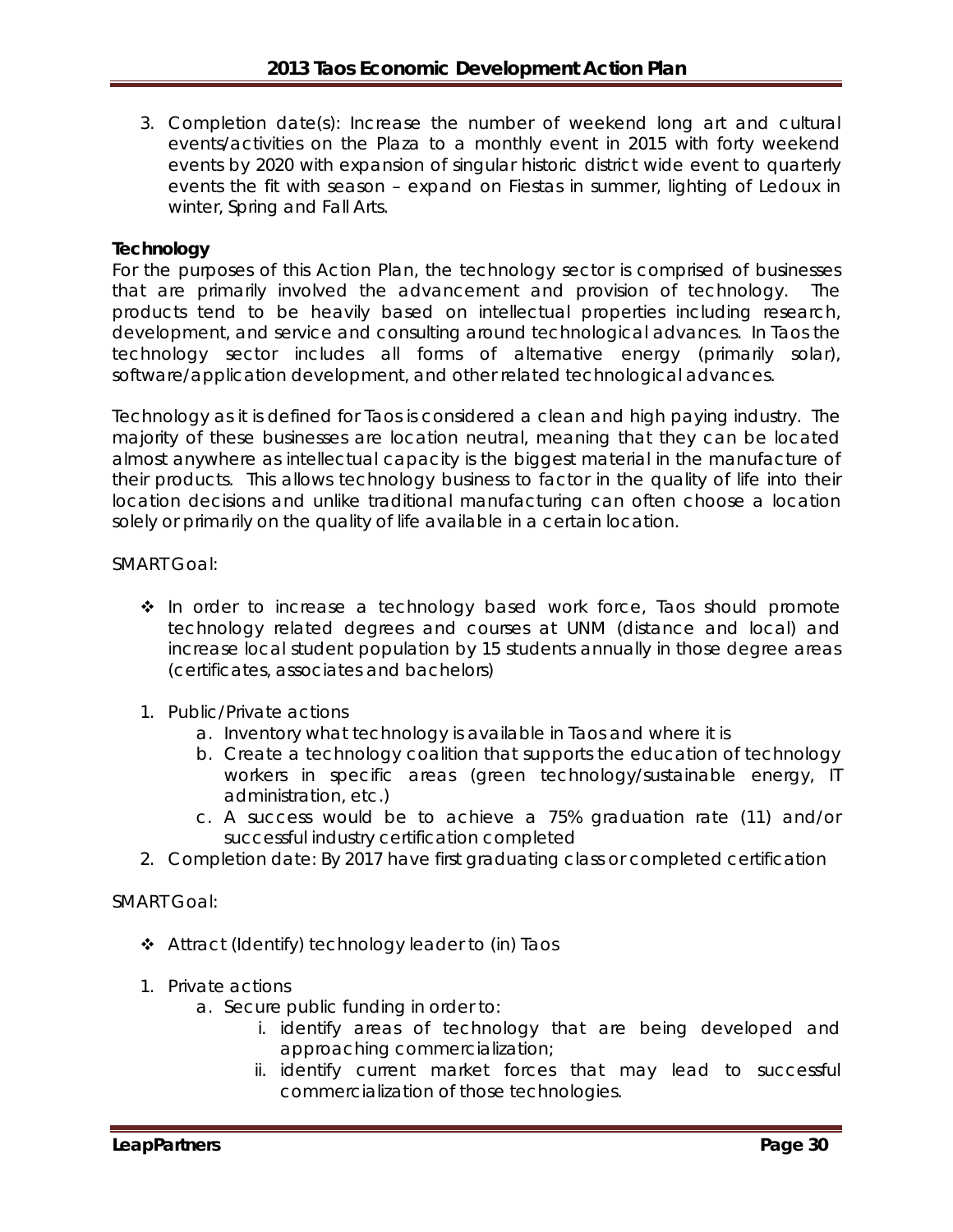3. Completion date(s): Increase the number of weekend long art and cultural events/activities on the Plaza to a monthly event in 2015 with forty weekend events by 2020 with expansion of singular historic district wide event to quarterly events the fit with season – expand on Fiestas in summer, lighting of Ledoux in winter, Spring and Fall Arts.

**Technology**

For the purposes of this Action Plan, the technology sector is comprised of businesses that are primarily involved the advancement and provision of technology. The products tend to be heavily based on intellectual properties including research, development, and service and consulting around technological advances. In Taos the technology sector includes all forms of alternative energy (primarily solar), software/application development, and other related technological advances.

Technology as it is defined for Taos is considered a clean and high paying industry. The majority of these businesses are location neutral, meaning that they can be located almost anywhere as intellectual capacity is the biggest material in the manufacture of their products. This allows technology business to factor in the quality of life into their location decisions and unlike traditional manufacturing can often choose a location solely or primarily on the quality of life available in a certain location.

SMART Goal:

- ❖ In order to increase a technology based work force, Taos should promote technology related degrees and courses at UNM (distance and local) and increase local student population by 15 students annually in those degree areas (certificates, associates and bachelors)

1. Public/Private actions
   a. Inventory what technology is available in Taos and where it is
   b. Create a technology coalition that supports the education of technology workers in specific areas (green technology/sustainable energy, IT administration, etc.)
   c. A success would be to achieve a 75% graduation rate (11) and/or successful industry certification completed
2. Completion date: By 2017 have first graduating class or completed certification

SMART Goal:

- ❖ Attract (Identify) technology leader to (in) Taos

1. Private actions
   a. Secure public funding in order to:
      i. identify areas of technology that are being developed and approaching commercialization;
      ii. identify current market forces that may lead to successful commercialization of those technologies.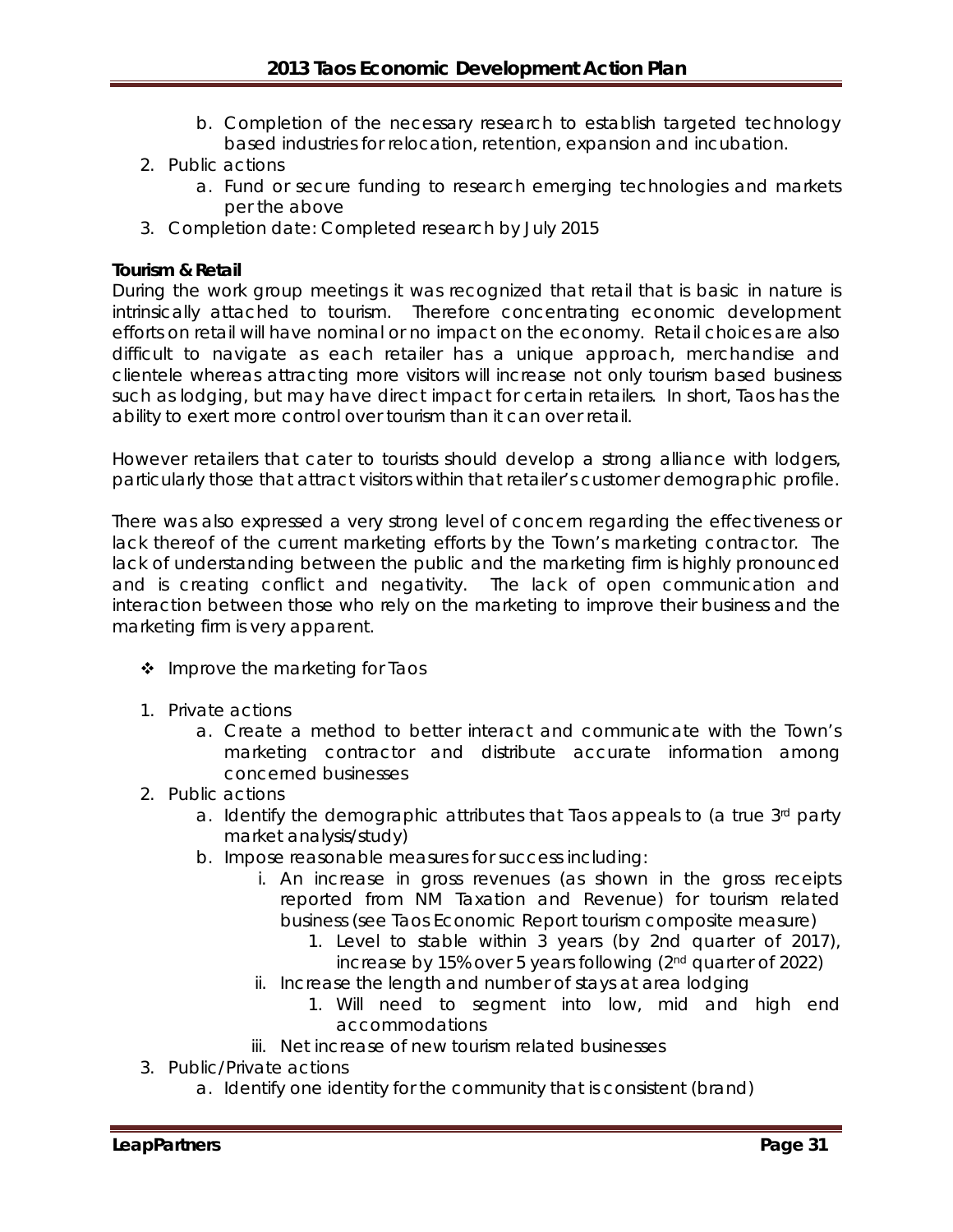b. Completion of the necessary research to establish targeted technology based industries for relocation, retention, expansion and incubation.
2. Public actions
   a. Fund or secure funding to research emerging technologies and markets per the above
3. Completion date: Completed research by July 2015

**Tourism & Retail**

During the work group meetings it was recognized that retail that is basic in nature is intrinsically attached to tourism. Therefore concentrating economic development efforts on retail will have nominal or no impact on the economy. Retail choices are also difficult to navigate as each retailer has a unique approach, merchandise and clientele whereas attracting more visitors will increase not only tourism based business such as lodging, but may have direct impact for certain retailers. In short, Taos has the ability to exert more control over tourism than it can over retail.

However retailers that cater to tourists should develop a strong alliance with lodgers, particularly those that attract visitors within that retailer's customer demographic profile.

There was also expressed a very strong level of concern regarding the effectiveness or lack thereof of the current marketing efforts by the Town's marketing contractor. The lack of understanding between the public and the marketing firm is highly pronounced and is creating conflict and negativity. The lack of open communication and interaction between those who rely on the marketing to improve their business and the marketing firm is very apparent.

- Improve the marketing for Taos

1. Private actions
   a. Create a method to better interact and communicate with the Town's marketing contractor and distribute accurate information among concerned businesses
2. Public actions
   a. Identify the demographic attributes that Taos appeals to (a true 3rd party market analysis/study)
   b. Impose reasonable measures for success including:
      i. An increase in gross revenues (as shown in the gross receipts reported from NM Taxation and Revenue) for tourism related business (see Taos Economic Report tourism composite measure)
         1. Level to stable within 3 years (by 2nd quarter of 2017), increase by 15% over 5 years following (2nd quarter of 2022)
      ii. Increase the length and number of stays at area lodging
         1. Will need to segment into low, mid and high end accommodations
      iii. Net increase of new tourism related businesses
3. Public/Private actions
   a. Identify one identity for the community that is consistent (brand)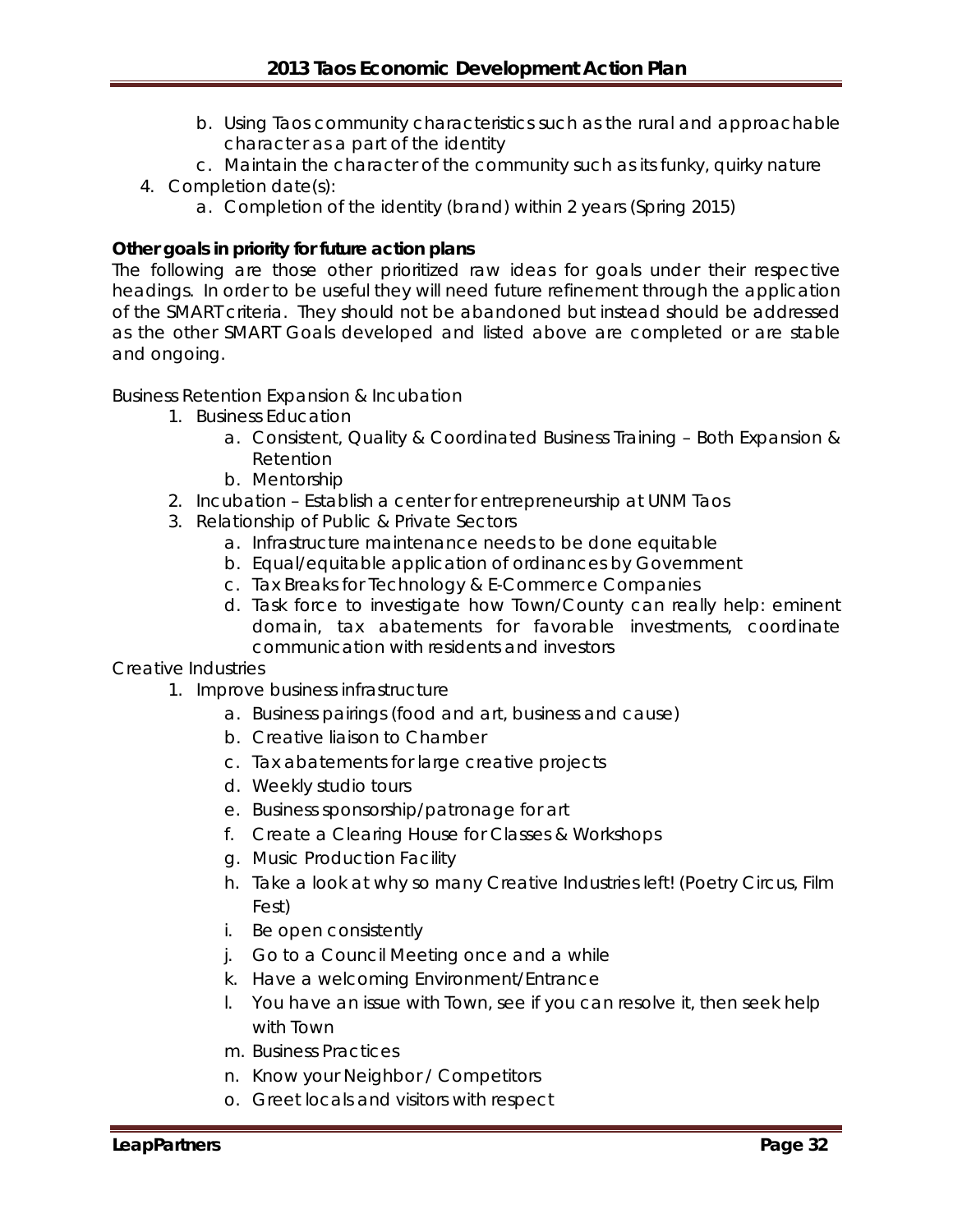b. Using Taos community characteristics such as the rural and approachable character as a part of the identity
c. Maintain the character of the community such as its funky, quirky nature

4. Completion date(s):
    a. Completion of the identity (brand) within 2 years (Spring 2015)

**Other goals in priority for future action plans**

The following are those other prioritized raw ideas for goals under their respective headings. In order to be useful they will need future refinement through the application of the SMART criteria. They should not be abandoned but instead should be addressed as the other SMART Goals developed and listed above are completed or are stable and ongoing.

Business Retention Expansion & Incubation

1. Business Education
    a. Consistent, Quality & Coordinated Business Training – Both Expansion & Retention
    b. Mentorship
2. Incubation – Establish a center for entrepreneurship at UNM Taos
3. Relationship of Public & Private Sectors
    a. Infrastructure maintenance needs to be done equitable
    b. Equal/equitable application of ordinances by Government
    c. Tax Breaks for Technology & E-Commerce Companies
    d. Task force to investigate how Town/County can really help: eminent domain, tax abatements for favorable investments, coordinate communication with residents and investors

Creative Industries

1. Improve business infrastructure
    a. Business pairings (food and art, business and cause)
    b. Creative liaison to Chamber
    c. Tax abatements for large creative projects
    d. Weekly studio tours
    e. Business sponsorship/patronage for art
    f. Create a Clearing House for Classes & Workshops
    g. Music Production Facility
    h. Take a look at why so many Creative Industries left! (Poetry Circus, Film Fest)
    i. Be open consistently
    j. Go to a Council Meeting once and a while
    k. Have a welcoming Environment/Entrance
    l. You have an issue with Town, see if you can resolve it, then seek help with Town
    m. Business Practices
    n. Know your Neighbor / Competitors
    o. Greet locals and visitors with respect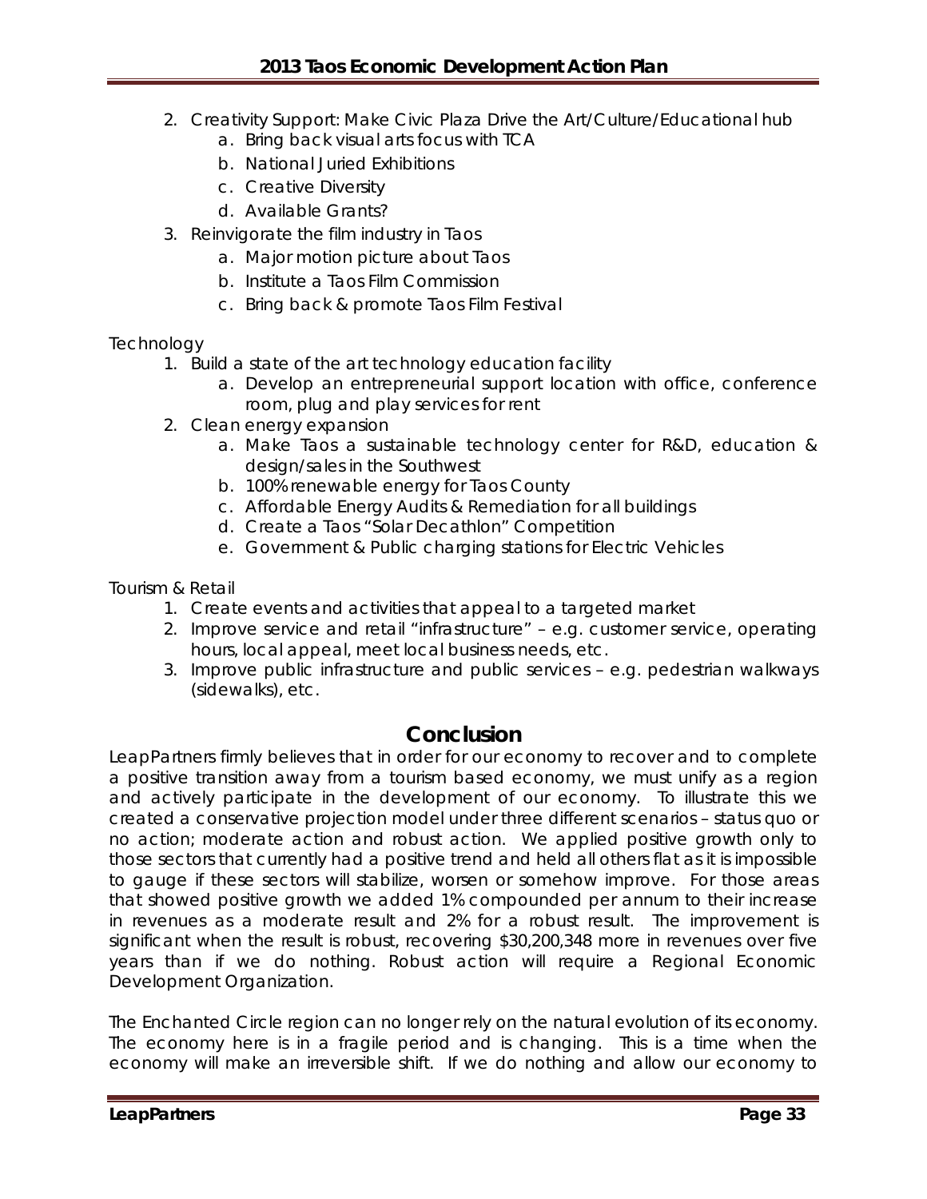2. Creativity Support: Make Civic Plaza Drive the Art/Culture/Educational hub
    a. Bring back visual arts focus with TCA
    b. National Juried Exhibitions
    c. Creative Diversity
    d. Available Grants?
3. Reinvigorate the film industry in Taos
    a. Major motion picture about Taos
    b. Institute a Taos Film Commission
    c. Bring back & promote Taos Film Festival

Technology

1. Build a state of the art technology education facility
    a. Develop an entrepreneurial support location with office, conference room, plug and play services for rent
2. Clean energy expansion
    a. Make Taos a sustainable technology center for R&D, education & design/sales in the Southwest
    b. 100% renewable energy for Taos County
    c. Affordable Energy Audits & Remediation for all buildings
    d. Create a Taos "Solar Decathlon" Competition
    e. Government & Public charging stations for Electric Vehicles

Tourism & Retail

1. Create events and activities that appeal to a targeted market
2. Improve service and retail "infrastructure" – e.g. customer service, operating hours, local appeal, meet local business needs, etc.
3. Improve public infrastructure and public services – e.g. pedestrian walkways (sidewalks), etc.

## Conclusion

LeapPartners firmly believes that in order for our economy to recover and to complete a positive transition away from a tourism based economy, we must unify as a region and actively participate in the development of our economy. To illustrate this we created a conservative projection model under three different scenarios – status quo or no action; moderate action and robust action. We applied positive growth only to those sectors that currently had a positive trend and held all others flat as it is impossible to gauge if these sectors will stabilize, worsen or somehow improve. For those areas that showed positive growth we added 1% compounded per annum to their increase in revenues as a moderate result and 2% for a robust result. The improvement is significant when the result is robust, recovering $30,200,348 more in revenues over five years than if we do nothing. Robust action will require a Regional Economic Development Organization.

The Enchanted Circle region can no longer rely on the natural evolution of its economy. The economy here is in a fragile period and is changing. This is a time when the economy will make an irreversible shift. If we do nothing and allow our economy to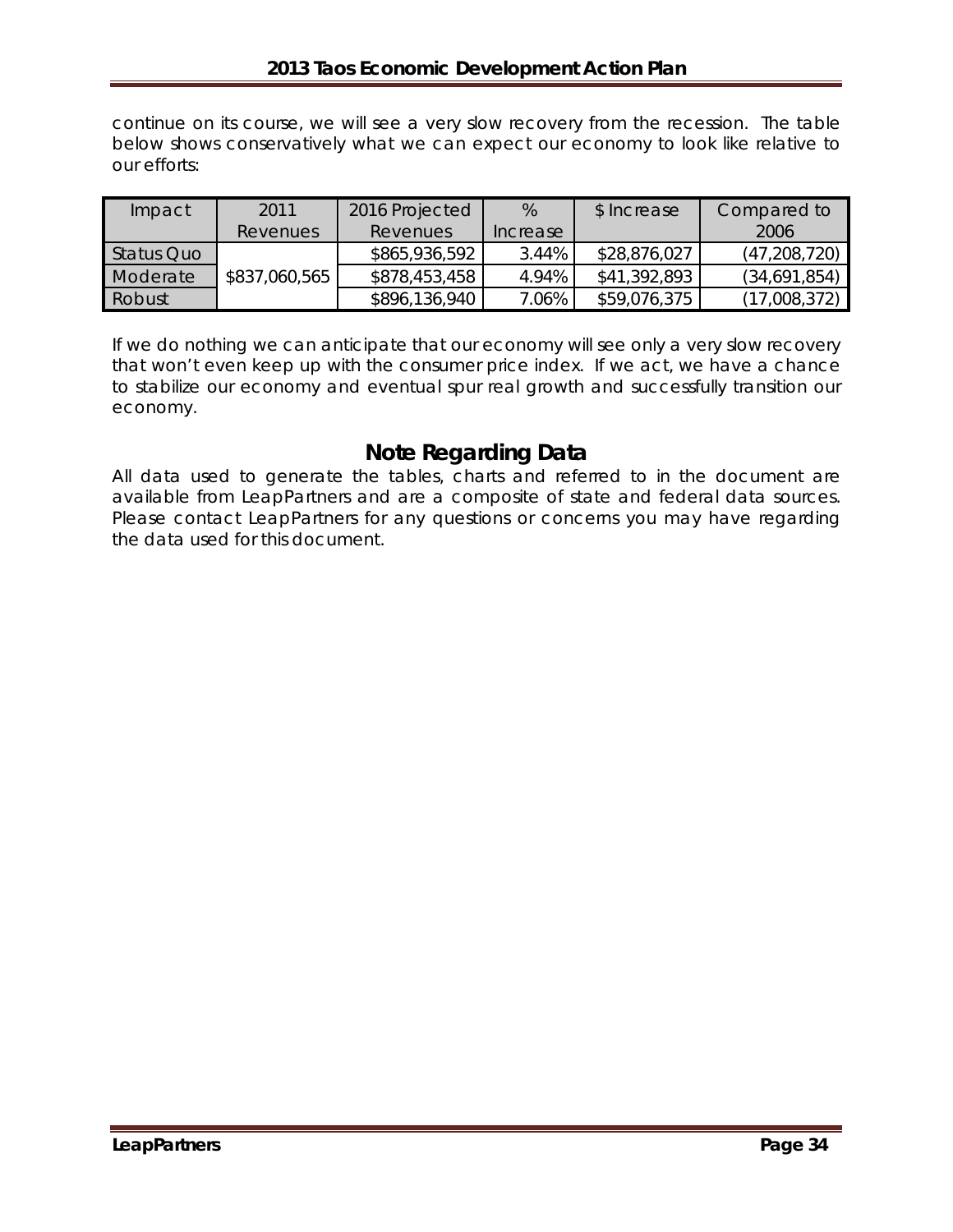continue on its course, we will see a very slow recovery from the recession. The table below shows conservatively what we can expect our economy to look like relative to our efforts:

| Impact | 2011 Revenues | 2016 Projected Revenues | % Increase | $ Increase | Compared to 2006 |
|---|---|---|---|---|---|
| Status Quo | $837,060,565 | $865,936,592 | 3.44% | $28,876,027 | (47,208,720) |
| Moderate | | $878,453,458 | 4.94% | $41,392,893 | (34,691,854) |
| Robust | | $896,136,940 | 7.06% | $59,076,375 | (17,008,372) |

If we do nothing we can anticipate that our economy will see only a very slow recovery that won't even keep up with the consumer price index. If we act, we have a chance to stabilize our economy and eventual spur real growth and successfully transition our economy.

## Note Regarding Data

All data used to generate the tables, charts and referred to in the document are available from LeapPartners and are a composite of state and federal data sources. Please contact LeapPartners for any questions or concerns you may have regarding the data used for this document.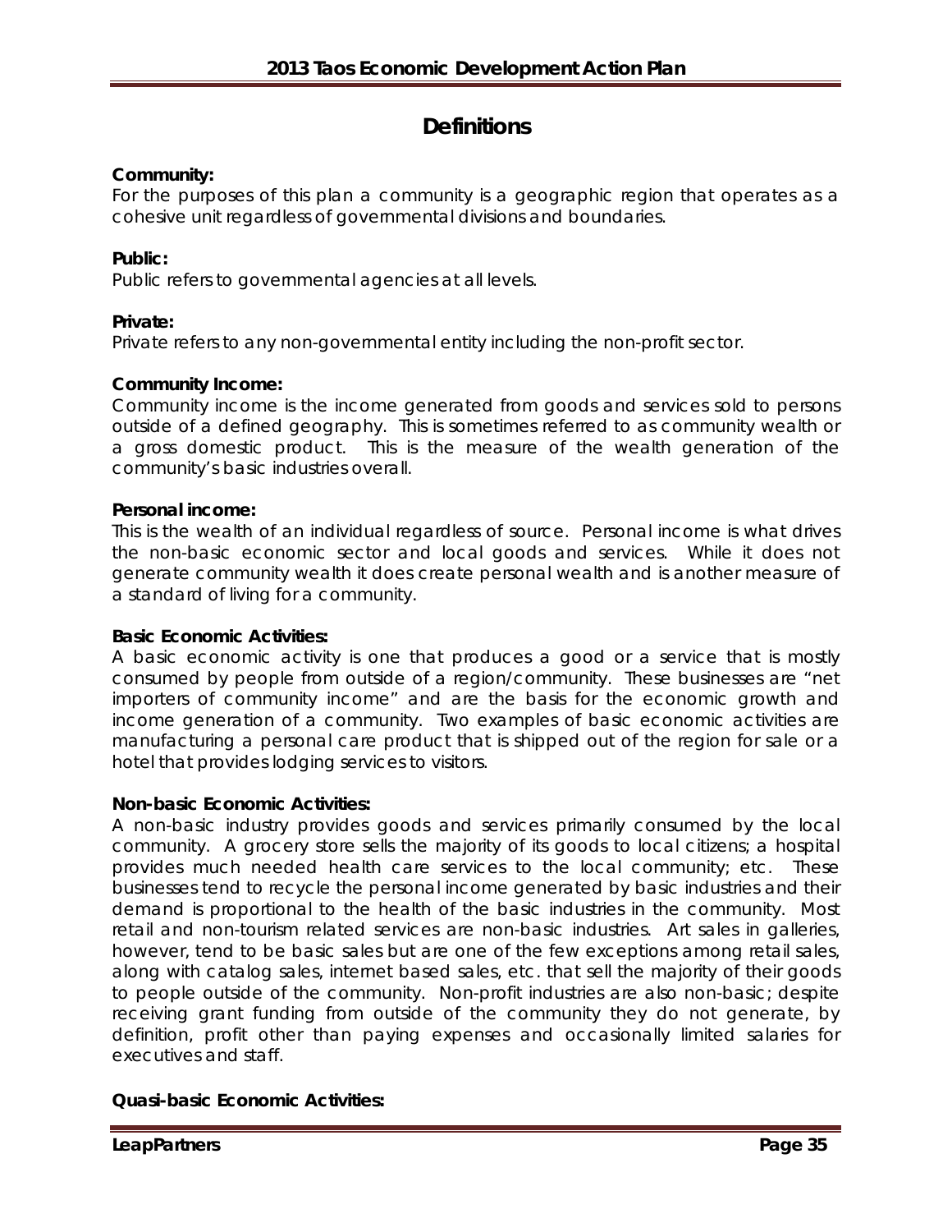# Definitions

**Community:**
For the purposes of this plan a community is a geographic region that operates as a cohesive unit regardless of governmental divisions and boundaries.

**Public:**
Public refers to governmental agencies at all levels.

**Private:**
Private refers to any non-governmental entity including the non-profit sector.

**Community Income:**
Community income is the income generated from goods and services sold to persons outside of a defined geography. This is sometimes referred to as community wealth or a gross domestic product. This is the measure of the wealth generation of the community's basic industries overall.

**Personal income:**
This is the wealth of an individual regardless of source. Personal income is what drives the non-basic economic sector and local goods and services. While it does not generate community wealth it does create personal wealth and is another measure of a standard of living for a community.

**Basic Economic Activities:**
A basic economic activity is one that produces a good or a service that is mostly consumed by people from outside of a region/community. These businesses are "net importers of community income" and are the basis for the economic growth and income generation of a community. Two examples of basic economic activities are manufacturing a personal care product that is shipped out of the region for sale or a hotel that provides lodging services to visitors.

**Non-basic Economic Activities:**
A non-basic industry provides goods and services primarily consumed by the local community. A grocery store sells the majority of its goods to local citizens; a hospital provides much needed health care services to the local community; etc. These businesses tend to recycle the personal income generated by basic industries and their demand is proportional to the health of the basic industries in the community. Most retail and non-tourism related services are non-basic industries. Art sales in galleries, however, tend to be basic sales but are one of the few exceptions among retail sales, along with catalog sales, internet based sales, etc. that sell the majority of their goods to people outside of the community. Non-profit industries are also non-basic; despite receiving grant funding from outside of the community they do not generate, by definition, profit other than paying expenses and occasionally limited salaries for executives and staff.

**Quasi-basic Economic Activities:**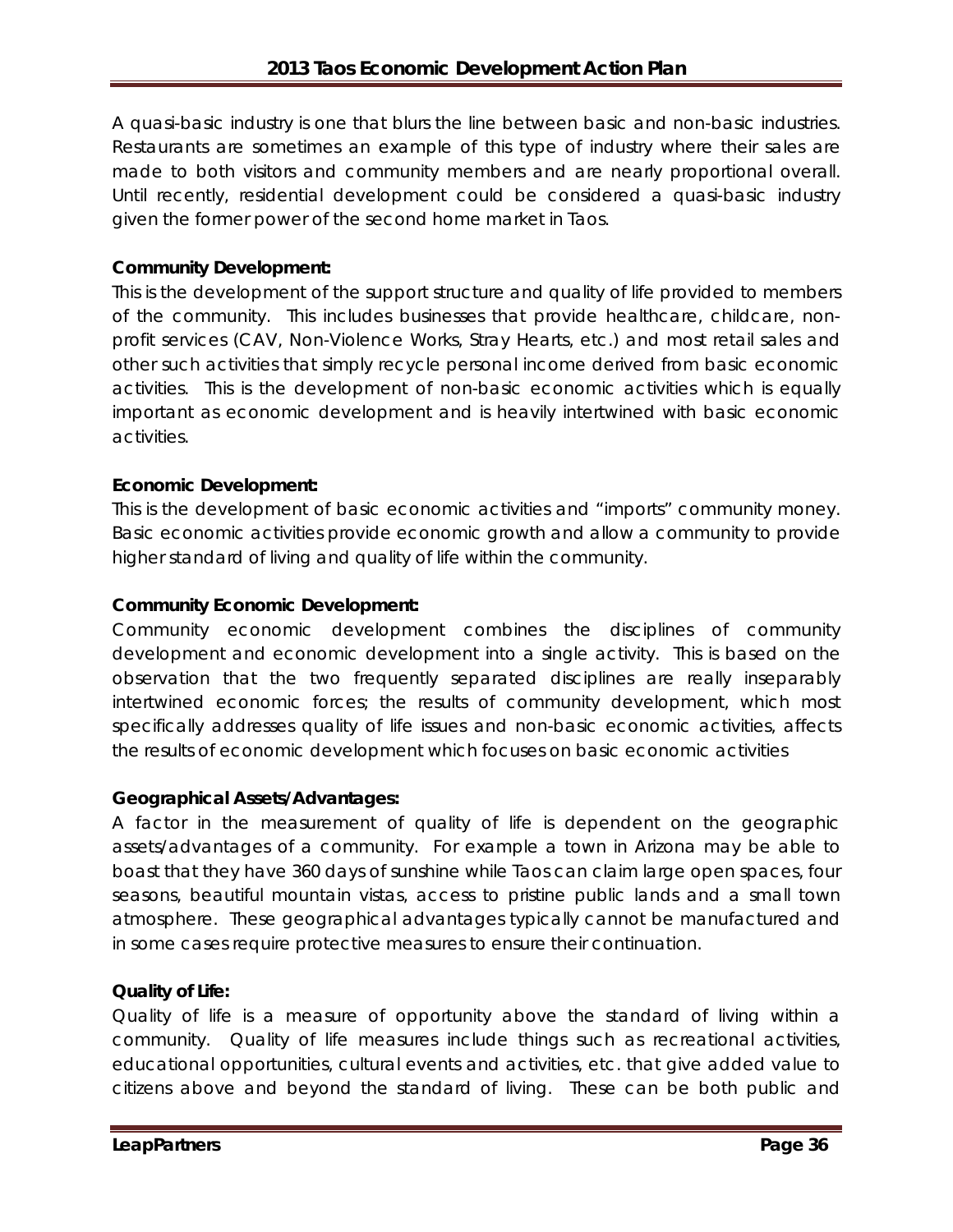A quasi-basic industry is one that blurs the line between basic and non-basic industries. Restaurants are sometimes an example of this type of industry where their sales are made to both visitors and community members and are nearly proportional overall. Until recently, residential development could be considered a quasi-basic industry given the former power of the second home market in Taos.

**Community Development:**

This is the development of the support structure and quality of life provided to members of the community. This includes businesses that provide healthcare, childcare, non-profit services (CAV, Non-Violence Works, Stray Hearts, etc.) and most retail sales and other such activities that simply recycle personal income derived from basic economic activities. This is the development of non-basic economic activities which is equally important as economic development and is heavily intertwined with basic economic activities.

**Economic Development:**

This is the development of basic economic activities and "imports" community money. Basic economic activities provide economic growth and allow a community to provide higher standard of living and quality of life within the community.

**Community Economic Development:**

Community economic development combines the disciplines of community development and economic development into a single activity. This is based on the observation that the two frequently separated disciplines are really inseparably intertwined economic forces; the results of community development, which most specifically addresses quality of life issues and non-basic economic activities, affects the results of economic development which focuses on basic economic activities

**Geographical Assets/Advantages:**

A factor in the measurement of quality of life is dependent on the geographic assets/advantages of a community. For example a town in Arizona may be able to boast that they have 360 days of sunshine while Taos can claim large open spaces, four seasons, beautiful mountain vistas, access to pristine public lands and a small town atmosphere. These geographical advantages typically cannot be manufactured and in some cases require protective measures to ensure their continuation.

**Quality of Life:**

Quality of life is a measure of opportunity above the standard of living within a community. Quality of life measures include things such as recreational activities, educational opportunities, cultural events and activities, etc. that give added value to citizens above and beyond the standard of living. These can be both public and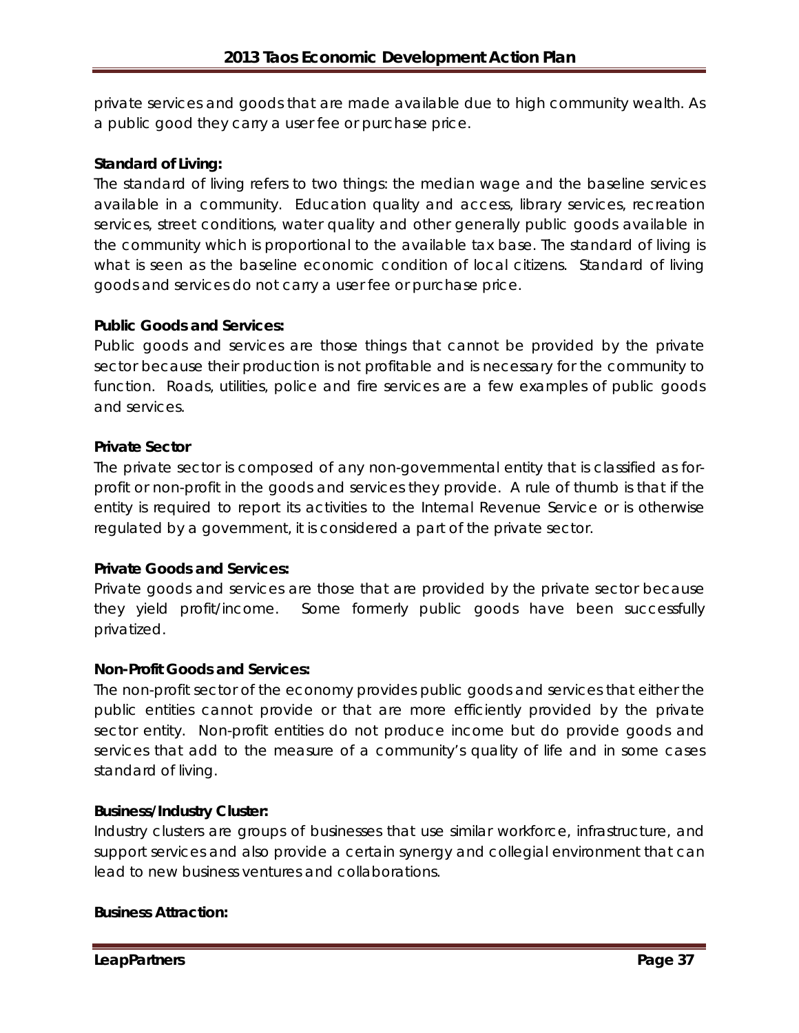private services and goods that are made available due to high community wealth. As a public good they carry a user fee or purchase price.

**Standard of Living:**

The standard of living refers to two things: the median wage and the baseline services available in a community. Education quality and access, library services, recreation services, street conditions, water quality and other generally public goods available in the community which is proportional to the available tax base. The standard of living is what is seen as the baseline economic condition of local citizens. Standard of living goods and services do not carry a user fee or purchase price.

**Public Goods and Services:**

Public goods and services are those things that cannot be provided by the private sector because their production is not profitable and is necessary for the community to function. Roads, utilities, police and fire services are a few examples of public goods and services.

**Private Sector**

The private sector is composed of any non-governmental entity that is classified as for-profit or non-profit in the goods and services they provide. A rule of thumb is that if the entity is required to report its activities to the Internal Revenue Service or is otherwise regulated by a government, it is considered a part of the private sector.

**Private Goods and Services:**

Private goods and services are those that are provided by the private sector because they yield profit/income. Some formerly public goods have been successfully privatized.

**Non-Profit Goods and Services:**

The non-profit sector of the economy provides public goods and services that either the public entities cannot provide or that are more efficiently provided by the private sector entity. Non-profit entities do not produce income but do provide goods and services that add to the measure of a community's quality of life and in some cases standard of living.

**Business/Industry Cluster:**

Industry clusters are groups of businesses that use similar workforce, infrastructure, and support services and also provide a certain synergy and collegial environment that can lead to new business ventures and collaborations.

**Business Attraction:**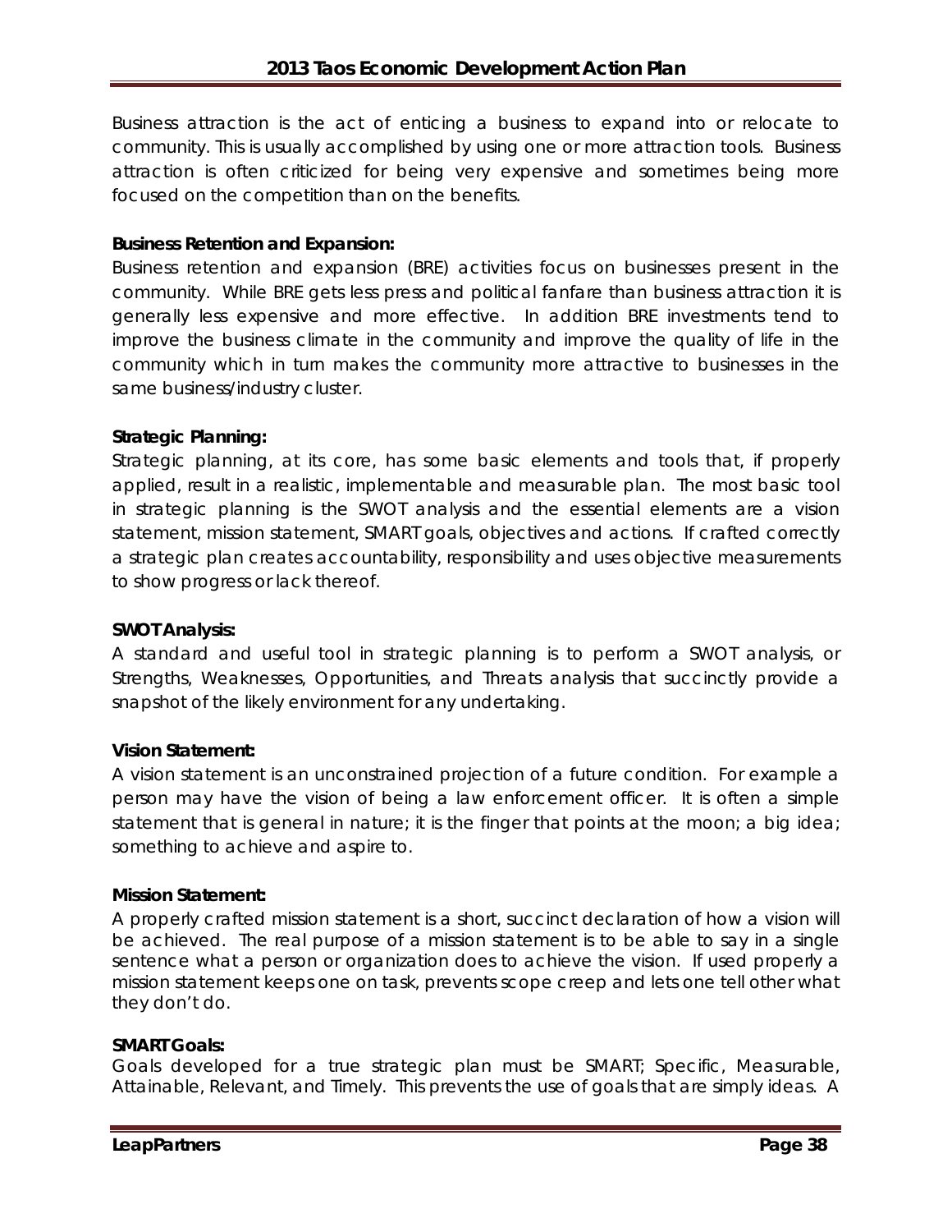Business attraction is the act of enticing a business to expand into or relocate to community. This is usually accomplished by using one or more attraction tools. Business attraction is often criticized for being very expensive and sometimes being more focused on the competition than on the benefits.

**Business Retention and Expansion:**
Business retention and expansion (BRE) activities focus on businesses present in the community. While BRE gets less press and political fanfare than business attraction it is generally less expensive and more effective. In addition BRE investments tend to improve the business climate in the community and improve the quality of life in the community which in turn makes the community more attractive to businesses in the same business/industry cluster.

**Strategic Planning:**
Strategic planning, at its core, has some basic elements and tools that, if properly applied, result in a realistic, implementable and measurable plan. The most basic tool in strategic planning is the SWOT analysis and the essential elements are a vision statement, mission statement, SMART goals, objectives and actions. If crafted correctly a strategic plan creates accountability, responsibility and uses objective measurements to show progress or lack thereof.

**SWOT Analysis:**
A standard and useful tool in strategic planning is to perform a SWOT analysis, or Strengths, Weaknesses, Opportunities, and Threats analysis that succinctly provide a snapshot of the likely environment for any undertaking.

**Vision Statement:**
A vision statement is an unconstrained projection of a future condition. For example a person may have the vision of being a law enforcement officer. It is often a simple statement that is general in nature; it is the finger that points at the moon; a big idea; something to achieve and aspire to.

**Mission Statement:**
A properly crafted mission statement is a short, succinct declaration of how a vision will be achieved. The real purpose of a mission statement is to be able to say in a single sentence what a person or organization does to achieve the vision. If used properly a mission statement keeps one on task, prevents scope creep and lets one tell other what they don't do.

**SMART Goals:**
Goals developed for a true strategic plan must be SMART; Specific, Measurable, Attainable, Relevant, and Timely. This prevents the use of goals that are simply ideas. A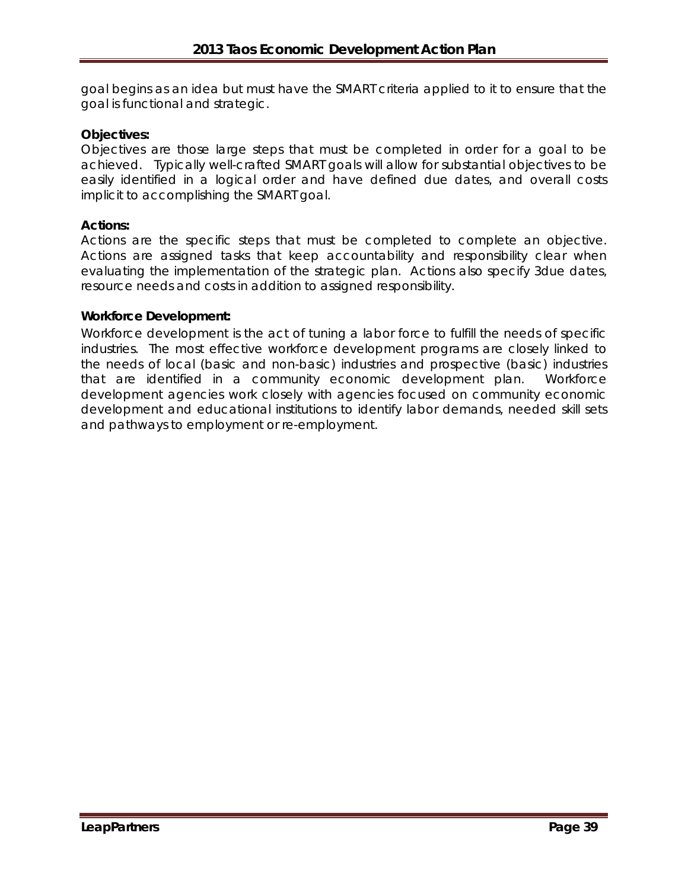goal begins as an idea but must have the SMART criteria applied to it to ensure that the goal is functional and strategic.

**Objectives:**

Objectives are those large steps that must be completed in order for a goal to be achieved. Typically well-crafted SMART goals will allow for substantial objectives to be easily identified in a logical order and have defined due dates, and overall costs implicit to accomplishing the SMART goal.

**Actions:**

Actions are the specific steps that must be completed to complete an objective. Actions are assigned tasks that keep accountability and responsibility clear when evaluating the implementation of the strategic plan. Actions also specify 3due dates, resource needs and costs in addition to assigned responsibility.

**Workforce Development:**

Workforce development is the act of tuning a labor force to fulfill the needs of specific industries. The most effective workforce development programs are closely linked to the needs of local (basic and non-basic) industries and prospective (basic) industries that are identified in a community economic development plan. Workforce development agencies work closely with agencies focused on community economic development and educational institutions to identify labor demands, needed skill sets and pathways to employment or re-employment.